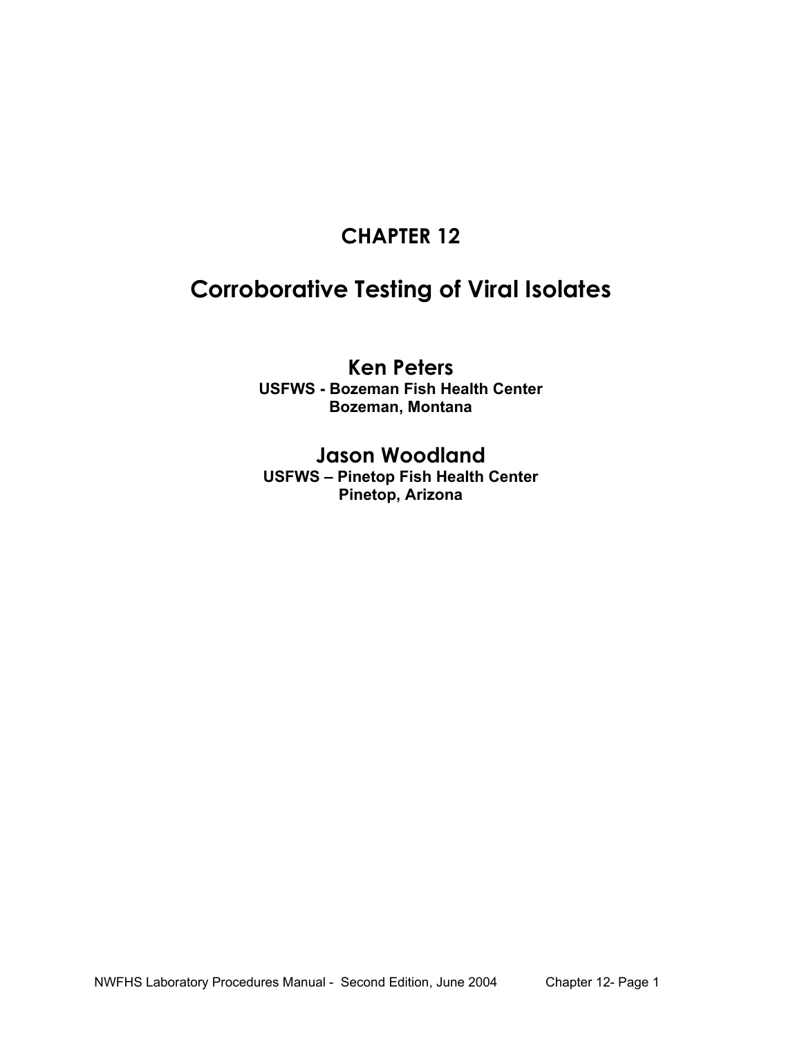# CHAPTER 12

# Corroborative Testing of Viral Isolates

**Ken Peters**
**USFWS - Bozeman Fish Health Center**
**Bozeman, Montana**

**Jason Woodland**
**USFWS – Pinetop Fish Health Center**
**Pinetop, Arizona**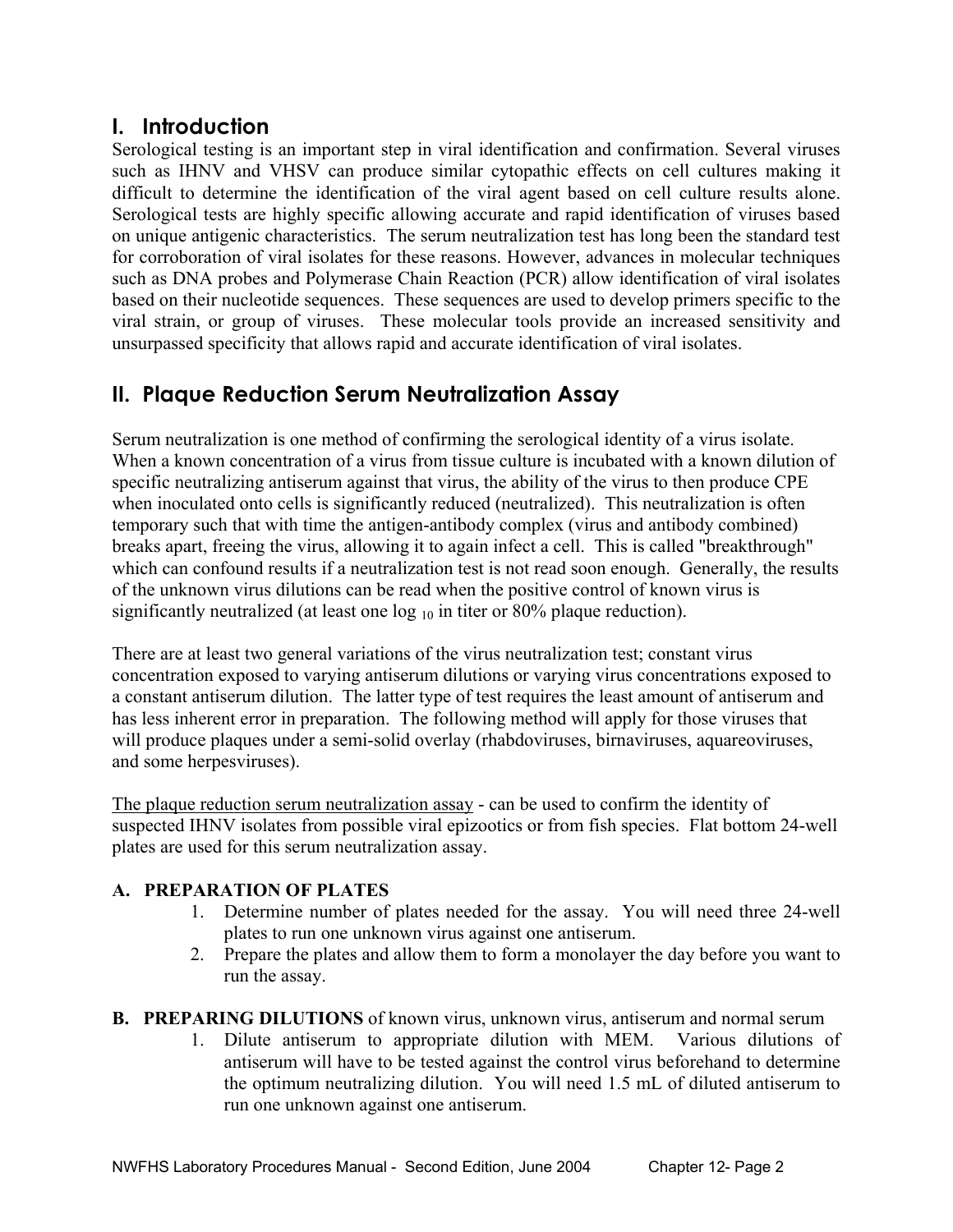## I. Introduction

Serological testing is an important step in viral identification and confirmation. Several viruses such as IHNV and VHSV can produce similar cytopathic effects on cell cultures making it difficult to determine the identification of the viral agent based on cell culture results alone. Serological tests are highly specific allowing accurate and rapid identification of viruses based on unique antigenic characteristics. The serum neutralization test has long been the standard test for corroboration of viral isolates for these reasons. However, advances in molecular techniques such as DNA probes and Polymerase Chain Reaction (PCR) allow identification of viral isolates based on their nucleotide sequences. These sequences are used to develop primers specific to the viral strain, or group of viruses. These molecular tools provide an increased sensitivity and unsurpassed specificity that allows rapid and accurate identification of viral isolates.

## II. Plaque Reduction Serum Neutralization Assay

Serum neutralization is one method of confirming the serological identity of a virus isolate. When a known concentration of a virus from tissue culture is incubated with a known dilution of specific neutralizing antiserum against that virus, the ability of the virus to then produce CPE when inoculated onto cells is significantly reduced (neutralized). This neutralization is often temporary such that with time the antigen-antibody complex (virus and antibody combined) breaks apart, freeing the virus, allowing it to again infect a cell. This is called "breakthrough" which can confound results if a neutralization test is not read soon enough. Generally, the results of the unknown virus dilutions can be read when the positive control of known virus is significantly neutralized (at least one $\log_{10}$ in titer or 80% plaque reduction).

There are at least two general variations of the virus neutralization test; constant virus concentration exposed to varying antiserum dilutions or varying virus concentrations exposed to a constant antiserum dilution. The latter type of test requires the least amount of antiserum and has less inherent error in preparation. The following method will apply for those viruses that will produce plaques under a semi-solid overlay (rhabdoviruses, birnaviruses, aquareoviruses, and some herpesviruses).

<u>The plaque reduction serum neutralization assay</u> - can be used to confirm the identity of suspected IHNV isolates from possible viral epizootics or from fish species. Flat bottom 24-well plates are used for this serum neutralization assay.

**A. PREPARATION OF PLATES**

1. Determine number of plates needed for the assay. You will need three 24-well plates to run one unknown virus against one antiserum.
2. Prepare the plates and allow them to form a monolayer the day before you want to run the assay.

**B. PREPARING DILUTIONS** of known virus, unknown virus, antiserum and normal serum

1. Dilute antiserum to appropriate dilution with MEM. Various dilutions of antiserum will have to be tested against the control virus beforehand to determine the optimum neutralizing dilution. You will need 1.5 mL of diluted antiserum to run one unknown against one antiserum.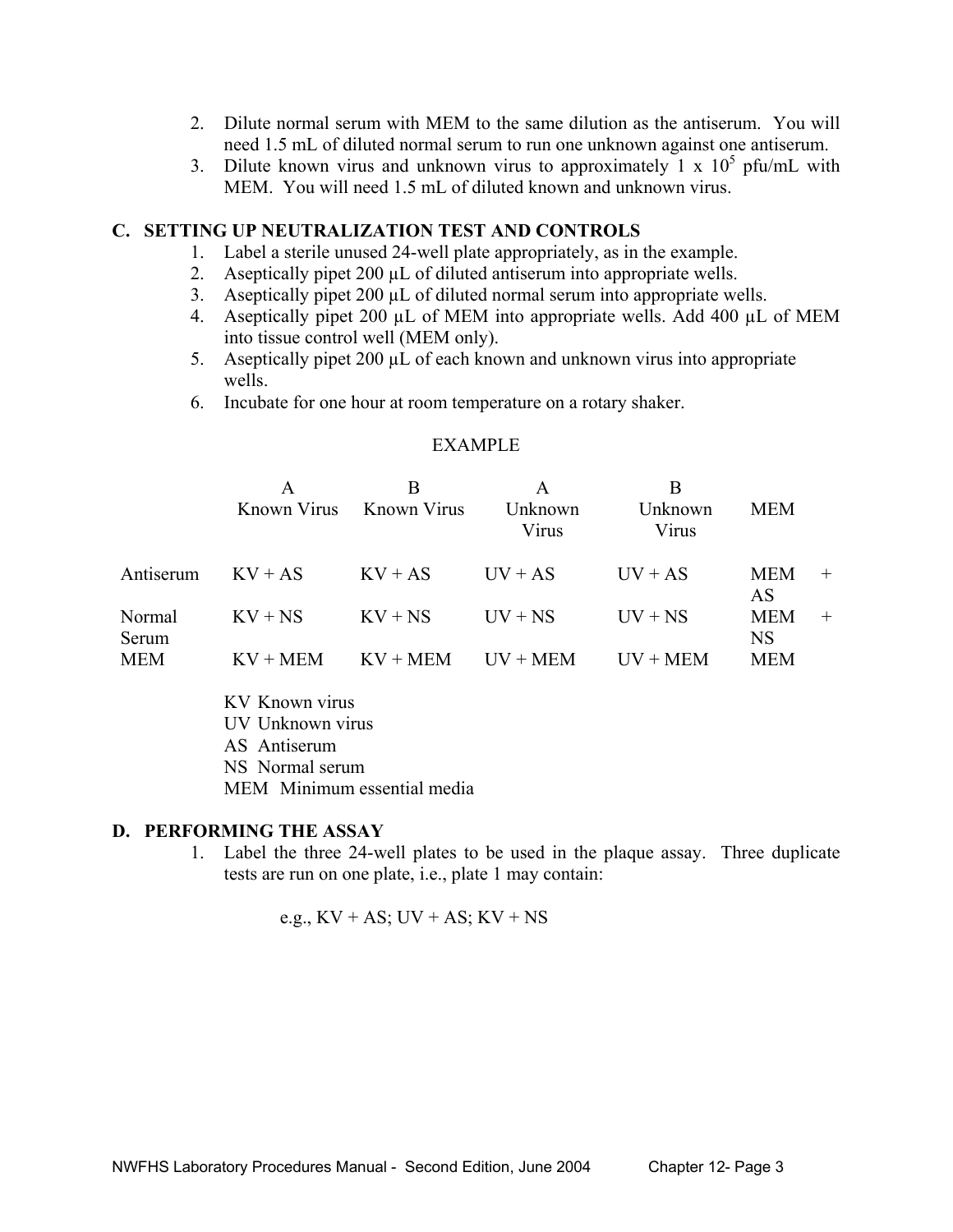2. Dilute normal serum with MEM to the same dilution as the antiserum. You will need 1.5 mL of diluted normal serum to run one unknown against one antiserum.
3. Dilute known virus and unknown virus to approximately 1 x $10^5$ pfu/mL with MEM. You will need 1.5 mL of diluted known and unknown virus.

## C. SETTING UP NEUTRALIZATION TEST AND CONTROLS

1. Label a sterile unused 24-well plate appropriately, as in the example.
2. Aseptically pipet 200 µL of diluted antiserum into appropriate wells.
3. Aseptically pipet 200 µL of diluted normal serum into appropriate wells.
4. Aseptically pipet 200 µL of MEM into appropriate wells. Add 400 µL of MEM into tissue control well (MEM only).
5. Aseptically pipet 200 µL of each known and unknown virus into appropriate wells.
6. Incubate for one hour at room temperature on a rotary shaker.

EXAMPLE

| | A Known Virus | B Known Virus | A Unknown Virus | B Unknown Virus | MEM |
|---|---|---|---|---|---|
| Antiserum | KV + AS | KV + AS | UV + AS | UV + AS | MEM + AS |
| Normal Serum | KV + NS | KV + NS | UV + NS | UV + NS | MEM + NS |
| MEM | KV + MEM | KV + MEM | UV + MEM | UV + MEM | MEM |

KV Known virus
UV Unknown virus
AS Antiserum
NS Normal serum
MEM Minimum essential media

## D. PERFORMING THE ASSAY

1. Label the three 24-well plates to be used in the plaque assay. Three duplicate tests are run on one plate, i.e., plate 1 may contain:

   e.g., KV + AS; UV + AS; KV + NS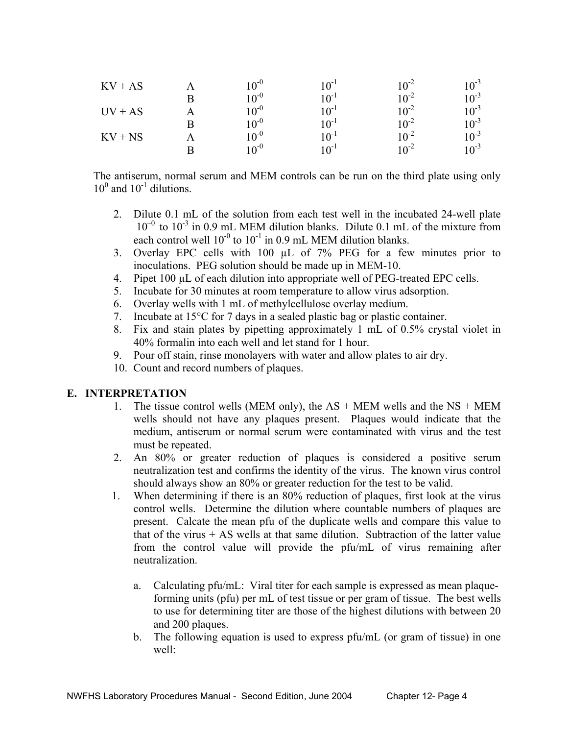| | | | | | |
|---|---|---|---|---|---|
| KV + AS | A | $10^{-0}$ | $10^{-1}$ | $10^{-2}$ | $10^{-3}$ |
| | B | $10^{-0}$ | $10^{-1}$ | $10^{-2}$ | $10^{-3}$ |
| UV + AS | A | $10^{-0}$ | $10^{-1}$ | $10^{-2}$ | $10^{-3}$ |
| | B | $10^{-0}$ | $10^{-1}$ | $10^{-2}$ | $10^{-3}$ |
| KV + NS | A | $10^{-0}$ | $10^{-1}$ | $10^{-2}$ | $10^{-3}$ |
| | B | $10^{-0}$ | $10^{-1}$ | $10^{-2}$ | $10^{-3}$ |

The antiserum, normal serum and MEM controls can be run on the third plate using only $10^{0}$ and $10^{-1}$ dilutions.

2. Dilute 0.1 mL of the solution from each test well in the incubated 24-well plate $10^{-0}$ to $10^{-3}$ in 0.9 mL MEM dilution blanks. Dilute 0.1 mL of the mixture from each control well $10^{-0}$ to $10^{-1}$ in 0.9 mL MEM dilution blanks.
3. Overlay EPC cells with 100 µL of 7% PEG for a few minutes prior to inoculations. PEG solution should be made up in MEM-10.
4. Pipet 100 µL of each dilution into appropriate well of PEG-treated EPC cells.
5. Incubate for 30 minutes at room temperature to allow virus adsorption.
6. Overlay wells with 1 mL of methylcellulose overlay medium.
7. Incubate at 15°C for 7 days in a sealed plastic bag or plastic container.
8. Fix and stain plates by pipetting approximately 1 mL of 0.5% crystal violet in 40% formalin into each well and let stand for 1 hour.
9. Pour off stain, rinse monolayers with water and allow plates to air dry.
10. Count and record numbers of plaques.

## E. INTERPRETATION

1. The tissue control wells (MEM only), the AS + MEM wells and the NS + MEM wells should not have any plaques present. Plaques would indicate that the medium, antiserum or normal serum were contaminated with virus and the test must be repeated.
2. An 80% or greater reduction of plaques is considered a positive serum neutralization test and confirms the identity of the virus. The known virus control should always show an 80% or greater reduction for the test to be valid.
1. When determining if there is an 80% reduction of plaques, first look at the virus control wells. Determine the dilution where countable numbers of plaques are present. Calcate the mean pfu of the duplicate wells and compare this value to that of the virus + AS wells at that same dilution. Subtraction of the latter value from the control value will provide the pfu/mL of virus remaining after neutralization.

    a. Calculating pfu/mL: Viral titer for each sample is expressed as mean plaque-forming units (pfu) per mL of test tissue or per gram of tissue. The best wells to use for determining titer are those of the highest dilutions with between 20 and 200 plaques.

    b. The following equation is used to express pfu/mL (or gram of tissue) in one well: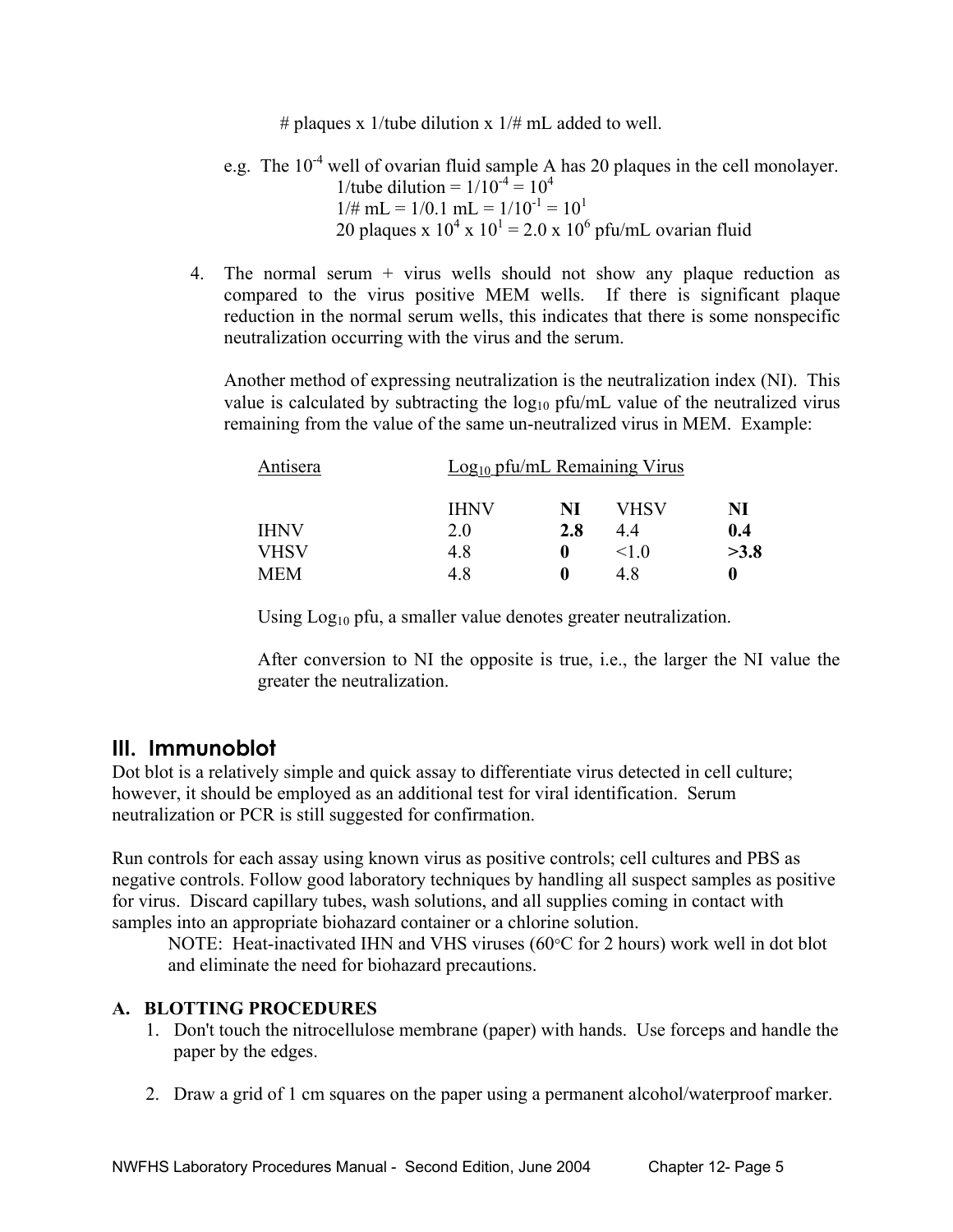# plaques x 1/tube dilution x 1/# mL added to well.

e.g. The $10^{-4}$ well of ovarian fluid sample A has 20 plaques in the cell monolayer.

$1/\text{tube dilution} = 1/10^{-4} = 10^4$

$1/\# \text{ mL} = 1/0.1 \text{ mL} = 1/10^{-1} = 10^1$

$20 \text{ plaques} \times 10^4 \times 10^1 = 2.0 \times 10^6$ pfu/mL ovarian fluid

4. The normal serum + virus wells should not show any plaque reduction as compared to the virus positive MEM wells. If there is significant plaque reduction in the normal serum wells, this indicates that there is some nonspecific neutralization occurring with the virus and the serum.

   Another method of expressing neutralization is the neutralization index (NI). This value is calculated by subtracting the $\log_{10}$ pfu/mL value of the neutralized virus remaining from the value of the same un-neutralized virus in MEM. Example:

| Antisera | $\text{Log}_{10}$ pfu/mL Remaining Virus | | | |
|---|---|---|---|---|
| | IHNV | **NI** | VHSV | **NI** |
| IHNV | 2.0 | **2.8** | 4.4 | **0.4** |
| VHSV | 4.8 | **0** | <1.0 | **>3.8** |
| MEM | 4.8 | **0** | 4.8 | **0** |

   Using $\text{Log}_{10}$ pfu, a smaller value denotes greater neutralization.

   After conversion to NI the opposite is true, i.e., the larger the NI value the greater the neutralization.

## III. Immunoblot

Dot blot is a relatively simple and quick assay to differentiate virus detected in cell culture; however, it should be employed as an additional test for viral identification. Serum neutralization or PCR is still suggested for confirmation.

Run controls for each assay using known virus as positive controls; cell cultures and PBS as negative controls. Follow good laboratory techniques by handling all suspect samples as positive for virus. Discard capillary tubes, wash solutions, and all supplies coming in contact with samples into an appropriate biohazard container or a chlorine solution.

NOTE: Heat-inactivated IHN and VHS viruses (60°C for 2 hours) work well in dot blot and eliminate the need for biohazard precautions.

### A. BLOTTING PROCEDURES

1. Don't touch the nitrocellulose membrane (paper) with hands. Use forceps and handle the paper by the edges.

2. Draw a grid of 1 cm squares on the paper using a permanent alcohol/waterproof marker.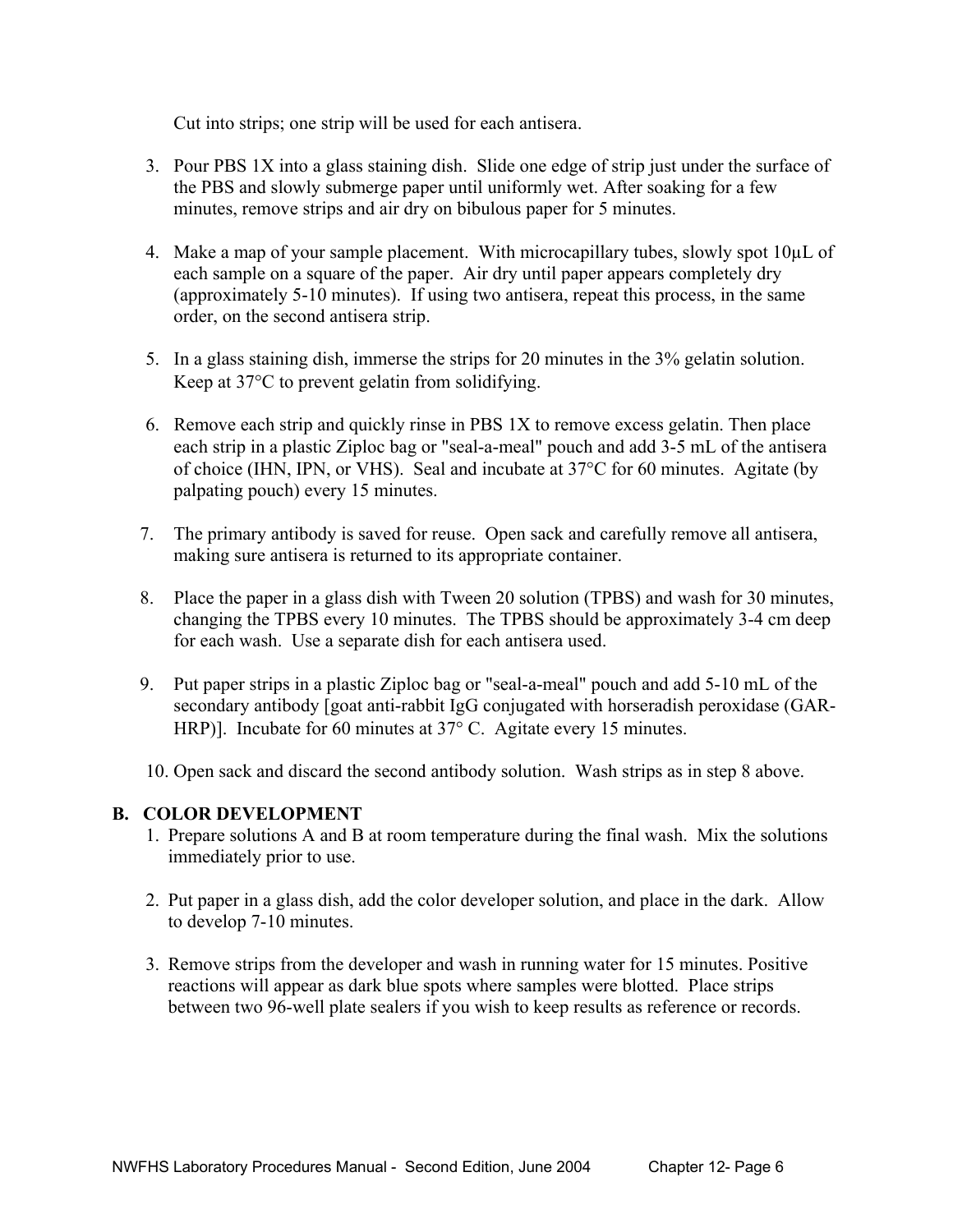Cut into strips; one strip will be used for each antisera.

3. Pour PBS 1X into a glass staining dish. Slide one edge of strip just under the surface of the PBS and slowly submerge paper until uniformly wet. After soaking for a few minutes, remove strips and air dry on bibulous paper for 5 minutes.

4. Make a map of your sample placement. With microcapillary tubes, slowly spot 10µL of each sample on a square of the paper. Air dry until paper appears completely dry (approximately 5-10 minutes). If using two antisera, repeat this process, in the same order, on the second antisera strip.

5. In a glass staining dish, immerse the strips for 20 minutes in the 3% gelatin solution. Keep at 37°C to prevent gelatin from solidifying.

6. Remove each strip and quickly rinse in PBS 1X to remove excess gelatin. Then place each strip in a plastic Ziploc bag or "seal-a-meal" pouch and add 3-5 mL of the antisera of choice (IHN, IPN, or VHS). Seal and incubate at 37°C for 60 minutes. Agitate (by palpating pouch) every 15 minutes.

7. The primary antibody is saved for reuse. Open sack and carefully remove all antisera, making sure antisera is returned to its appropriate container.

8. Place the paper in a glass dish with Tween 20 solution (TPBS) and wash for 30 minutes, changing the TPBS every 10 minutes. The TPBS should be approximately 3-4 cm deep for each wash. Use a separate dish for each antisera used.

9. Put paper strips in a plastic Ziploc bag or "seal-a-meal" pouch and add 5-10 mL of the secondary antibody [goat anti-rabbit IgG conjugated with horseradish peroxidase (GAR-HRP)]. Incubate for 60 minutes at 37° C. Agitate every 15 minutes.

10. Open sack and discard the second antibody solution. Wash strips as in step 8 above.

## B. COLOR DEVELOPMENT

1. Prepare solutions A and B at room temperature during the final wash. Mix the solutions immediately prior to use.

2. Put paper in a glass dish, add the color developer solution, and place in the dark. Allow to develop 7-10 minutes.

3. Remove strips from the developer and wash in running water for 15 minutes. Positive reactions will appear as dark blue spots where samples were blotted. Place strips between two 96-well plate sealers if you wish to keep results as reference or records.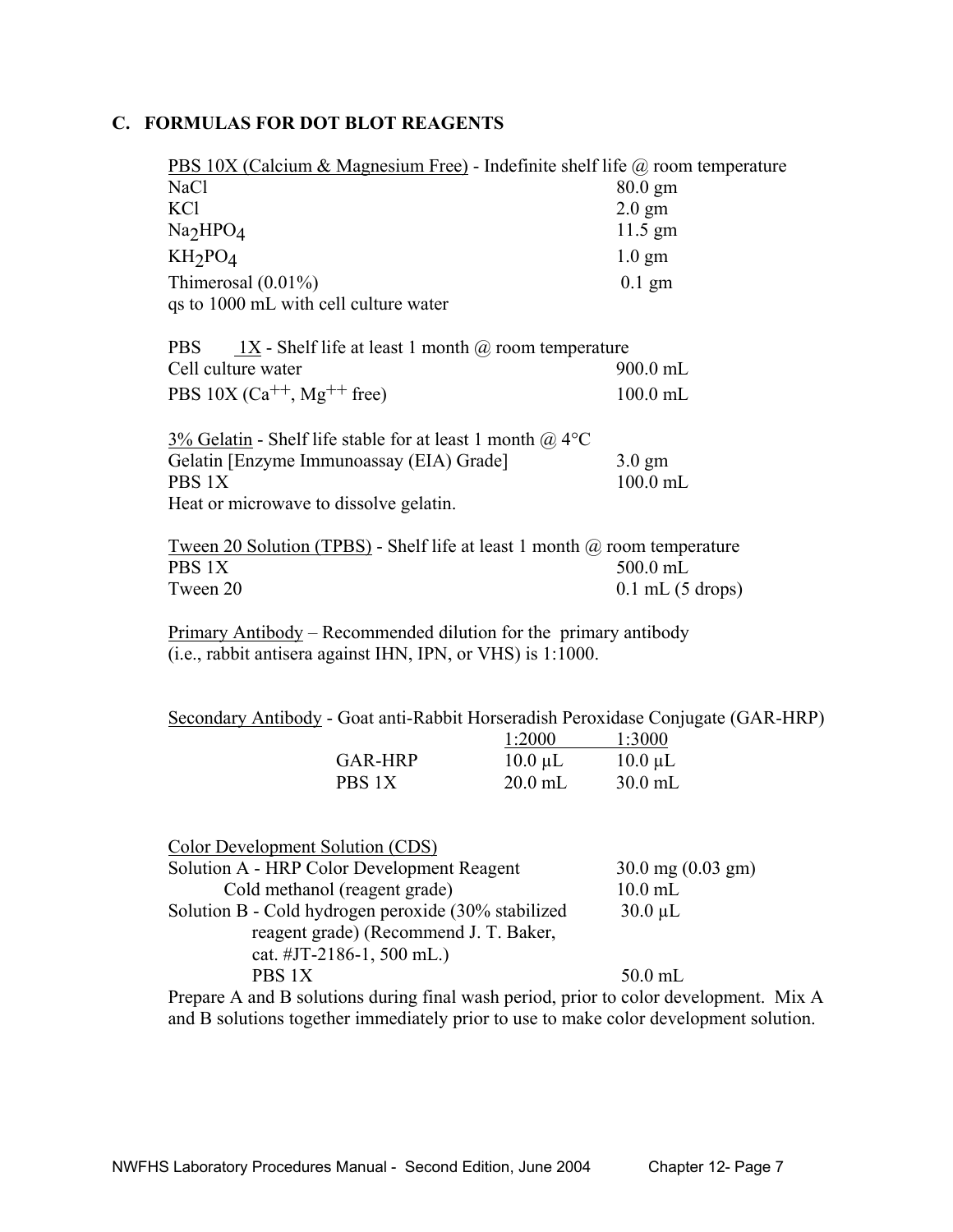## C. FORMULAS FOR DOT BLOT REAGENTS

PBS 10X (Calcium & Magnesium Free) - Indefinite shelf life @ room temperature

| | |
|---|---|
| NaCl | 80.0 gm |
| KCl | 2.0 gm |
| $Na_2HPO_4$ | 11.5 gm |
| $KH_2PO_4$ | 1.0 gm |
| Thimerosal (0.01%) | 0.1 gm |

qs to 1000 mL with cell culture water

PBS 1X - Shelf life at least 1 month @ room temperature

| | |
|---|---|
| Cell culture water | 900.0 mL |
| PBS 10X ($Ca^{++}$, $Mg^{++}$ free) | 100.0 mL |

3% Gelatin - Shelf life stable for at least 1 month @ 4°C

| | |
|---|---|
| Gelatin [Enzyme Immunoassay (EIA) Grade] | 3.0 gm |
| PBS 1X | 100.0 mL |

Heat or microwave to dissolve gelatin.

Tween 20 Solution (TPBS) - Shelf life at least 1 month @ room temperature

| | |
|---|---|
| PBS 1X | 500.0 mL |
| Tween 20 | 0.1 mL (5 drops) |

Primary Antibody – Recommended dilution for the primary antibody (i.e., rabbit antisera against IHN, IPN, or VHS) is 1:1000.

Secondary Antibody - Goat anti-Rabbit Horseradish Peroxidase Conjugate (GAR-HRP)

| | 1:2000 | 1:3000 |
|---|---|---|
| GAR-HRP | 10.0 µL | 10.0 µL |
| PBS 1X | 20.0 mL | 30.0 mL |

Color Development Solution (CDS)

| | |
|---|---|
| Solution A - HRP Color Development Reagent | 30.0 mg (0.03 gm) |
| Cold methanol (reagent grade) | 10.0 mL |
| Solution B - Cold hydrogen peroxide (30% stabilized reagent grade) (Recommend J. T. Baker, cat. #JT-2186-1, 500 mL.) | 30.0 µL |
| PBS 1X | 50.0 mL |

Prepare A and B solutions during final wash period, prior to color development. Mix A and B solutions together immediately prior to use to make color development solution.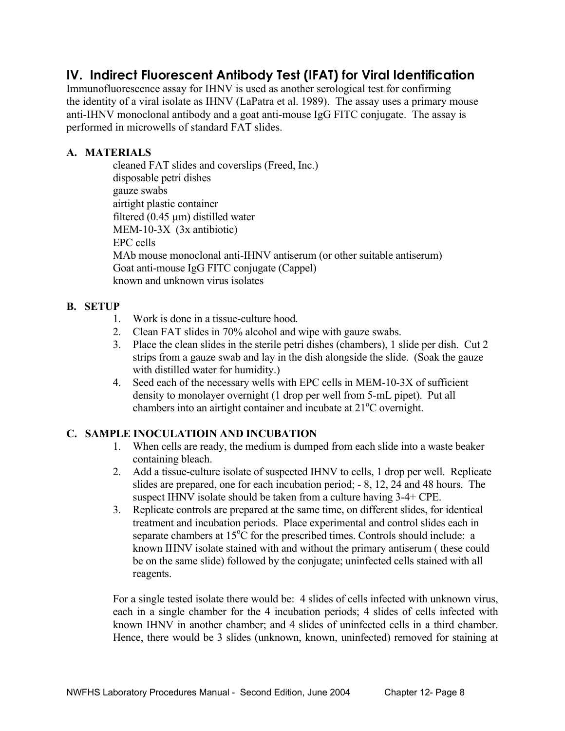## IV. Indirect Fluorescent Antibody Test (IFAT) for Viral Identification

Immunofluorescence assay for IHNV is used as another serological test for confirming the identity of a viral isolate as IHNV (LaPatra et al. 1989). The assay uses a primary mouse anti-IHNV monoclonal antibody and a goat anti-mouse IgG FITC conjugate. The assay is performed in microwells of standard FAT slides.

### A. MATERIALS

cleaned FAT slides and coverslips (Freed, Inc.)
disposable petri dishes
gauze swabs
airtight plastic container
filtered (0.45 μm) distilled water
MEM-10-3X (3x antibiotic)
EPC cells
MAb mouse monoclonal anti-IHNV antiserum (or other suitable antiserum)
Goat anti-mouse IgG FITC conjugate (Cappel)
known and unknown virus isolates

### B. SETUP

1. Work is done in a tissue-culture hood.
2. Clean FAT slides in 70% alcohol and wipe with gauze swabs.
3. Place the clean slides in the sterile petri dishes (chambers), 1 slide per dish. Cut 2 strips from a gauze swab and lay in the dish alongside the slide. (Soak the gauze with distilled water for humidity.)
4. Seed each of the necessary wells with EPC cells in MEM-10-3X of sufficient density to monolayer overnight (1 drop per well from 5-mL pipet). Put all chambers into an airtight container and incubate at 21°C overnight.

### C. SAMPLE INOCULATIOIN AND INCUBATION

1. When cells are ready, the medium is dumped from each slide into a waste beaker containing bleach.
2. Add a tissue-culture isolate of suspected IHNV to cells, 1 drop per well. Replicate slides are prepared, one for each incubation period; - 8, 12, 24 and 48 hours. The suspect IHNV isolate should be taken from a culture having 3-4+ CPE.
3. Replicate controls are prepared at the same time, on different slides, for identical treatment and incubation periods. Place experimental and control slides each in separate chambers at 15°C for the prescribed times. Controls should include: a known IHNV isolate stained with and without the primary antiserum ( these could be on the same slide) followed by the conjugate; uninfected cells stained with all reagents.

For a single tested isolate there would be: 4 slides of cells infected with unknown virus, each in a single chamber for the 4 incubation periods; 4 slides of cells infected with known IHNV in another chamber; and 4 slides of uninfected cells in a third chamber. Hence, there would be 3 slides (unknown, known, uninfected) removed for staining at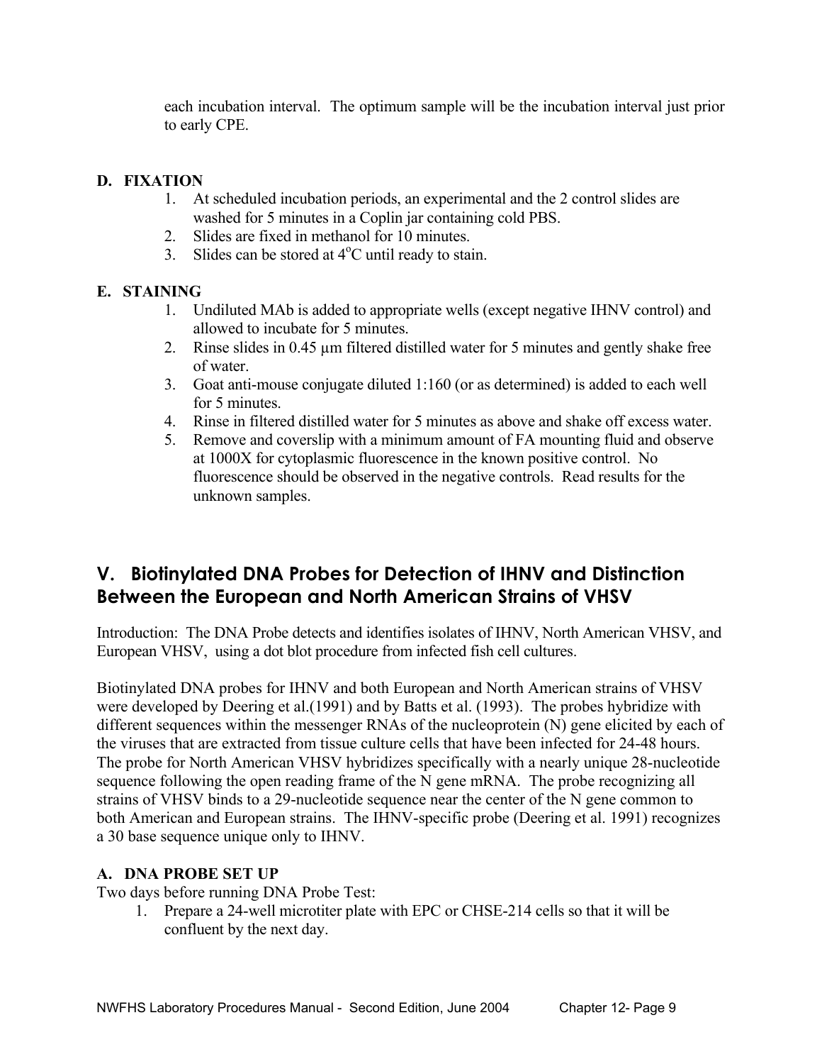each incubation interval. The optimum sample will be the incubation interval just prior to early CPE.

### D. FIXATION

1. At scheduled incubation periods, an experimental and the 2 control slides are washed for 5 minutes in a Coplin jar containing cold PBS.
2. Slides are fixed in methanol for 10 minutes.
3. Slides can be stored at $4^oC$ until ready to stain.

### E. STAINING

1. Undiluted MAb is added to appropriate wells (except negative IHNV control) and allowed to incubate for 5 minutes.
2. Rinse slides in 0.45 µm filtered distilled water for 5 minutes and gently shake free of water.
3. Goat anti-mouse conjugate diluted 1:160 (or as determined) is added to each well for 5 minutes.
4. Rinse in filtered distilled water for 5 minutes as above and shake off excess water.
5. Remove and coverslip with a minimum amount of FA mounting fluid and observe at 1000X for cytoplasmic fluorescence in the known positive control. No fluorescence should be observed in the negative controls. Read results for the unknown samples.

## V. Biotinylated DNA Probes for Detection of IHNV and Distinction Between the European and North American Strains of VHSV

Introduction: The DNA Probe detects and identifies isolates of IHNV, North American VHSV, and European VHSV, using a dot blot procedure from infected fish cell cultures.

Biotinylated DNA probes for IHNV and both European and North American strains of VHSV were developed by Deering et al.(1991) and by Batts et al. (1993). The probes hybridize with different sequences within the messenger RNAs of the nucleoprotein (N) gene elicited by each of the viruses that are extracted from tissue culture cells that have been infected for 24-48 hours. The probe for North American VHSV hybridizes specifically with a nearly unique 28-nucleotide sequence following the open reading frame of the N gene mRNA. The probe recognizing all strains of VHSV binds to a 29-nucleotide sequence near the center of the N gene common to both American and European strains. The IHNV-specific probe (Deering et al. 1991) recognizes a 30 base sequence unique only to IHNV.

### A. DNA PROBE SET UP

Two days before running DNA Probe Test:

1. Prepare a 24-well microtiter plate with EPC or CHSE-214 cells so that it will be confluent by the next day.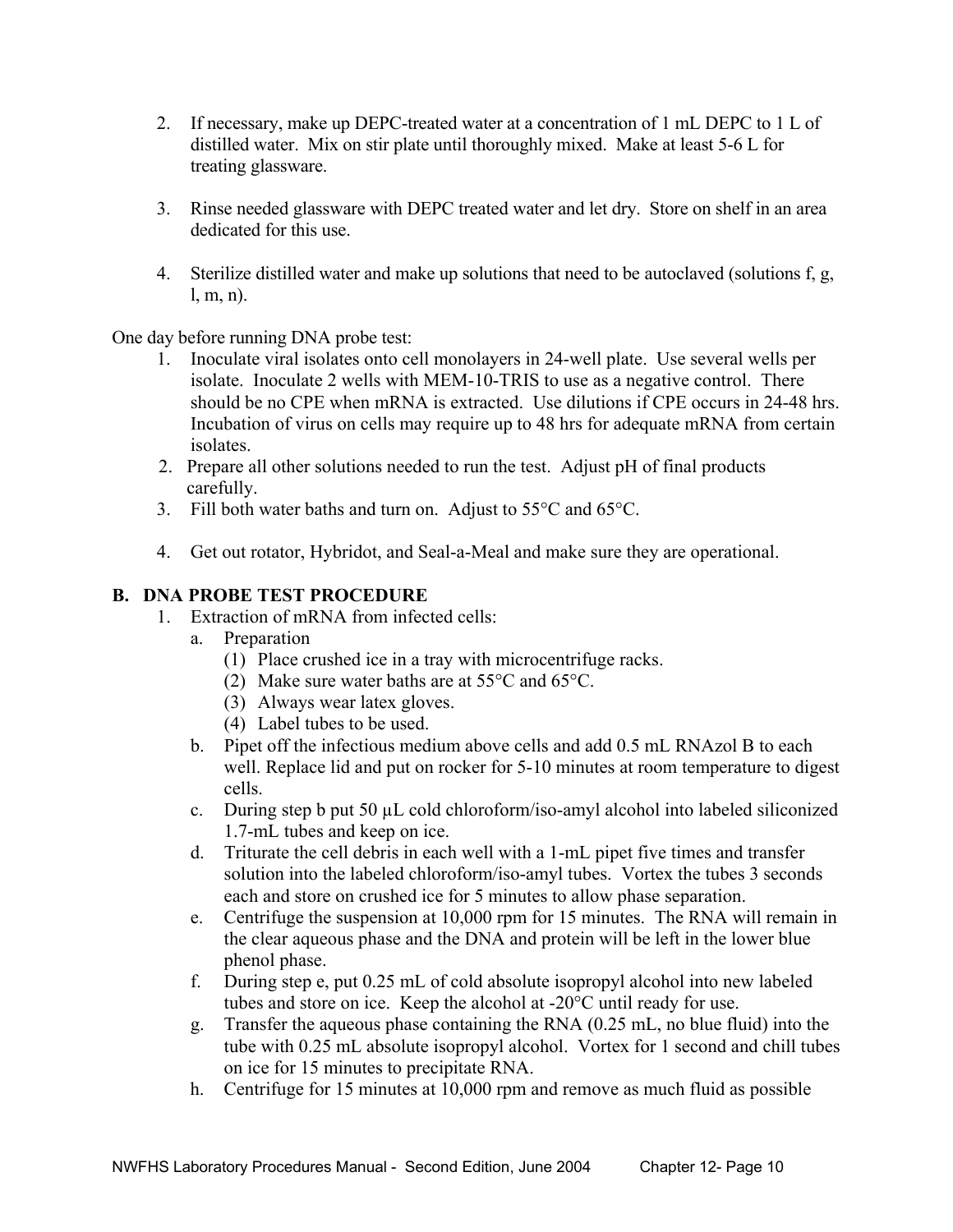2. If necessary, make up DEPC-treated water at a concentration of 1 mL DEPC to 1 L of distilled water. Mix on stir plate until thoroughly mixed. Make at least 5-6 L for treating glassware.

3. Rinse needed glassware with DEPC treated water and let dry. Store on shelf in an area dedicated for this use.

4. Sterilize distilled water and make up solutions that need to be autoclaved (solutions f, g, l, m, n).

One day before running DNA probe test:

1. Inoculate viral isolates onto cell monolayers in 24-well plate. Use several wells per isolate. Inoculate 2 wells with MEM-10-TRIS to use as a negative control. There should be no CPE when mRNA is extracted. Use dilutions if CPE occurs in 24-48 hrs. Incubation of virus on cells may require up to 48 hrs for adequate mRNA from certain isolates.
2. Prepare all other solutions needed to run the test. Adjust pH of final products carefully.
3. Fill both water baths and turn on. Adjust to 55°C and 65°C.
4. Get out rotator, Hybridot, and Seal-a-Meal and make sure they are operational.

## B. DNA PROBE TEST PROCEDURE

1. Extraction of mRNA from infected cells:
   a. Preparation
      (1) Place crushed ice in a tray with microcentrifuge racks.
      (2) Make sure water baths are at 55°C and 65°C.
      (3) Always wear latex gloves.
      (4) Label tubes to be used.
   b. Pipet off the infectious medium above cells and add 0.5 mL RNAzol B to each well. Replace lid and put on rocker for 5-10 minutes at room temperature to digest cells.
   c. During step b put 50 µL cold chloroform/iso-amyl alcohol into labeled siliconized 1.7-mL tubes and keep on ice.
   d. Triturate the cell debris in each well with a 1-mL pipet five times and transfer solution into the labeled chloroform/iso-amyl tubes. Vortex the tubes 3 seconds each and store on crushed ice for 5 minutes to allow phase separation.
   e. Centrifuge the suspension at 10,000 rpm for 15 minutes. The RNA will remain in the clear aqueous phase and the DNA and protein will be left in the lower blue phenol phase.
   f. During step e, put 0.25 mL of cold absolute isopropyl alcohol into new labeled tubes and store on ice. Keep the alcohol at -20°C until ready for use.
   g. Transfer the aqueous phase containing the RNA (0.25 mL, no blue fluid) into the tube with 0.25 mL absolute isopropyl alcohol. Vortex for 1 second and chill tubes on ice for 15 minutes to precipitate RNA.
   h. Centrifuge for 15 minutes at 10,000 rpm and remove as much fluid as possible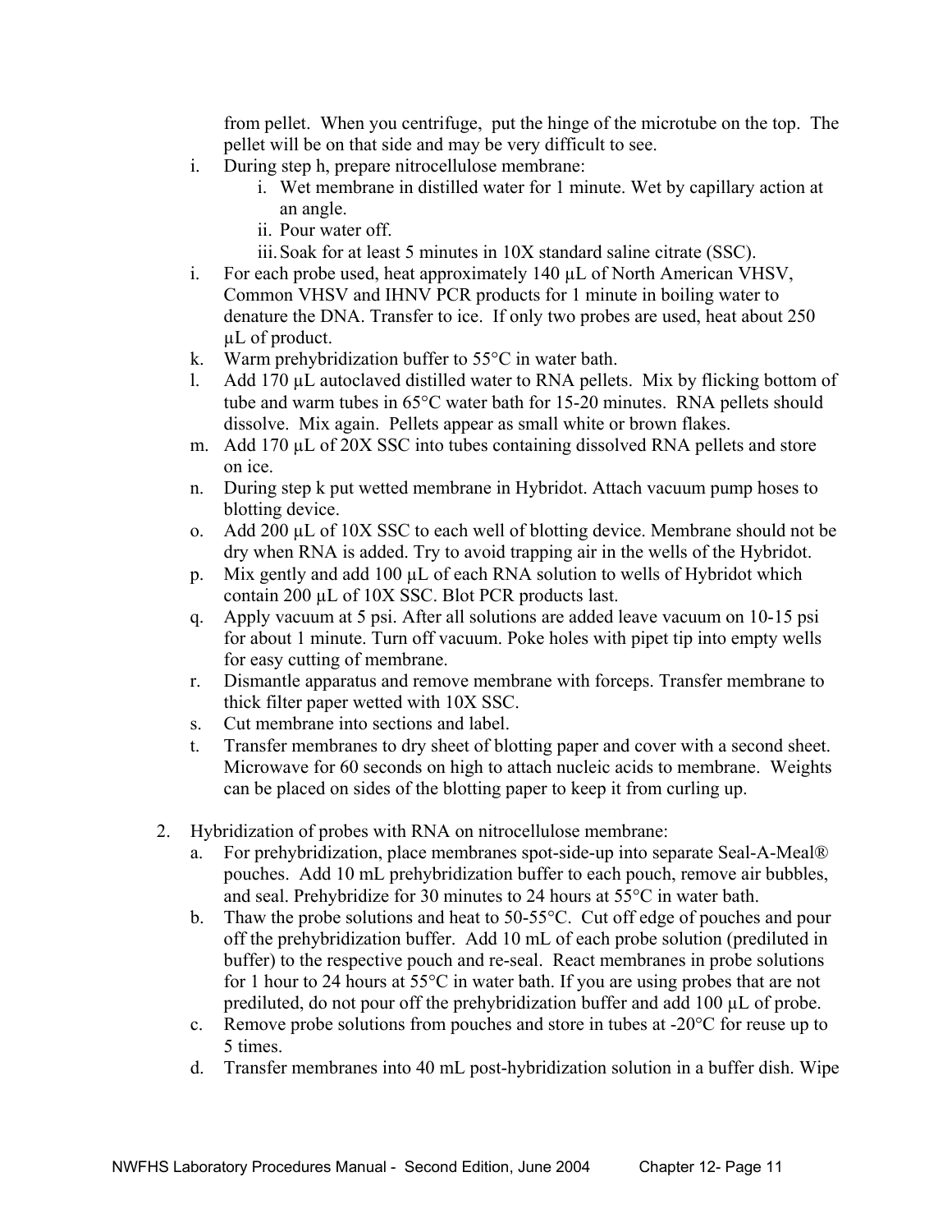from pellet. When you centrifuge, put the hinge of the microtube on the top. The pellet will be on that side and may be very difficult to see.

i. During step h, prepare nitrocellulose membrane:
   i. Wet membrane in distilled water for 1 minute. Wet by capillary action at an angle.
   ii. Pour water off.
   iii. Soak for at least 5 minutes in 10X standard saline citrate (SSC).

i. For each probe used, heat approximately 140 µL of North American VHSV, Common VHSV and IHNV PCR products for 1 minute in boiling water to denature the DNA. Transfer to ice. If only two probes are used, heat about 250 µL of product.

k. Warm prehybridization buffer to 55°C in water bath.

l. Add 170 µL autoclaved distilled water to RNA pellets. Mix by flicking bottom of tube and warm tubes in 65°C water bath for 15-20 minutes. RNA pellets should dissolve. Mix again. Pellets appear as small white or brown flakes.

m. Add 170 µL of 20X SSC into tubes containing dissolved RNA pellets and store on ice.

n. During step k put wetted membrane in Hybridot. Attach vacuum pump hoses to blotting device.

o. Add 200 µL of 10X SSC to each well of blotting device. Membrane should not be dry when RNA is added. Try to avoid trapping air in the wells of the Hybridot.

p. Mix gently and add 100 µL of each RNA solution to wells of Hybridot which contain 200 µL of 10X SSC. Blot PCR products last.

q. Apply vacuum at 5 psi. After all solutions are added leave vacuum on 10-15 psi for about 1 minute. Turn off vacuum. Poke holes with pipet tip into empty wells for easy cutting of membrane.

r. Dismantle apparatus and remove membrane with forceps. Transfer membrane to thick filter paper wetted with 10X SSC.

s. Cut membrane into sections and label.

t. Transfer membranes to dry sheet of blotting paper and cover with a second sheet. Microwave for 60 seconds on high to attach nucleic acids to membrane. Weights can be placed on sides of the blotting paper to keep it from curling up.

2. Hybridization of probes with RNA on nitrocellulose membrane:
   a. For prehybridization, place membranes spot-side-up into separate Seal-A-Meal® pouches. Add 10 mL prehybridization buffer to each pouch, remove air bubbles, and seal. Prehybridize for 30 minutes to 24 hours at 55°C in water bath.
   b. Thaw the probe solutions and heat to 50-55°C. Cut off edge of pouches and pour off the prehybridization buffer. Add 10 mL of each probe solution (prediluted in buffer) to the respective pouch and re-seal. React membranes in probe solutions for 1 hour to 24 hours at 55°C in water bath. If you are using probes that are not prediluted, do not pour off the prehybridization buffer and add 100 µL of probe.
   c. Remove probe solutions from pouches and store in tubes at -20°C for reuse up to 5 times.
   d. Transfer membranes into 40 mL post-hybridization solution in a buffer dish. Wipe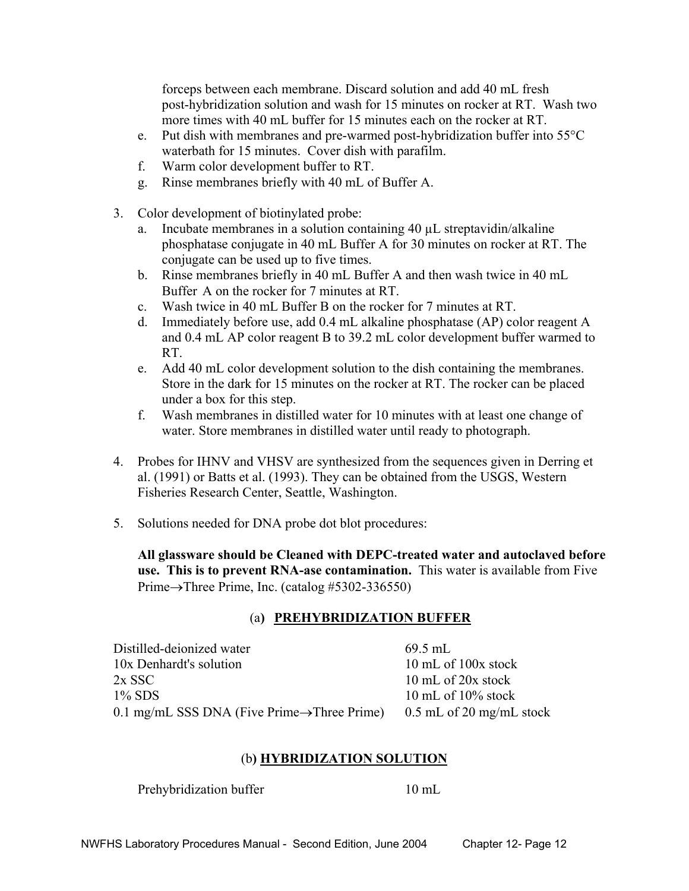forceps between each membrane. Discard solution and add 40 mL fresh post-hybridization solution and wash for 15 minutes on rocker at RT. Wash two more times with 40 mL buffer for 15 minutes each on the rocker at RT.

   e. Put dish with membranes and pre-warmed post-hybridization buffer into 55°C waterbath for 15 minutes. Cover dish with parafilm.
   f. Warm color development buffer to RT.
   g. Rinse membranes briefly with 40 mL of Buffer A.

3. Color development of biotinylated probe:
   a. Incubate membranes in a solution containing 40 µL streptavidin/alkaline phosphatase conjugate in 40 mL Buffer A for 30 minutes on rocker at RT. The conjugate can be used up to five times.
   b. Rinse membranes briefly in 40 mL Buffer A and then wash twice in 40 mL Buffer A on the rocker for 7 minutes at RT.
   c. Wash twice in 40 mL Buffer B on the rocker for 7 minutes at RT.
   d. Immediately before use, add 0.4 mL alkaline phosphatase (AP) color reagent A and 0.4 mL AP color reagent B to 39.2 mL color development buffer warmed to RT.
   e. Add 40 mL color development solution to the dish containing the membranes. Store in the dark for 15 minutes on the rocker at RT. The rocker can be placed under a box for this step.
   f. Wash membranes in distilled water for 10 minutes with at least one change of water. Store membranes in distilled water until ready to photograph.

4. Probes for IHNV and VHSV are synthesized from the sequences given in Derring et al. (1991) or Batts et al. (1993). They can be obtained from the USGS, Western Fisheries Research Center, Seattle, Washington.

5. Solutions needed for DNA probe dot blot procedures:

   **All glassware should be Cleaned with DEPC-treated water and autoclaved before use. This is to prevent RNA-ase contamination.** This water is available from Five Prime→Three Prime, Inc. (catalog #5302-336550)

### (a) PREHYBRIDIZATION BUFFER

| | |
|---|---|
| Distilled-deionized water | 69.5 mL |
| 10x Denhardt's solution | 10 mL of 100x stock |
| 2x SSC | 10 mL of 20x stock |
| 1% SDS | 10 mL of 10% stock |
| 0.1 mg/mL SSS DNA (Five Prime→Three Prime) | 0.5 mL of 20 mg/mL stock |

### (b) HYBRIDIZATION SOLUTION

| | |
|---|---|
| Prehybridization buffer | 10 mL |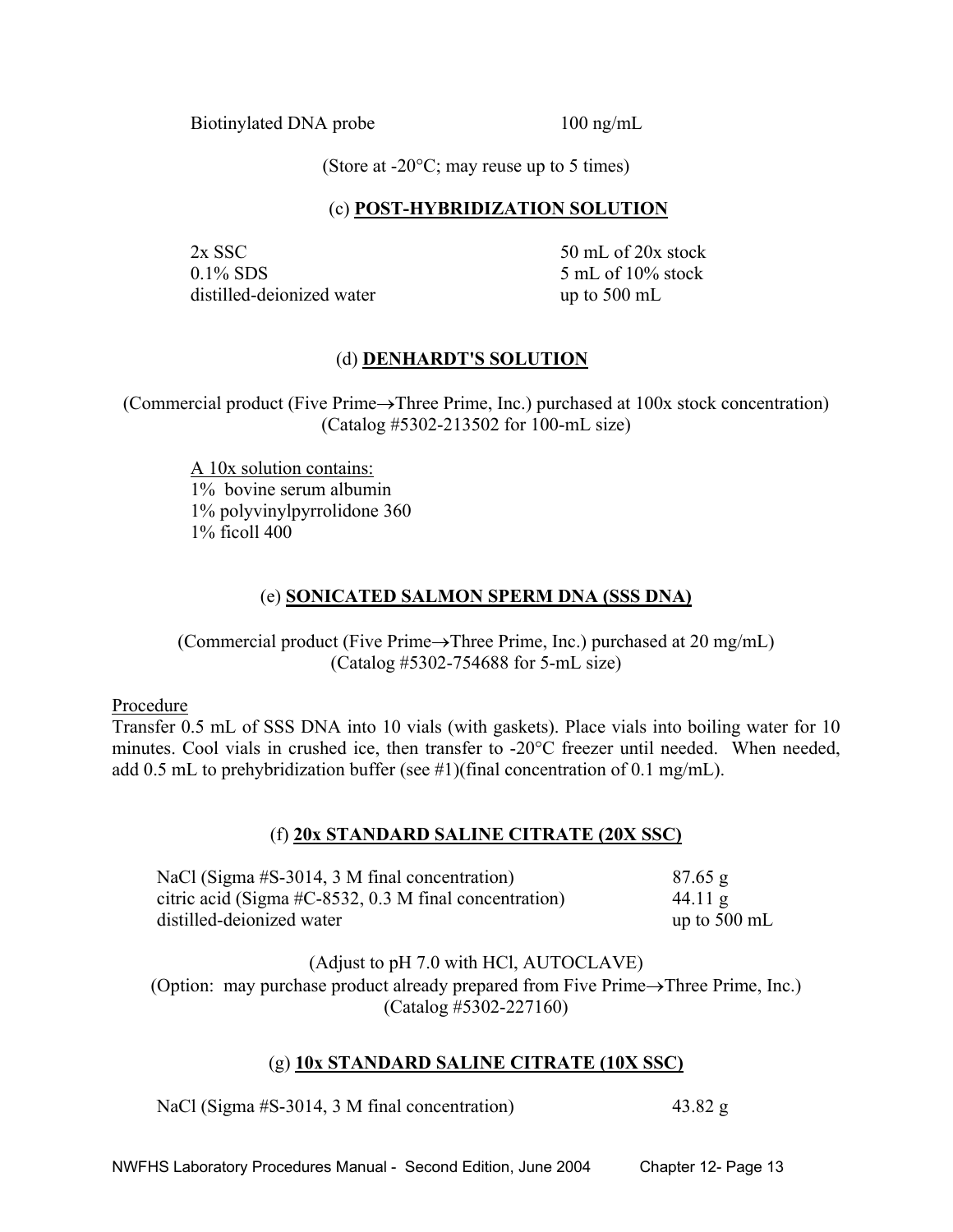| | |
|---|---|
| Biotinylated DNA probe | 100 ng/mL |

(Store at -20°C; may reuse up to 5 times)

### (c) **POST-HYBRIDIZATION SOLUTION**

| | |
|---|---|
| 2x SSC | 50 mL of 20x stock |
| 0.1% SDS | 5 mL of 10% stock |
| distilled-deionized water | up to 500 mL |

### (d) **DENHARDT'S SOLUTION**

(Commercial product (Five Prime→Three Prime, Inc.) purchased at 100x stock concentration)
(Catalog #5302-213502 for 100-mL size)

A 10x solution contains:
1% bovine serum albumin
1% polyvinylpyrrolidone 360
1% ficoll 400

### (e) **SONICATED SALMON SPERM DNA (SSS DNA)**

(Commercial product (Five Prime→Three Prime, Inc.) purchased at 20 mg/mL)
(Catalog #5302-754688 for 5-mL size)

Procedure
Transfer 0.5 mL of SSS DNA into 10 vials (with gaskets). Place vials into boiling water for 10 minutes. Cool vials in crushed ice, then transfer to -20°C freezer until needed. When needed, add 0.5 mL to prehybridization buffer (see #1)(final concentration of 0.1 mg/mL).

### (f) **20x STANDARD SALINE CITRATE (20X SSC)**

| | |
|---|---|
| NaCl (Sigma #S-3014, 3 M final concentration) | 87.65 g |
| citric acid (Sigma #C-8532, 0.3 M final concentration) | 44.11 g |
| distilled-deionized water | up to 500 mL |

(Adjust to pH 7.0 with HCl, AUTOCLAVE)
(Option: may purchase product already prepared from Five Prime→Three Prime, Inc.)
(Catalog #5302-227160)

### (g) **10x STANDARD SALINE CITRATE (10X SSC)**

| | |
|---|---|
| NaCl (Sigma #S-3014, 3 M final concentration) | 43.82 g |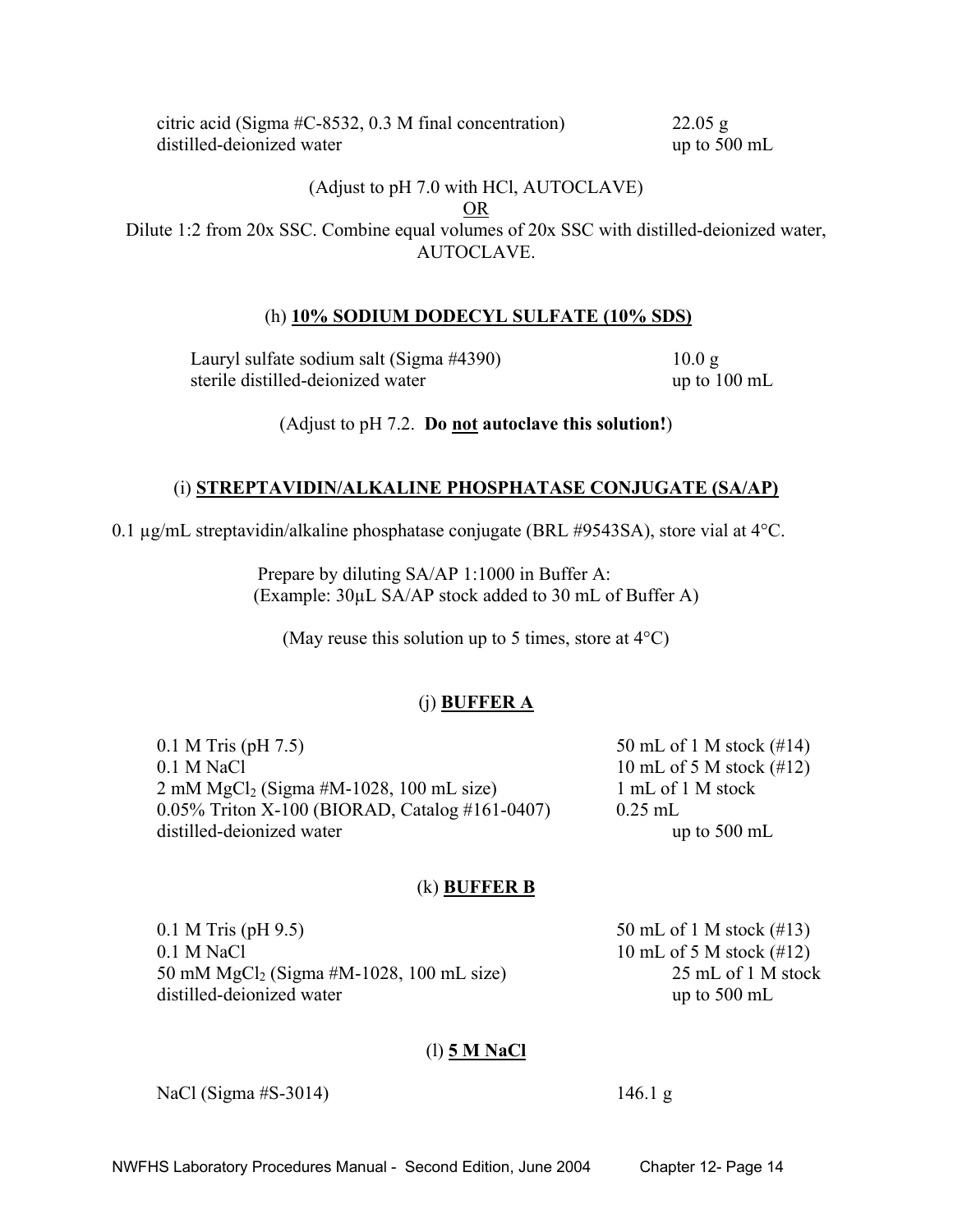| | |
|---|---|
| citric acid (Sigma #C-8532, 0.3 M final concentration) | 22.05 g |
| distilled-deionized water | up to 500 mL |

(Adjust to pH 7.0 with HCl, AUTOCLAVE)

OR

Dilute 1:2 from 20x SSC. Combine equal volumes of 20x SSC with distilled-deionized water, AUTOCLAVE.

### (h) **10% SODIUM DODECYL SULFATE (10% SDS)**

| | |
|---|---|
| Lauryl sulfate sodium salt (Sigma #4390) | 10.0 g |
| sterile distilled-deionized water | up to 100 mL |

(Adjust to pH 7.2. **Do not autoclave this solution!**)

### (i) **STREPTAVIDIN/ALKALINE PHOSPHATASE CONJUGATE (SA/AP)**

0.1 µg/mL streptavidin/alkaline phosphatase conjugate (BRL #9543SA), store vial at 4°C.

Prepare by diluting SA/AP 1:1000 in Buffer A:
(Example: 30µL SA/AP stock added to 30 mL of Buffer A)

(May reuse this solution up to 5 times, store at 4°C)

### (j) **BUFFER A**

| | |
|---|---|
| 0.1 M Tris (pH 7.5) | 50 mL of 1 M stock (#14) |
| 0.1 M NaCl | 10 mL of 5 M stock (#12) |
| 2 mM $MgCl_2$ (Sigma #M-1028, 100 mL size) | 1 mL of 1 M stock |
| 0.05% Triton X-100 (BIORAD, Catalog #161-0407) | 0.25 mL |
| distilled-deionized water | up to 500 mL |

### (k) **BUFFER B**

| | |
|---|---|
| 0.1 M Tris (pH 9.5) | 50 mL of 1 M stock (#13) |
| 0.1 M NaCl | 10 mL of 5 M stock (#12) |
| 50 mM $MgCl_2$ (Sigma #M-1028, 100 mL size) | 25 mL of 1 M stock |
| distilled-deionized water | up to 500 mL |

### (l) **5 M NaCl**

| | |
|---|---|
| NaCl (Sigma #S-3014) | 146.1 g |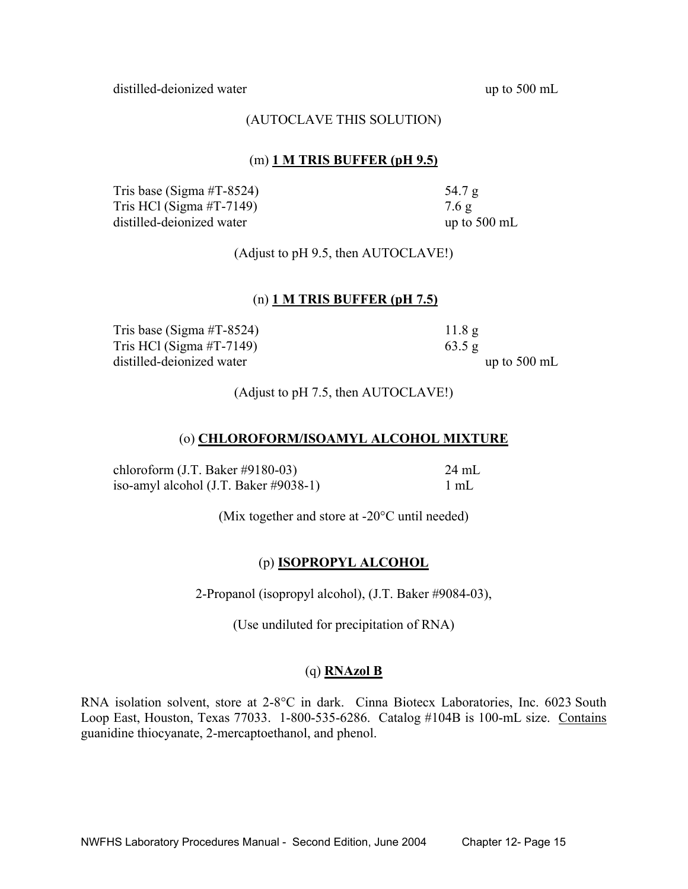| | |
|---|---|
| distilled-deionized water | up to 500 mL |

(AUTOCLAVE THIS SOLUTION)

### (m) **1 M TRIS BUFFER (pH 9.5)**

| | |
|---|---|
| Tris base (Sigma #T-8524) | 54.7 g |
| Tris HCl (Sigma #T-7149) | 7.6 g |
| distilled-deionized water | up to 500 mL |

(Adjust to pH 9.5, then AUTOCLAVE!)

### (n) **1 M TRIS BUFFER (pH 7.5)**

| | |
|---|---|
| Tris base (Sigma #T-8524) | 11.8 g |
| Tris HCl (Sigma #T-7149) | 63.5 g |
| distilled-deionized water | up to 500 mL |

(Adjust to pH 7.5, then AUTOCLAVE!)

### (o) **CHLOROFORM/ISOAMYL ALCOHOL MIXTURE**

| | |
|---|---|
| chloroform (J.T. Baker #9180-03) | 24 mL |
| iso-amyl alcohol (J.T. Baker #9038-1) | 1 mL |

(Mix together and store at -20°C until needed)

### (p) **ISOPROPYL ALCOHOL**

2-Propanol (isopropyl alcohol), (J.T. Baker #9084-03),

(Use undiluted for precipitation of RNA)

### (q) **RNAzol B**

RNA isolation solvent, store at 2-8°C in dark. Cinna Biotecx Laboratories, Inc. 6023 South Loop East, Houston, Texas 77033. 1-800-535-6286. Catalog #104B is 100-mL size. Contains guanidine thiocyanate, 2-mercaptoethanol, and phenol.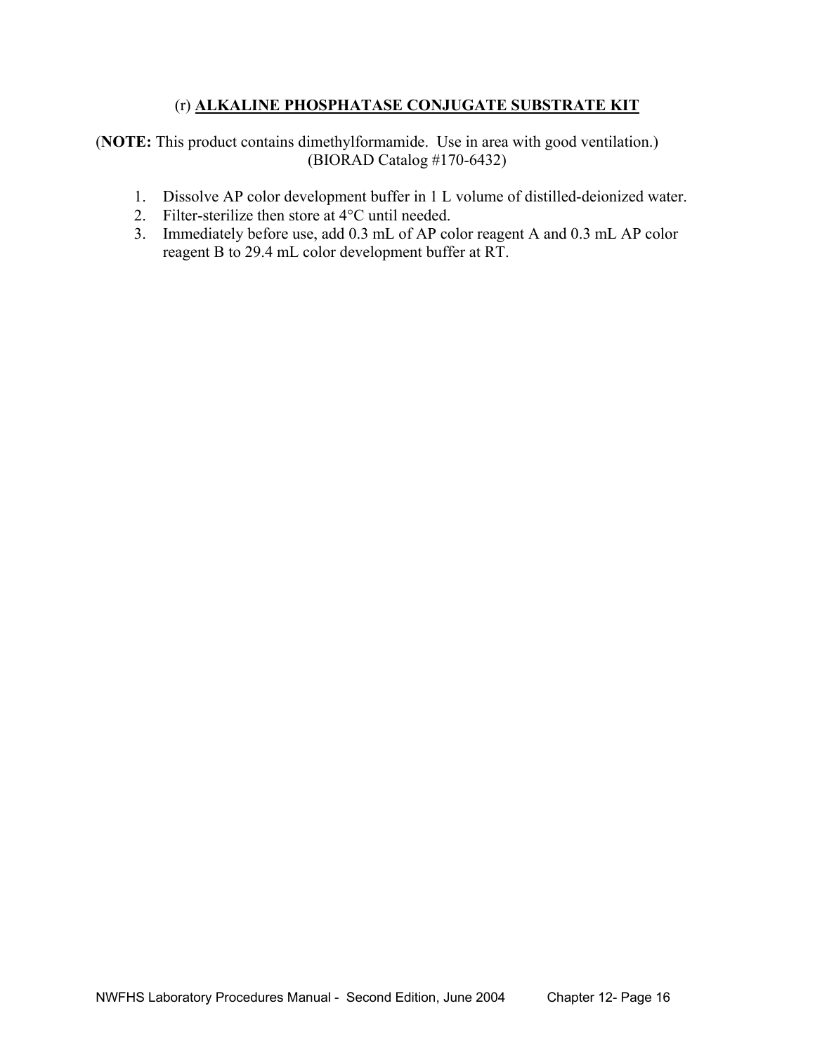### (r) **ALKALINE PHOSPHATASE CONJUGATE SUBSTRATE KIT**

(**NOTE:** This product contains dimethylformamide. Use in area with good ventilation.)
(BIORAD Catalog #170-6432)

1. Dissolve AP color development buffer in 1 L volume of distilled-deionized water.
2. Filter-sterilize then store at 4°C until needed.
3. Immediately before use, add 0.3 mL of AP color reagent A and 0.3 mL AP color reagent B to 29.4 mL color development buffer at RT.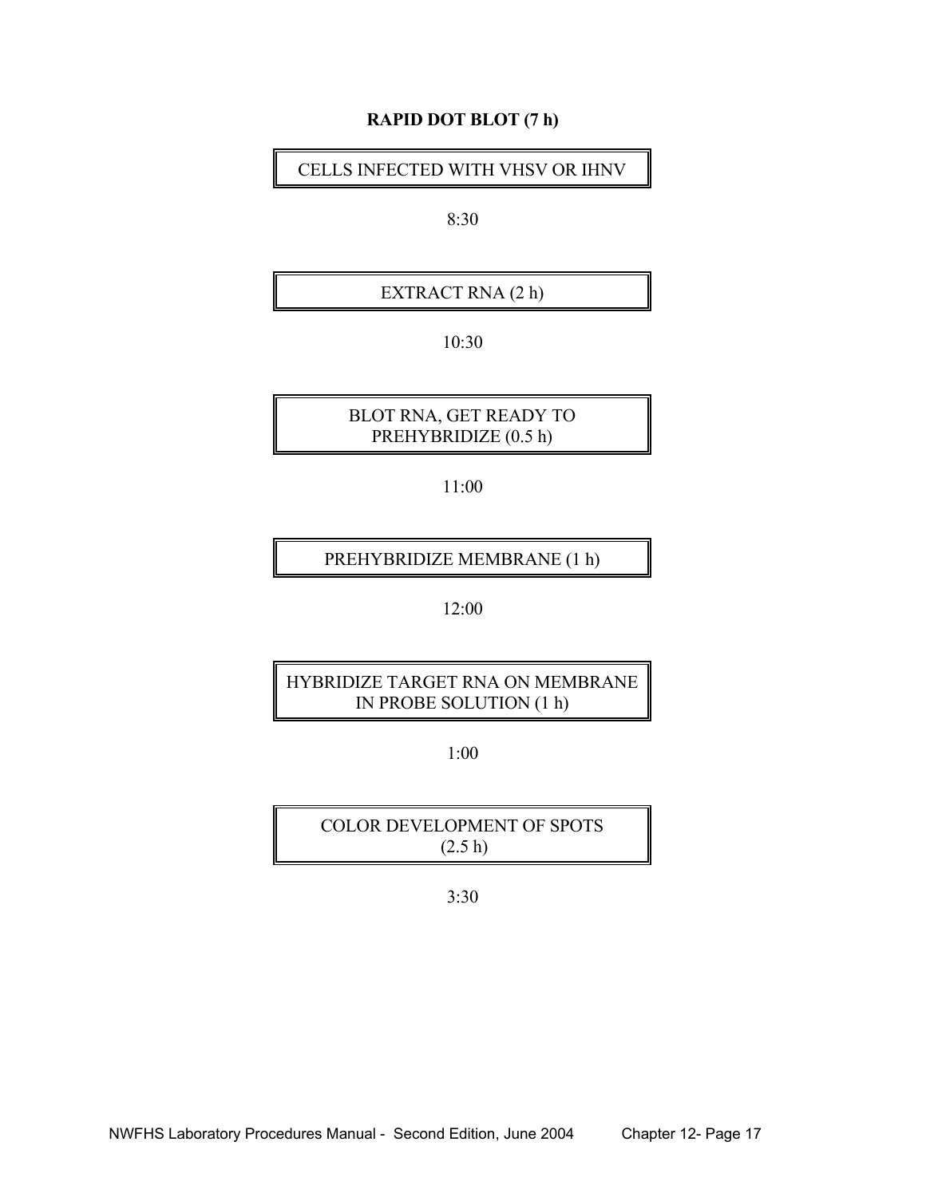**RAPID DOT BLOT (7 h)**

CELLS INFECTED WITH VHSV OR IHNV

8:30

EXTRACT RNA (2 h)

10:30

BLOT RNA, GET READY TO PREHYBRIDIZE (0.5 h)

11:00

PREHYBRIDIZE MEMBRANE (1 h)

12:00

HYBRIDIZE TARGET RNA ON MEMBRANE IN PROBE SOLUTION (1 h)

1:00

COLOR DEVELOPMENT OF SPOTS (2.5 h)

3:30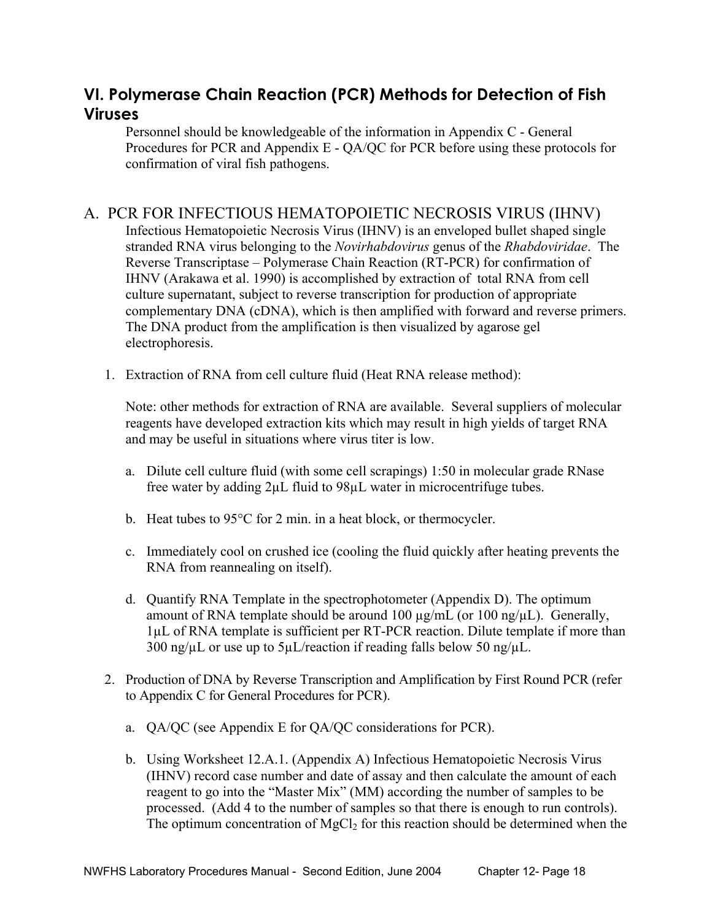## VI. Polymerase Chain Reaction (PCR) Methods for Detection of Fish Viruses

Personnel should be knowledgeable of the information in Appendix C - General Procedures for PCR and Appendix E - QA/QC for PCR before using these protocols for confirmation of viral fish pathogens.

### A. PCR FOR INFECTIOUS HEMATOPOIETIC NECROSIS VIRUS (IHNV)

Infectious Hematopoietic Necrosis Virus (IHNV) is an enveloped bullet shaped single stranded RNA virus belonging to the *Novirhabdovirus* genus of the *Rhabdoviridae*. The Reverse Transcriptase – Polymerase Chain Reaction (RT-PCR) for confirmation of IHNV (Arakawa et al. 1990) is accomplished by extraction of total RNA from cell culture supernatant, subject to reverse transcription for production of appropriate complementary DNA (cDNA), which is then amplified with forward and reverse primers. The DNA product from the amplification is then visualized by agarose gel electrophoresis.

1. Extraction of RNA from cell culture fluid (Heat RNA release method):

   Note: other methods for extraction of RNA are available. Several suppliers of molecular reagents have developed extraction kits which may result in high yields of target RNA and may be useful in situations where virus titer is low.

   a. Dilute cell culture fluid (with some cell scrapings) 1:50 in molecular grade RNase free water by adding 2µL fluid to 98µL water in microcentrifuge tubes.

   b. Heat tubes to 95°C for 2 min. in a heat block, or thermocycler.

   c. Immediately cool on crushed ice (cooling the fluid quickly after heating prevents the RNA from reannealing on itself).

   d. Quantify RNA Template in the spectrophotometer (Appendix D). The optimum amount of RNA template should be around 100 µg/mL (or 100 ng/µL). Generally, 1µL of RNA template is sufficient per RT-PCR reaction. Dilute template if more than 300 ng/µL or use up to 5µL/reaction if reading falls below 50 ng/µL.

2. Production of DNA by Reverse Transcription and Amplification by First Round PCR (refer to Appendix C for General Procedures for PCR).

   a. QA/QC (see Appendix E for QA/QC considerations for PCR).

   b. Using Worksheet 12.A.1. (Appendix A) Infectious Hematopoietic Necrosis Virus (IHNV) record case number and date of assay and then calculate the amount of each reagent to go into the "Master Mix" (MM) according the number of samples to be processed. (Add 4 to the number of samples so that there is enough to run controls). The optimum concentration of $MgCl_2$ for this reaction should be determined when the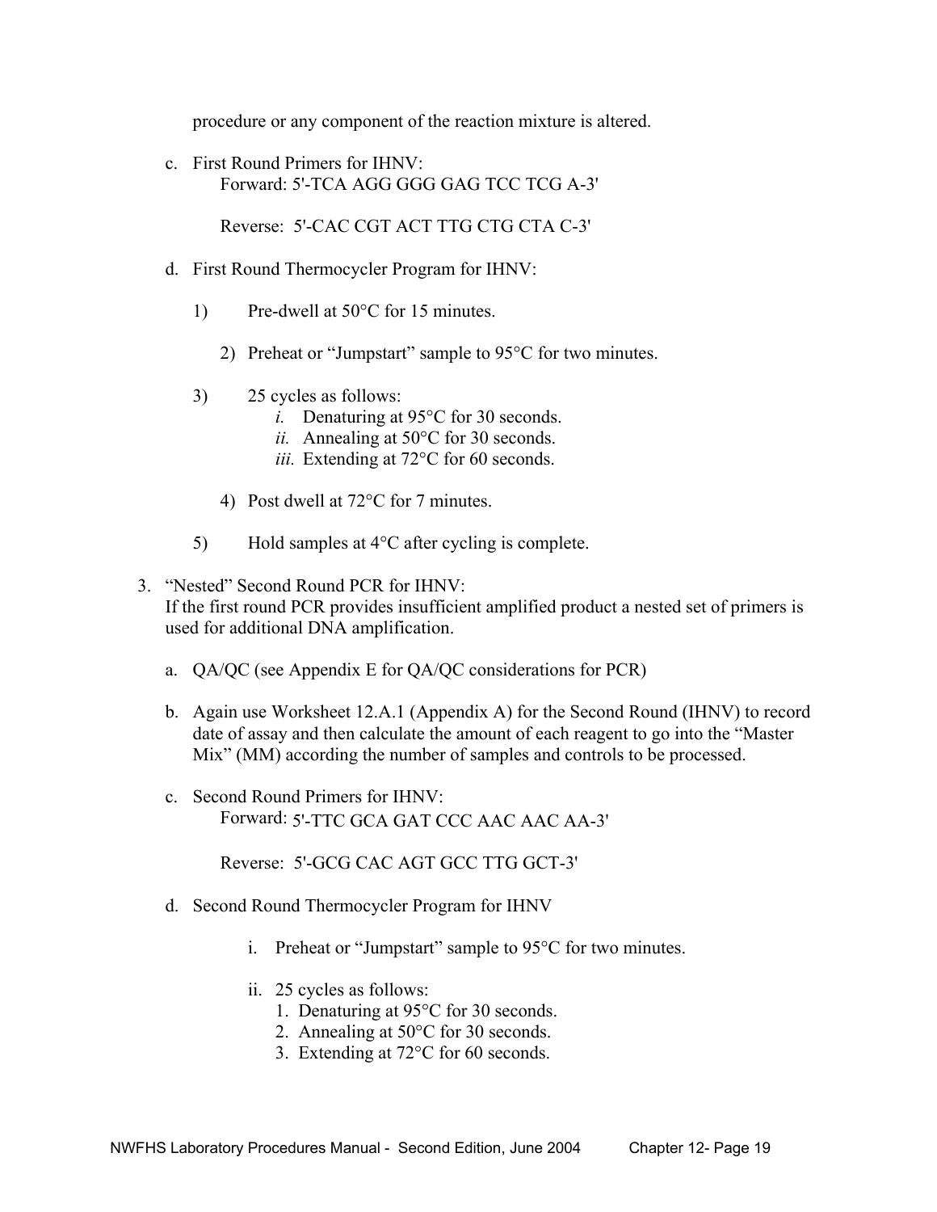procedure or any component of the reaction mixture is altered.

c. First Round Primers for IHNV:
   Forward: 5'-TCA AGG GGG GAG TCC TCG A-3'

   Reverse: 5'-CAC CGT ACT TTG CTG CTA C-3'

d. First Round Thermocycler Program for IHNV:

   1) Pre-dwell at 50°C for 15 minutes.

   2) Preheat or "Jumpstart" sample to 95°C for two minutes.

   3) 25 cycles as follows:
      *i.* Denaturing at 95°C for 30 seconds.
      *ii.* Annealing at 50°C for 30 seconds.
      *iii.* Extending at 72°C for 60 seconds.

   4) Post dwell at 72°C for 7 minutes.

   5) Hold samples at 4°C after cycling is complete.

3. "Nested" Second Round PCR for IHNV:
   If the first round PCR provides insufficient amplified product a nested set of primers is used for additional DNA amplification.

   a. QA/QC (see Appendix E for QA/QC considerations for PCR)

   b. Again use Worksheet 12.A.1 (Appendix A) for the Second Round (IHNV) to record date of assay and then calculate the amount of each reagent to go into the "Master Mix" (MM) according the number of samples and controls to be processed.

   c. Second Round Primers for IHNV:
      Forward: 5'-TTC GCA GAT CCC AAC AAC AA-3'

      Reverse: 5'-GCG CAC AGT GCC TTG GCT-3'

   d. Second Round Thermocycler Program for IHNV

      i. Preheat or "Jumpstart" sample to 95°C for two minutes.

      ii. 25 cycles as follows:
         1. Denaturing at 95°C for 30 seconds.
         2. Annealing at 50°C for 30 seconds.
         3. Extending at 72°C for 60 seconds.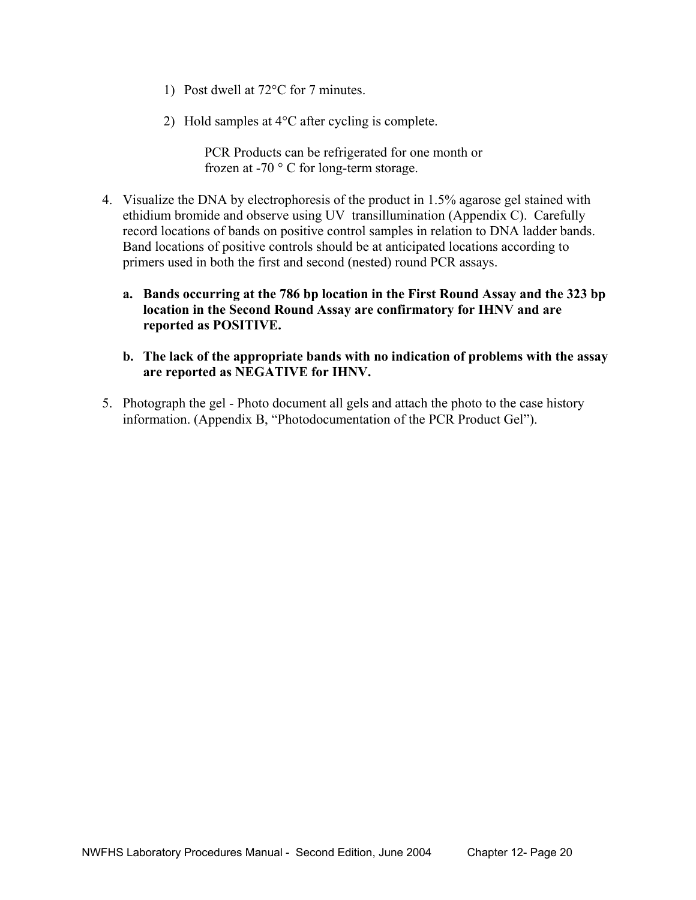1) Post dwell at 72°C for 7 minutes.

2) Hold samples at 4°C after cycling is complete.

   PCR Products can be refrigerated for one month or frozen at -70 ° C for long-term storage.

4. Visualize the DNA by electrophoresis of the product in 1.5% agarose gel stained with ethidium bromide and observe using UV transillumination (Appendix C). Carefully record locations of bands on positive control samples in relation to DNA ladder bands. Band locations of positive controls should be at anticipated locations according to primers used in both the first and second (nested) round PCR assays.

   **a. Bands occurring at the 786 bp location in the First Round Assay and the 323 bp location in the Second Round Assay are confirmatory for IHNV and are reported as POSITIVE.**

   **b. The lack of the appropriate bands with no indication of problems with the assay are reported as NEGATIVE for IHNV.**

5. Photograph the gel - Photo document all gels and attach the photo to the case history information. (Appendix B, "Photodocumentation of the PCR Product Gel").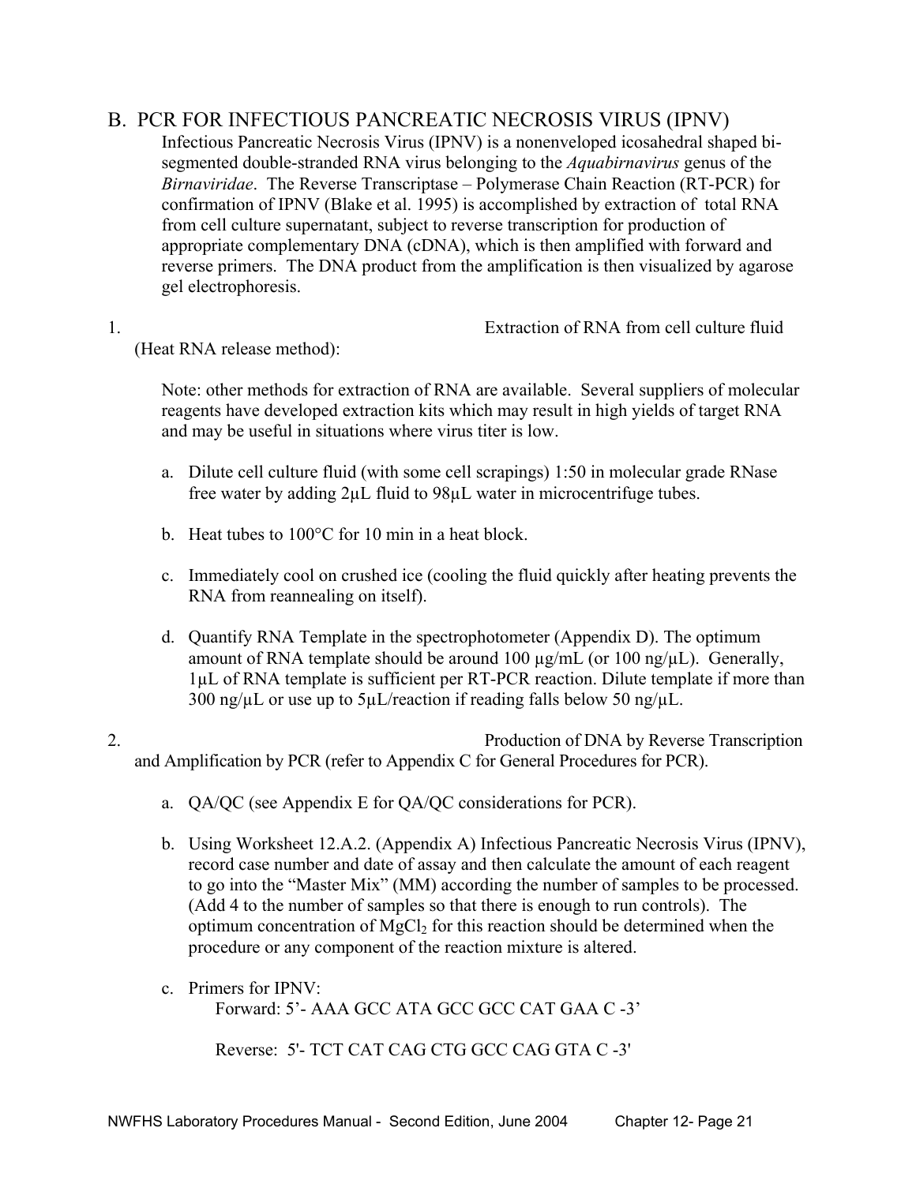## B. PCR FOR INFECTIOUS PANCREATIC NECROSIS VIRUS (IPNV)

Infectious Pancreatic Necrosis Virus (IPNV) is a nonenveloped icosahedral shaped bi-segmented double-stranded RNA virus belonging to the *Aquabirnavirus* genus of the *Birnaviridae*. The Reverse Transcriptase – Polymerase Chain Reaction (RT-PCR) for confirmation of IPNV (Blake et al. 1995) is accomplished by extraction of total RNA from cell culture supernatant, subject to reverse transcription for production of appropriate complementary DNA (cDNA), which is then amplified with forward and reverse primers. The DNA product from the amplification is then visualized by agarose gel electrophoresis.

1. Extraction of RNA from cell culture fluid (Heat RNA release method):

   Note: other methods for extraction of RNA are available. Several suppliers of molecular reagents have developed extraction kits which may result in high yields of target RNA and may be useful in situations where virus titer is low.

   a. Dilute cell culture fluid (with some cell scrapings) 1:50 in molecular grade RNase free water by adding 2µL fluid to 98µL water in microcentrifuge tubes.

   b. Heat tubes to 100°C for 10 min in a heat block.

   c. Immediately cool on crushed ice (cooling the fluid quickly after heating prevents the RNA from reannealing on itself).

   d. Quantify RNA Template in the spectrophotometer (Appendix D). The optimum amount of RNA template should be around 100 µg/mL (or 100 ng/µL). Generally, 1µL of RNA template is sufficient per RT-PCR reaction. Dilute template if more than 300 ng/µL or use up to 5µL/reaction if reading falls below 50 ng/µL.

2. Production of DNA by Reverse Transcription and Amplification by PCR (refer to Appendix C for General Procedures for PCR).

   a. QA/QC (see Appendix E for QA/QC considerations for PCR).

   b. Using Worksheet 12.A.2. (Appendix A) Infectious Pancreatic Necrosis Virus (IPNV), record case number and date of assay and then calculate the amount of each reagent to go into the "Master Mix" (MM) according the number of samples to be processed. (Add 4 to the number of samples so that there is enough to run controls). The optimum concentration of $MgCl_2$ for this reaction should be determined when the procedure or any component of the reaction mixture is altered.

   c. Primers for IPNV:

      Forward: 5'- AAA GCC ATA GCC GCC CAT GAA C -3'

      Reverse: 5'- TCT CAT CAG CTG GCC CAG GTA C -3'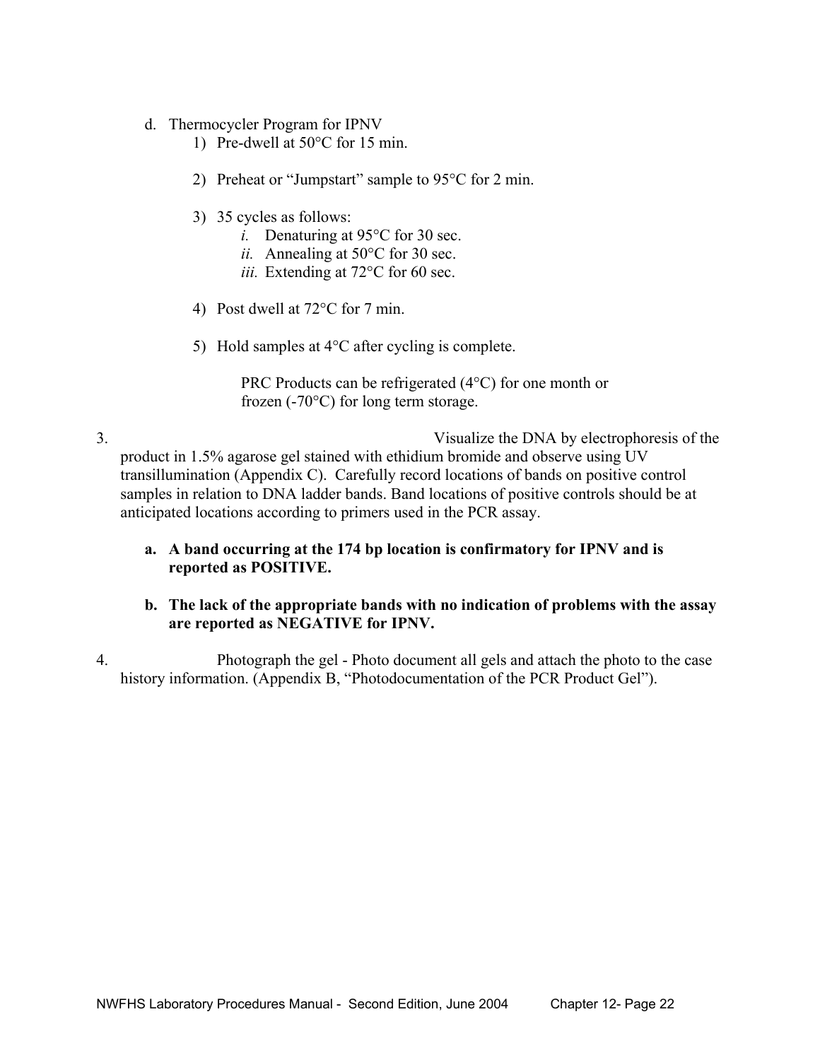d. Thermocycler Program for IPNV

1) Pre-dwell at 50°C for 15 min.

2) Preheat or "Jumpstart" sample to 95°C for 2 min.

3) 35 cycles as follows:
   - *i.* Denaturing at 95°C for 30 sec.
   - *ii.* Annealing at 50°C for 30 sec.
   - *iii.* Extending at 72°C for 60 sec.

4) Post dwell at 72°C for 7 min.

5) Hold samples at 4°C after cycling is complete.

   PRC Products can be refrigerated (4°C) for one month or frozen (-70°C) for long term storage.

3. Visualize the DNA by electrophoresis of the product in 1.5% agarose gel stained with ethidium bromide and observe using UV transillumination (Appendix C). Carefully record locations of bands on positive control samples in relation to DNA ladder bands. Band locations of positive controls should be at anticipated locations according to primers used in the PCR assay.

   **a. A band occurring at the 174 bp location is confirmatory for IPNV and is reported as POSITIVE.**

   **b. The lack of the appropriate bands with no indication of problems with the assay are reported as NEGATIVE for IPNV.**

4. Photograph the gel - Photo document all gels and attach the photo to the case history information. (Appendix B, "Photodocumentation of the PCR Product Gel").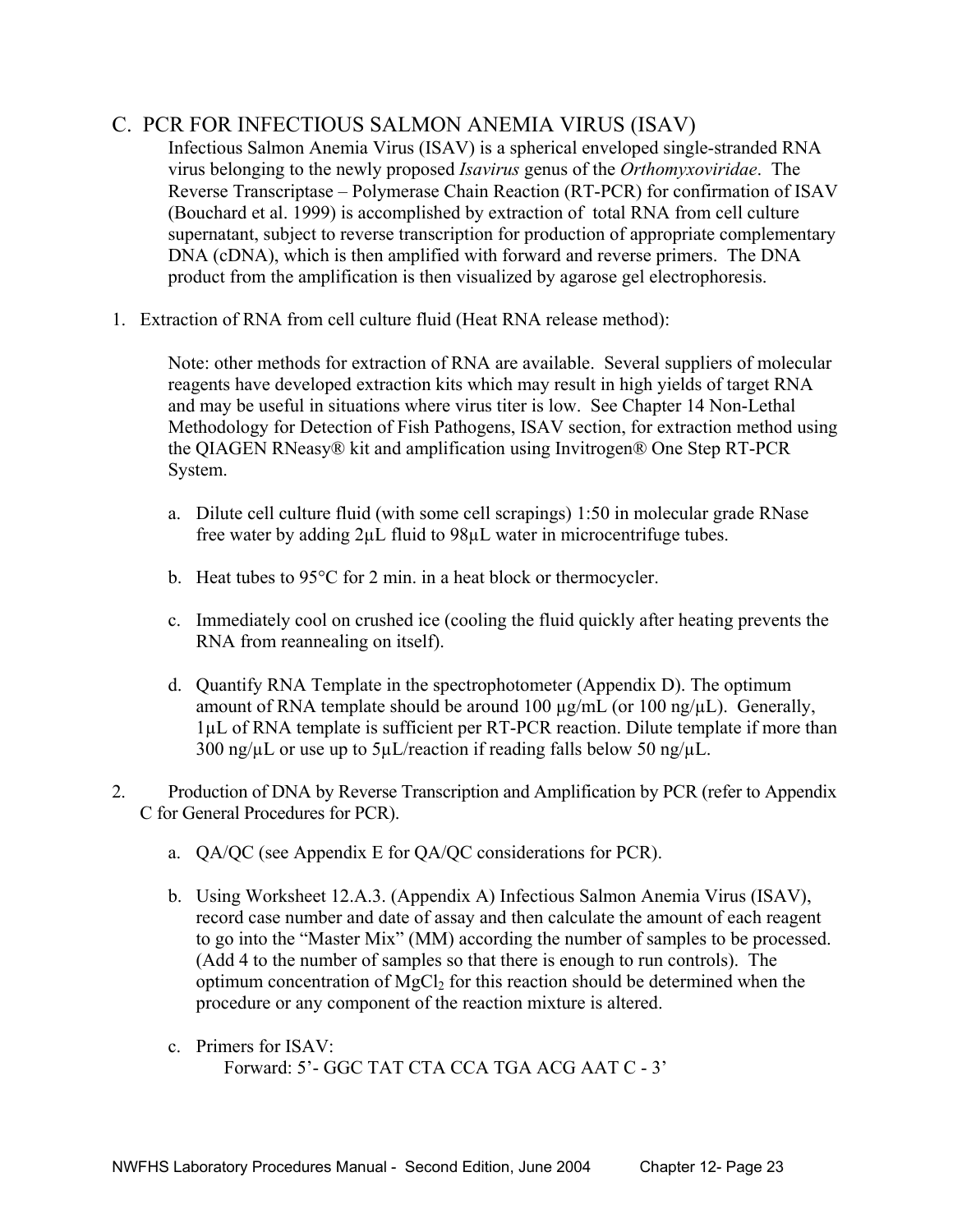## C. PCR FOR INFECTIOUS SALMON ANEMIA VIRUS (ISAV)

Infectious Salmon Anemia Virus (ISAV) is a spherical enveloped single-stranded RNA virus belonging to the newly proposed *Isavirus* genus of the *Orthomyxoviridae*. The Reverse Transcriptase – Polymerase Chain Reaction (RT-PCR) for confirmation of ISAV (Bouchard et al. 1999) is accomplished by extraction of total RNA from cell culture supernatant, subject to reverse transcription for production of appropriate complementary DNA (cDNA), which is then amplified with forward and reverse primers. The DNA product from the amplification is then visualized by agarose gel electrophoresis.

1. Extraction of RNA from cell culture fluid (Heat RNA release method):

   Note: other methods for extraction of RNA are available. Several suppliers of molecular reagents have developed extraction kits which may result in high yields of target RNA and may be useful in situations where virus titer is low. See Chapter 14 Non-Lethal Methodology for Detection of Fish Pathogens, ISAV section, for extraction method using the QIAGEN RNeasy® kit and amplification using Invitrogen® One Step RT-PCR System.

   a. Dilute cell culture fluid (with some cell scrapings) 1:50 in molecular grade RNase free water by adding 2µL fluid to 98µL water in microcentrifuge tubes.

   b. Heat tubes to 95°C for 2 min. in a heat block or thermocycler.

   c. Immediately cool on crushed ice (cooling the fluid quickly after heating prevents the RNA from reannealing on itself).

   d. Quantify RNA Template in the spectrophotometer (Appendix D). The optimum amount of RNA template should be around 100 µg/mL (or 100 ng/µL). Generally, 1µL of RNA template is sufficient per RT-PCR reaction. Dilute template if more than 300 ng/µL or use up to 5µL/reaction if reading falls below 50 ng/µL.

2. Production of DNA by Reverse Transcription and Amplification by PCR (refer to Appendix C for General Procedures for PCR).

   a. QA/QC (see Appendix E for QA/QC considerations for PCR).

   b. Using Worksheet 12.A.3. (Appendix A) Infectious Salmon Anemia Virus (ISAV), record case number and date of assay and then calculate the amount of each reagent to go into the "Master Mix" (MM) according the number of samples to be processed. (Add 4 to the number of samples so that there is enough to run controls). The optimum concentration of $MgCl_2$ for this reaction should be determined when the procedure or any component of the reaction mixture is altered.

   c. Primers for ISAV:
      Forward: 5'- GGC TAT CTA CCA TGA ACG AAT C - 3'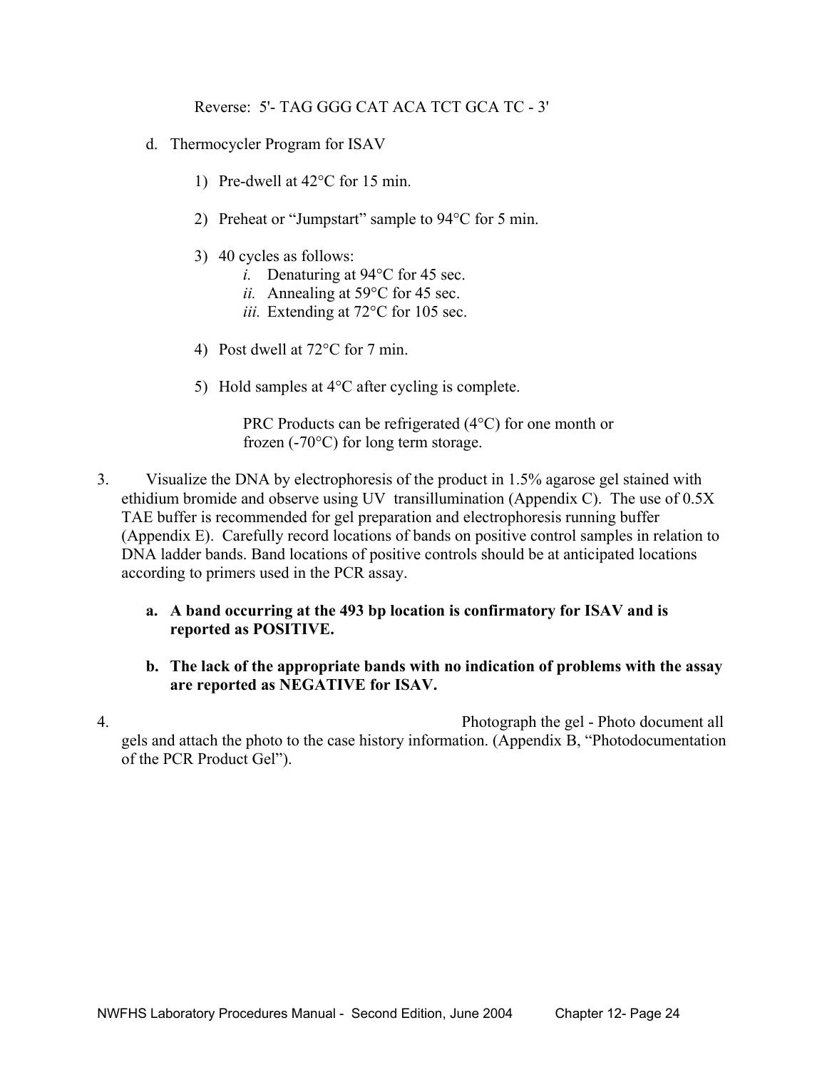Reverse: 5'- TAG GGG CAT ACA TCT GCA TC - 3'

d. Thermocycler Program for ISAV

1) Pre-dwell at 42°C for 15 min.

2) Preheat or "Jumpstart" sample to 94°C for 5 min.

3) 40 cycles as follows:
   *i.* Denaturing at 94°C for 45 sec.
   *ii.* Annealing at 59°C for 45 sec.
   *iii.* Extending at 72°C for 105 sec.

4) Post dwell at 72°C for 7 min.

5) Hold samples at 4°C after cycling is complete.

   PRC Products can be refrigerated (4°C) for one month or frozen (-70°C) for long term storage.

3. Visualize the DNA by electrophoresis of the product in 1.5% agarose gel stained with ethidium bromide and observe using UV transillumination (Appendix C). The use of 0.5X TAE buffer is recommended for gel preparation and electrophoresis running buffer (Appendix E). Carefully record locations of bands on positive control samples in relation to DNA ladder bands. Band locations of positive controls should be at anticipated locations according to primers used in the PCR assay.

   **a. A band occurring at the 493 bp location is confirmatory for ISAV and is reported as POSITIVE.**

   **b. The lack of the appropriate bands with no indication of problems with the assay are reported as NEGATIVE for ISAV.**

4. Photograph the gel - Photo document all gels and attach the photo to the case history information. (Appendix B, "Photodocumentation of the PCR Product Gel").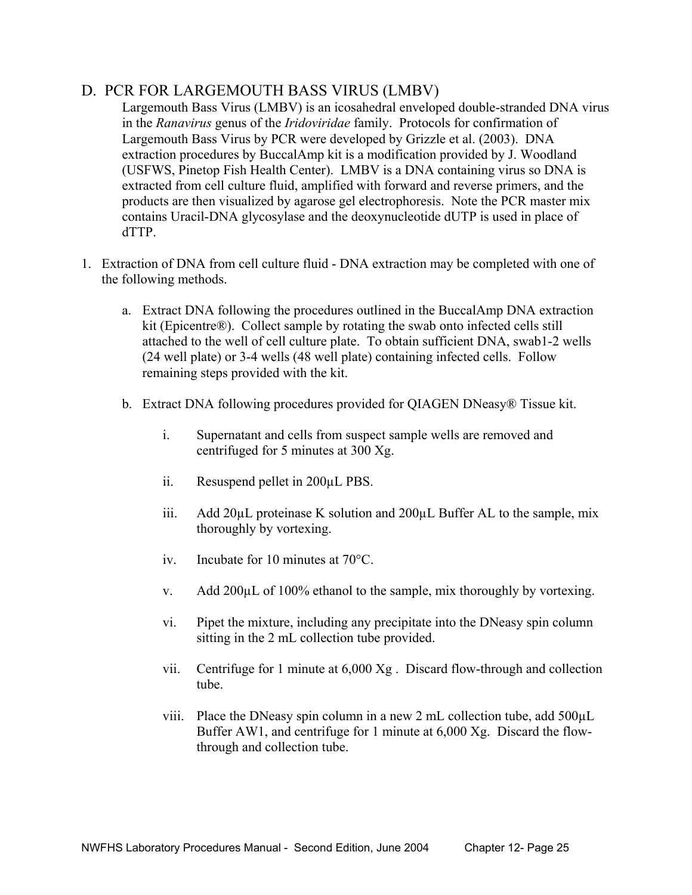## D. PCR FOR LARGEMOUTH BASS VIRUS (LMBV)

Largemouth Bass Virus (LMBV) is an icosahedral enveloped double-stranded DNA virus in the *Ranavirus* genus of the *Iridoviridae* family. Protocols for confirmation of Largemouth Bass Virus by PCR were developed by Grizzle et al. (2003). DNA extraction procedures by BuccalAmp kit is a modification provided by J. Woodland (USFWS, Pinetop Fish Health Center). LMBV is a DNA containing virus so DNA is extracted from cell culture fluid, amplified with forward and reverse primers, and the products are then visualized by agarose gel electrophoresis. Note the PCR master mix contains Uracil-DNA glycosylase and the deoxynucleotide dUTP is used in place of dTTP.

1. Extraction of DNA from cell culture fluid - DNA extraction may be completed with one of the following methods.

   a. Extract DNA following the procedures outlined in the BuccalAmp DNA extraction kit (Epicentre®). Collect sample by rotating the swab onto infected cells still attached to the well of cell culture plate. To obtain sufficient DNA, swab1-2 wells (24 well plate) or 3-4 wells (48 well plate) containing infected cells. Follow remaining steps provided with the kit.

   b. Extract DNA following procedures provided for QIAGEN DNeasy® Tissue kit.

      i. Supernatant and cells from suspect sample wells are removed and centrifuged for 5 minutes at 300 Xg.

      ii. Resuspend pellet in 200µL PBS.

      iii. Add 20µL proteinase K solution and 200µL Buffer AL to the sample, mix thoroughly by vortexing.

      iv. Incubate for 10 minutes at 70°C.

      v. Add 200µL of 100% ethanol to the sample, mix thoroughly by vortexing.

      vi. Pipet the mixture, including any precipitate into the DNeasy spin column sitting in the 2 mL collection tube provided.

      vii. Centrifuge for 1 minute at 6,000 Xg . Discard flow-through and collection tube.

      viii. Place the DNeasy spin column in a new 2 mL collection tube, add 500µL Buffer AW1, and centrifuge for 1 minute at 6,000 Xg. Discard the flow-through and collection tube.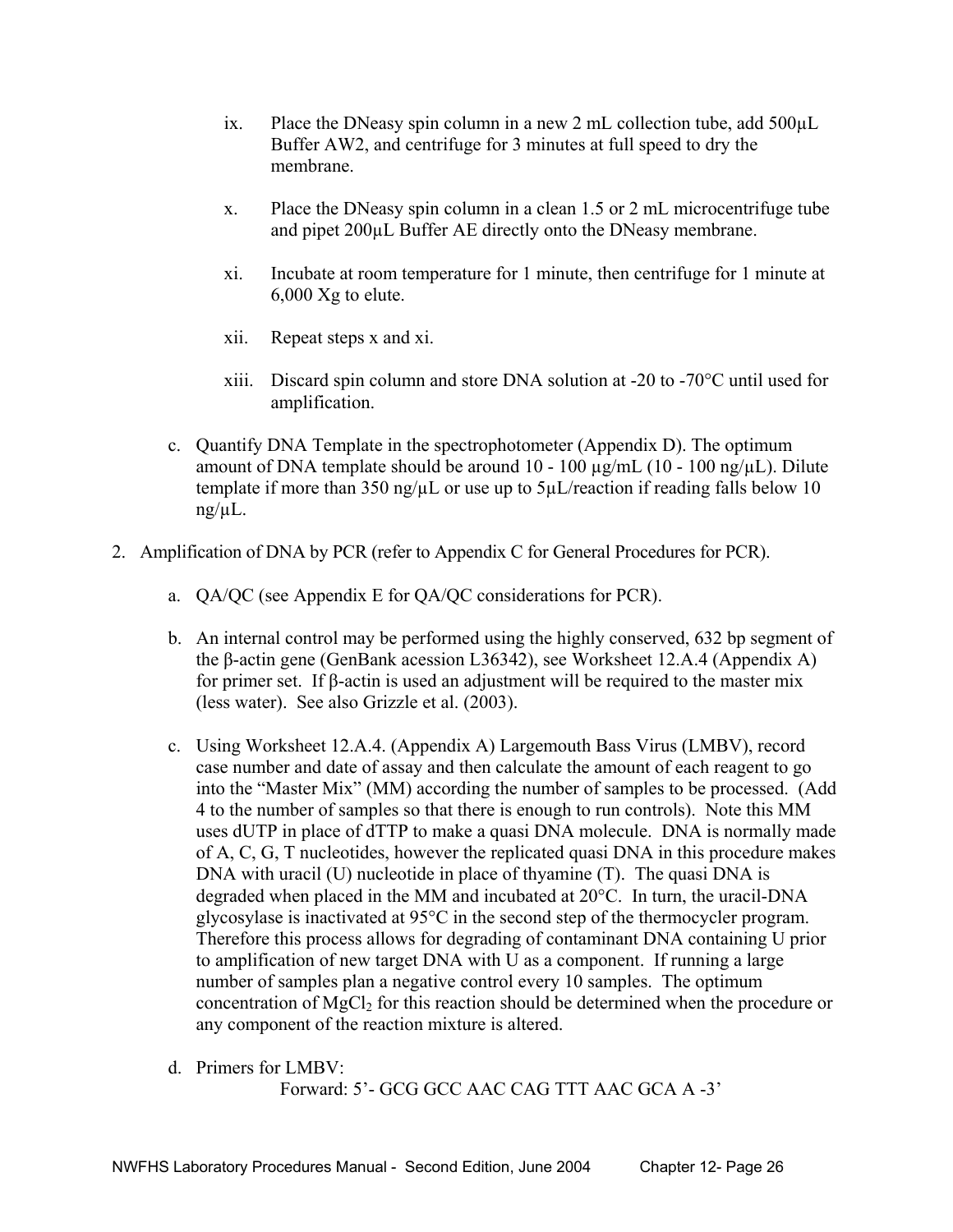ix. Place the DNeasy spin column in a new 2 mL collection tube, add 500µL Buffer AW2, and centrifuge for 3 minutes at full speed to dry the membrane.

x. Place the DNeasy spin column in a clean 1.5 or 2 mL microcentrifuge tube and pipet 200µL Buffer AE directly onto the DNeasy membrane.

xi. Incubate at room temperature for 1 minute, then centrifuge for 1 minute at 6,000 Xg to elute.

xii. Repeat steps x and xi.

xiii. Discard spin column and store DNA solution at -20 to -70°C until used for amplification.

c. Quantify DNA Template in the spectrophotometer (Appendix D). The optimum amount of DNA template should be around 10 - 100 µg/mL (10 - 100 ng/µL). Dilute template if more than 350 ng/µL or use up to 5µL/reaction if reading falls below 10 ng/µL.

2. Amplification of DNA by PCR (refer to Appendix C for General Procedures for PCR).

   a. QA/QC (see Appendix E for QA/QC considerations for PCR).

   b. An internal control may be performed using the highly conserved, 632 bp segment of the β-actin gene (GenBank acession L36342), see Worksheet 12.A.4 (Appendix A) for primer set. If β-actin is used an adjustment will be required to the master mix (less water). See also Grizzle et al. (2003).

   c. Using Worksheet 12.A.4. (Appendix A) Largemouth Bass Virus (LMBV), record case number and date of assay and then calculate the amount of each reagent to go into the "Master Mix" (MM) according the number of samples to be processed. (Add 4 to the number of samples so that there is enough to run controls). Note this MM uses dUTP in place of dTTP to make a quasi DNA molecule. DNA is normally made of A, C, G, T nucleotides, however the replicated quasi DNA in this procedure makes DNA with uracil (U) nucleotide in place of thyamine (T). The quasi DNA is degraded when placed in the MM and incubated at 20°C. In turn, the uracil-DNA glycosylase is inactivated at 95°C in the second step of the thermocycler program. Therefore this process allows for degrading of contaminant DNA containing U prior to amplification of new target DNA with U as a component. If running a large number of samples plan a negative control every 10 samples. The optimum concentration of $MgCl_2$ for this reaction should be determined when the procedure or any component of the reaction mixture is altered.

   d. Primers for LMBV:

      Forward: 5'- GCG GCC AAC CAG TTT AAC GCA A -3'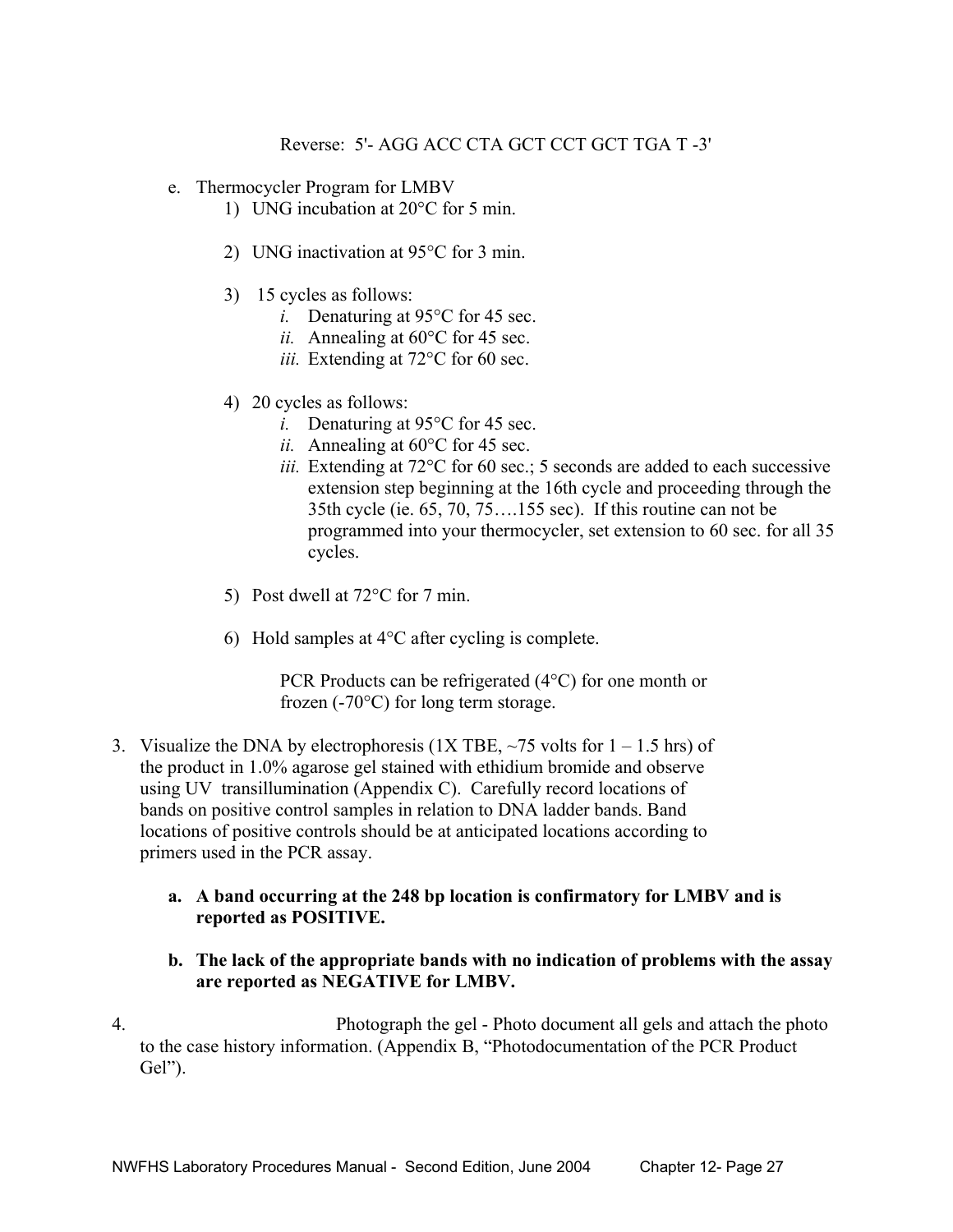Reverse: 5'- AGG ACC CTA GCT CCT GCT TGA T -3'

e. Thermocycler Program for LMBV
   1) UNG incubation at 20°C for 5 min.

   2) UNG inactivation at 95°C for 3 min.

   3) 15 cycles as follows:
      *i.* Denaturing at 95°C for 45 sec.
      *ii.* Annealing at 60°C for 45 sec.
      *iii.* Extending at 72°C for 60 sec.

   4) 20 cycles as follows:
      *i.* Denaturing at 95°C for 45 sec.
      *ii.* Annealing at 60°C for 45 sec.
      *iii.* Extending at 72°C for 60 sec.; 5 seconds are added to each successive extension step beginning at the 16th cycle and proceeding through the 35th cycle (ie. 65, 70, 75….155 sec). If this routine can not be programmed into your thermocycler, set extension to 60 sec. for all 35 cycles.

   5) Post dwell at 72°C for 7 min.

   6) Hold samples at 4°C after cycling is complete.

      PCR Products can be refrigerated (4°C) for one month or frozen (-70°C) for long term storage.

3. Visualize the DNA by electrophoresis (1X TBE, ~75 volts for 1 – 1.5 hrs) of the product in 1.0% agarose gel stained with ethidium bromide and observe using UV transillumination (Appendix C). Carefully record locations of bands on positive control samples in relation to DNA ladder bands. Band locations of positive controls should be at anticipated locations according to primers used in the PCR assay.

   **a. A band occurring at the 248 bp location is confirmatory for LMBV and is reported as POSITIVE.**

   **b. The lack of the appropriate bands with no indication of problems with the assay are reported as NEGATIVE for LMBV.**

4. Photograph the gel - Photo document all gels and attach the photo to the case history information. (Appendix B, "Photodocumentation of the PCR Product Gel").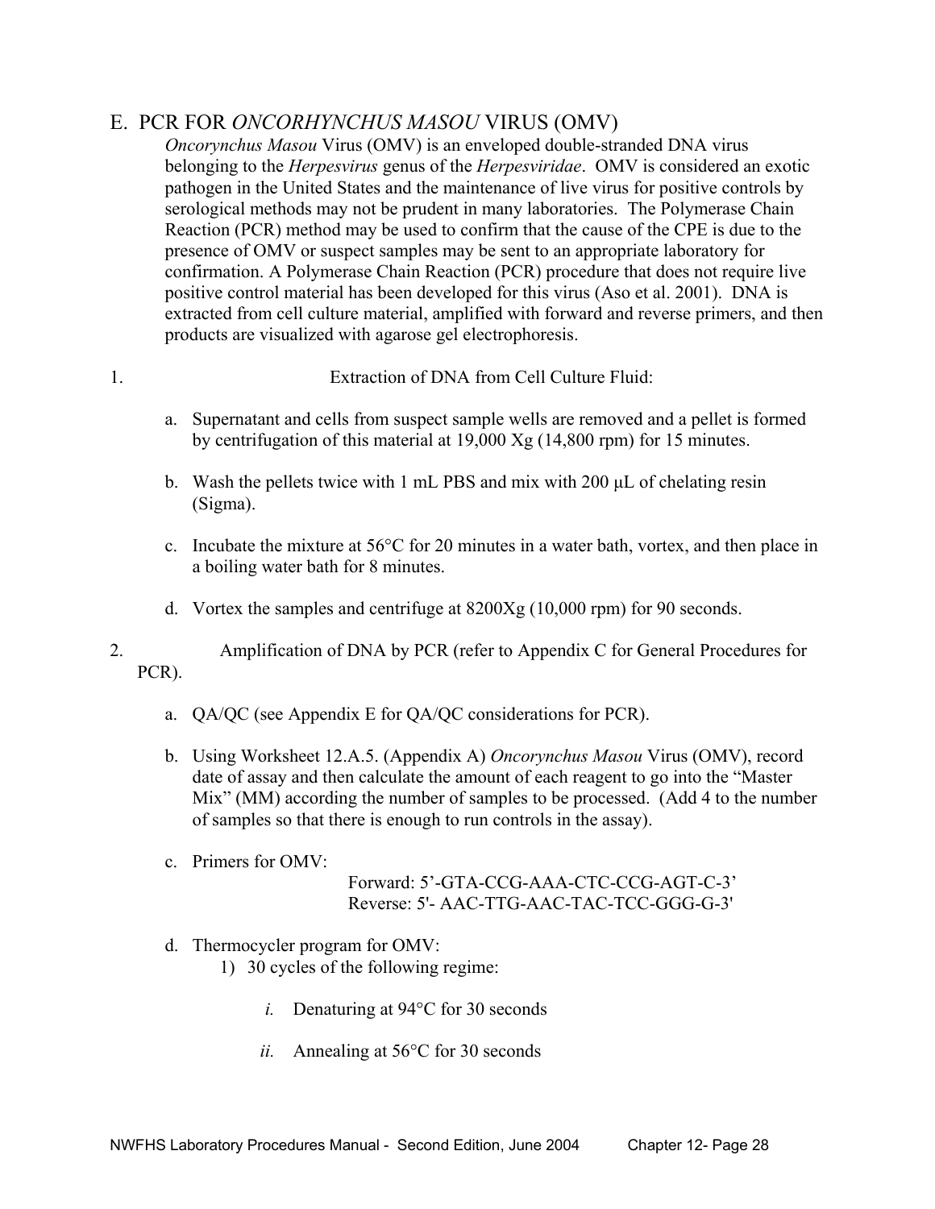## E. PCR FOR *ONCORHYNCHUS MASOU* VIRUS (OMV)

*Oncorynchus Masou* Virus (OMV) is an enveloped double-stranded DNA virus belonging to the *Herpesvirus* genus of the *Herpesviridae*. OMV is considered an exotic pathogen in the United States and the maintenance of live virus for positive controls by serological methods may not be prudent in many laboratories. The Polymerase Chain Reaction (PCR) method may be used to confirm that the cause of the CPE is due to the presence of OMV or suspect samples may be sent to an appropriate laboratory for confirmation. A Polymerase Chain Reaction (PCR) procedure that does not require live positive control material has been developed for this virus (Aso et al. 2001). DNA is extracted from cell culture material, amplified with forward and reverse primers, and then products are visualized with agarose gel electrophoresis.

1. Extraction of DNA from Cell Culture Fluid:

   a. Supernatant and cells from suspect sample wells are removed and a pellet is formed by centrifugation of this material at 19,000 Xg (14,800 rpm) for 15 minutes.

   b. Wash the pellets twice with 1 mL PBS and mix with 200 µL of chelating resin (Sigma).

   c. Incubate the mixture at 56°C for 20 minutes in a water bath, vortex, and then place in a boiling water bath for 8 minutes.

   d. Vortex the samples and centrifuge at 8200Xg (10,000 rpm) for 90 seconds.

2. Amplification of DNA by PCR (refer to Appendix C for General Procedures for PCR).

   a. QA/QC (see Appendix E for QA/QC considerations for PCR).

   b. Using Worksheet 12.A.5. (Appendix A) *Oncorynchus Masou* Virus (OMV), record date of assay and then calculate the amount of each reagent to go into the "Master Mix" (MM) according the number of samples to be processed. (Add 4 to the number of samples so that there is enough to run controls in the assay).

   c. Primers for OMV:

      Forward: 5'-GTA-CCG-AAA-CTC-CCG-AGT-C-3'
      Reverse: 5'- AAC-TTG-AAC-TAC-TCC-GGG-G-3'

   d. Thermocycler program for OMV:

      1) 30 cycles of the following regime:

         *i.* Denaturing at 94°C for 30 seconds

         *ii.* Annealing at 56°C for 30 seconds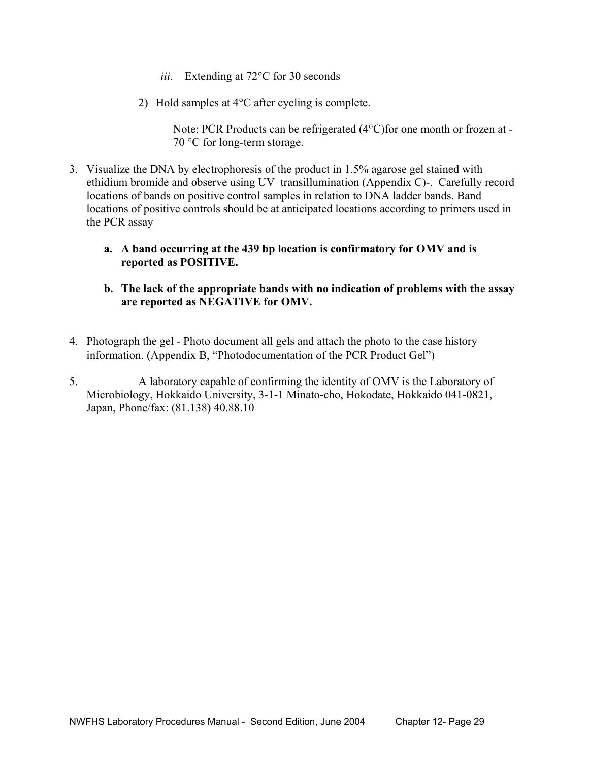*iii.* Extending at 72°C for 30 seconds

2) Hold samples at 4°C after cycling is complete.

Note: PCR Products can be refrigerated (4°C)for one month or frozen at -70 °C for long-term storage.

3. Visualize the DNA by electrophoresis of the product in 1.5% agarose gel stained with ethidium bromide and observe using UV transillumination (Appendix C)-. Carefully record locations of bands on positive control samples in relation to DNA ladder bands. Band locations of positive controls should be at anticipated locations according to primers used in the PCR assay

   **a. A band occurring at the 439 bp location is confirmatory for OMV and is reported as POSITIVE.**

   **b. The lack of the appropriate bands with no indication of problems with the assay are reported as NEGATIVE for OMV.**

4. Photograph the gel - Photo document all gels and attach the photo to the case history information. (Appendix B, "Photodocumentation of the PCR Product Gel")

5. A laboratory capable of confirming the identity of OMV is the Laboratory of Microbiology, Hokkaido University, 3-1-1 Minato-cho, Hokodate, Hokkaido 041-0821, Japan, Phone/fax: (81.138) 40.88.10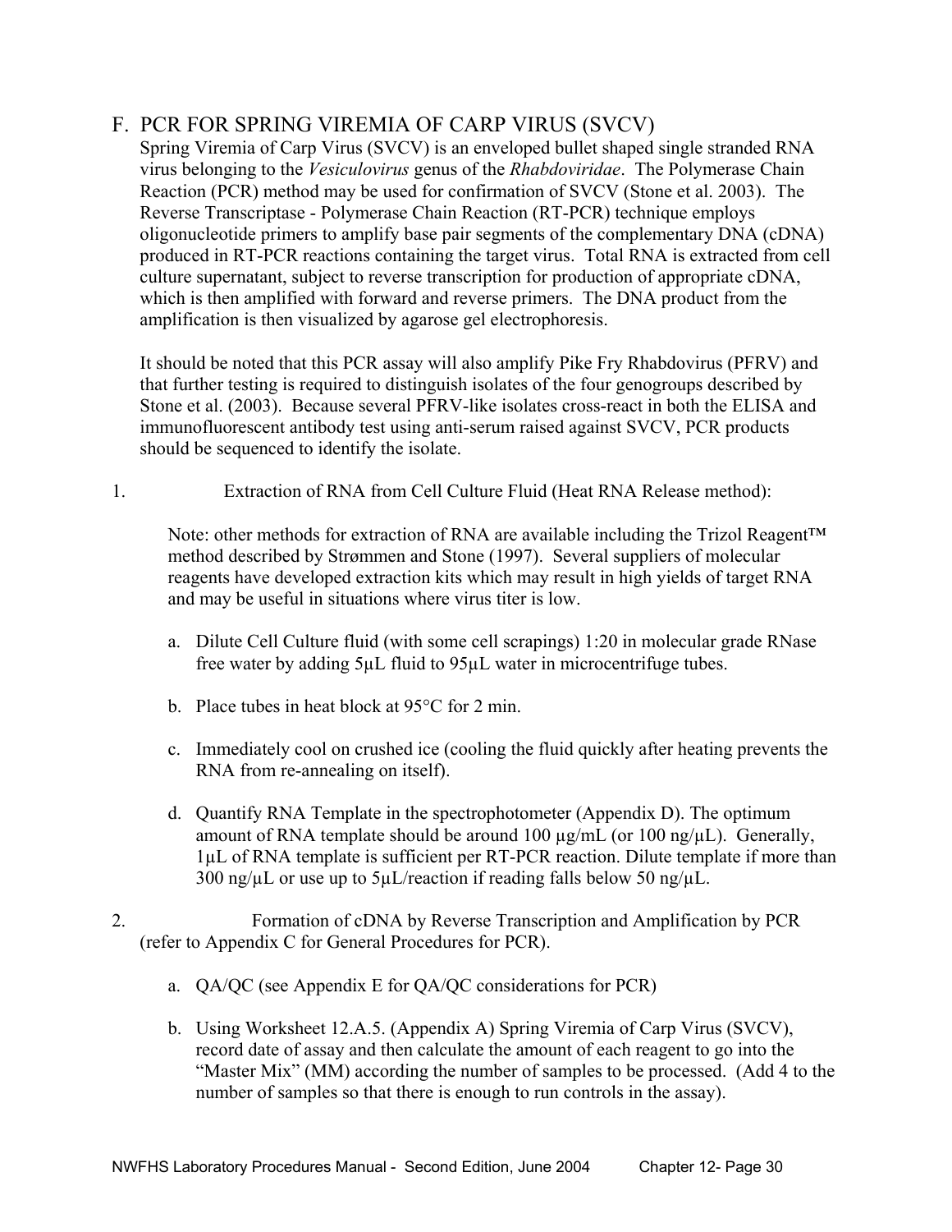## F. PCR FOR SPRING VIREMIA OF CARP VIRUS (SVCV)

Spring Viremia of Carp Virus (SVCV) is an enveloped bullet shaped single stranded RNA virus belonging to the *Vesiculovirus* genus of the *Rhabdoviridae*. The Polymerase Chain Reaction (PCR) method may be used for confirmation of SVCV (Stone et al. 2003). The Reverse Transcriptase - Polymerase Chain Reaction (RT-PCR) technique employs oligonucleotide primers to amplify base pair segments of the complementary DNA (cDNA) produced in RT-PCR reactions containing the target virus. Total RNA is extracted from cell culture supernatant, subject to reverse transcription for production of appropriate cDNA, which is then amplified with forward and reverse primers. The DNA product from the amplification is then visualized by agarose gel electrophoresis.

It should be noted that this PCR assay will also amplify Pike Fry Rhabdovirus (PFRV) and that further testing is required to distinguish isolates of the four genogroups described by Stone et al. (2003). Because several PFRV-like isolates cross-react in both the ELISA and immunofluorescent antibody test using anti-serum raised against SVCV, PCR products should be sequenced to identify the isolate.

1. Extraction of RNA from Cell Culture Fluid (Heat RNA Release method):

   Note: other methods for extraction of RNA are available including the Trizol Reagent™ method described by Strømmen and Stone (1997). Several suppliers of molecular reagents have developed extraction kits which may result in high yields of target RNA and may be useful in situations where virus titer is low.

   a. Dilute Cell Culture fluid (with some cell scrapings) 1:20 in molecular grade RNase free water by adding 5µL fluid to 95µL water in microcentrifuge tubes.

   b. Place tubes in heat block at 95°C for 2 min.

   c. Immediately cool on crushed ice (cooling the fluid quickly after heating prevents the RNA from re-annealing on itself).

   d. Quantify RNA Template in the spectrophotometer (Appendix D). The optimum amount of RNA template should be around 100 µg/mL (or 100 ng/µL). Generally, 1µL of RNA template is sufficient per RT-PCR reaction. Dilute template if more than 300 ng/µL or use up to 5µL/reaction if reading falls below 50 ng/µL.

2. Formation of cDNA by Reverse Transcription and Amplification by PCR (refer to Appendix C for General Procedures for PCR).

   a. QA/QC (see Appendix E for QA/QC considerations for PCR)

   b. Using Worksheet 12.A.5. (Appendix A) Spring Viremia of Carp Virus (SVCV), record date of assay and then calculate the amount of each reagent to go into the "Master Mix" (MM) according the number of samples to be processed. (Add 4 to the number of samples so that there is enough to run controls in the assay).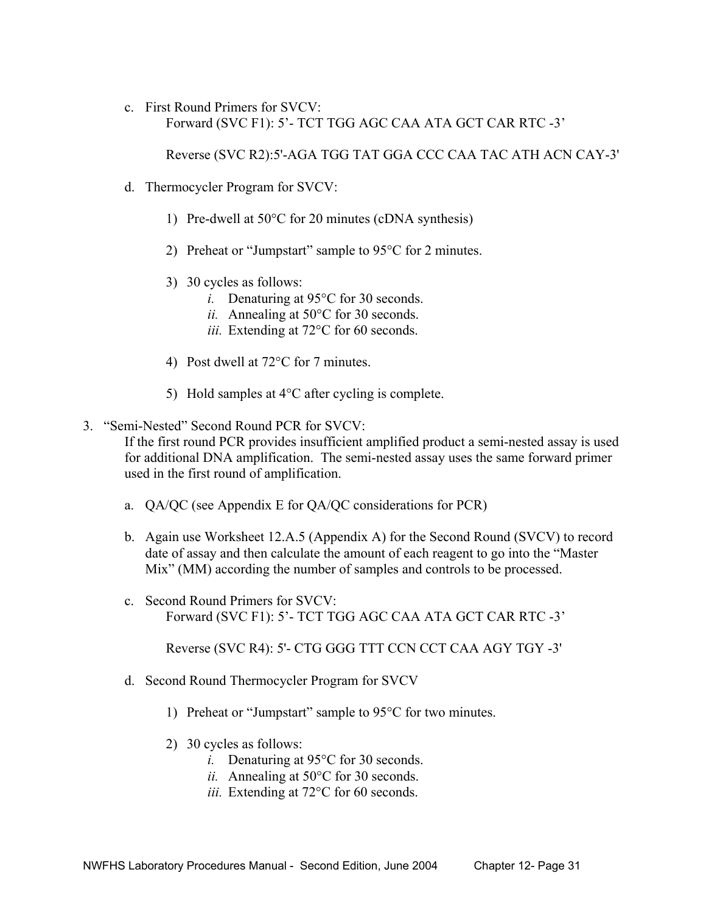c. First Round Primers for SVCV:
   Forward (SVC F1): 5'- TCT TGG AGC CAA ATA GCT CAR RTC -3'

   Reverse (SVC R2):5'-AGA TGG TAT GGA CCC CAA TAC ATH ACN CAY-3'

d. Thermocycler Program for SVCV:

   1) Pre-dwell at 50°C for 20 minutes (cDNA synthesis)

   2) Preheat or "Jumpstart" sample to 95°C for 2 minutes.

   3) 30 cycles as follows:
      *i.* Denaturing at 95°C for 30 seconds.
      *ii.* Annealing at 50°C for 30 seconds.
      *iii.* Extending at 72°C for 60 seconds.

   4) Post dwell at 72°C for 7 minutes.

   5) Hold samples at 4°C after cycling is complete.

3. "Semi-Nested" Second Round PCR for SVCV:
   If the first round PCR provides insufficient amplified product a semi-nested assay is used for additional DNA amplification. The semi-nested assay uses the same forward primer used in the first round of amplification.

   a. QA/QC (see Appendix E for QA/QC considerations for PCR)

   b. Again use Worksheet 12.A.5 (Appendix A) for the Second Round (SVCV) to record date of assay and then calculate the amount of each reagent to go into the "Master Mix" (MM) according the number of samples and controls to be processed.

   c. Second Round Primers for SVCV:
      Forward (SVC F1): 5'- TCT TGG AGC CAA ATA GCT CAR RTC -3'

      Reverse (SVC R4): 5'- CTG GGG TTT CCN CCT CAA AGY TGY -3'

   d. Second Round Thermocycler Program for SVCV

      1) Preheat or "Jumpstart" sample to 95°C for two minutes.

      2) 30 cycles as follows:
         *i.* Denaturing at 95°C for 30 seconds.
         *ii.* Annealing at 50°C for 30 seconds.
         *iii.* Extending at 72°C for 60 seconds.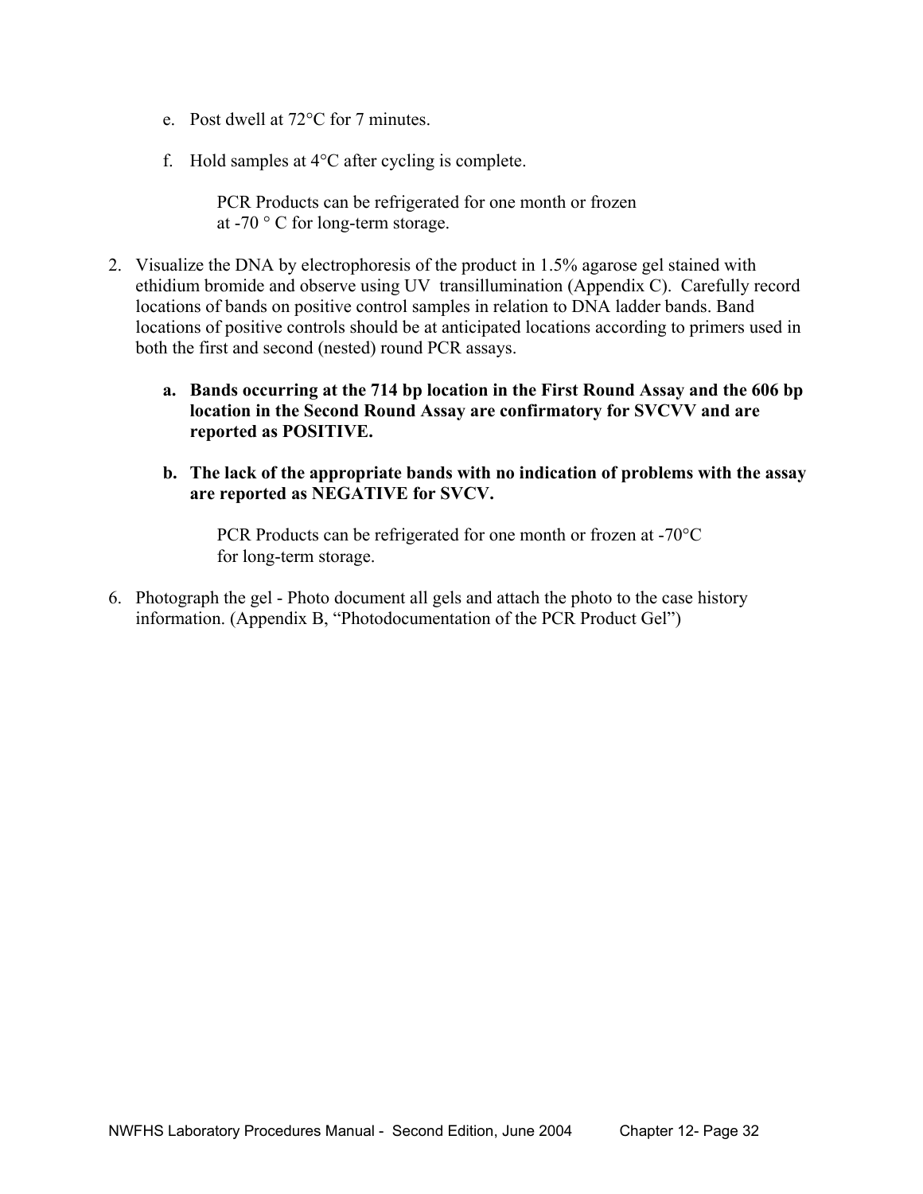e. Post dwell at 72°C for 7 minutes.

   f. Hold samples at 4°C after cycling is complete.

      PCR Products can be refrigerated for one month or frozen at -70 ° C for long-term storage.

2. Visualize the DNA by electrophoresis of the product in 1.5% agarose gel stained with ethidium bromide and observe using UV transillumination (Appendix C). Carefully record locations of bands on positive control samples in relation to DNA ladder bands. Band locations of positive controls should be at anticipated locations according to primers used in both the first and second (nested) round PCR assays.

   a. **Bands occurring at the 714 bp location in the First Round Assay and the 606 bp location in the Second Round Assay are confirmatory for SVCVV and are reported as POSITIVE.**

   b. **The lack of the appropriate bands with no indication of problems with the assay are reported as NEGATIVE for SVCV.**

      PCR Products can be refrigerated for one month or frozen at -70°C for long-term storage.

6. Photograph the gel - Photo document all gels and attach the photo to the case history information. (Appendix B, "Photodocumentation of the PCR Product Gel")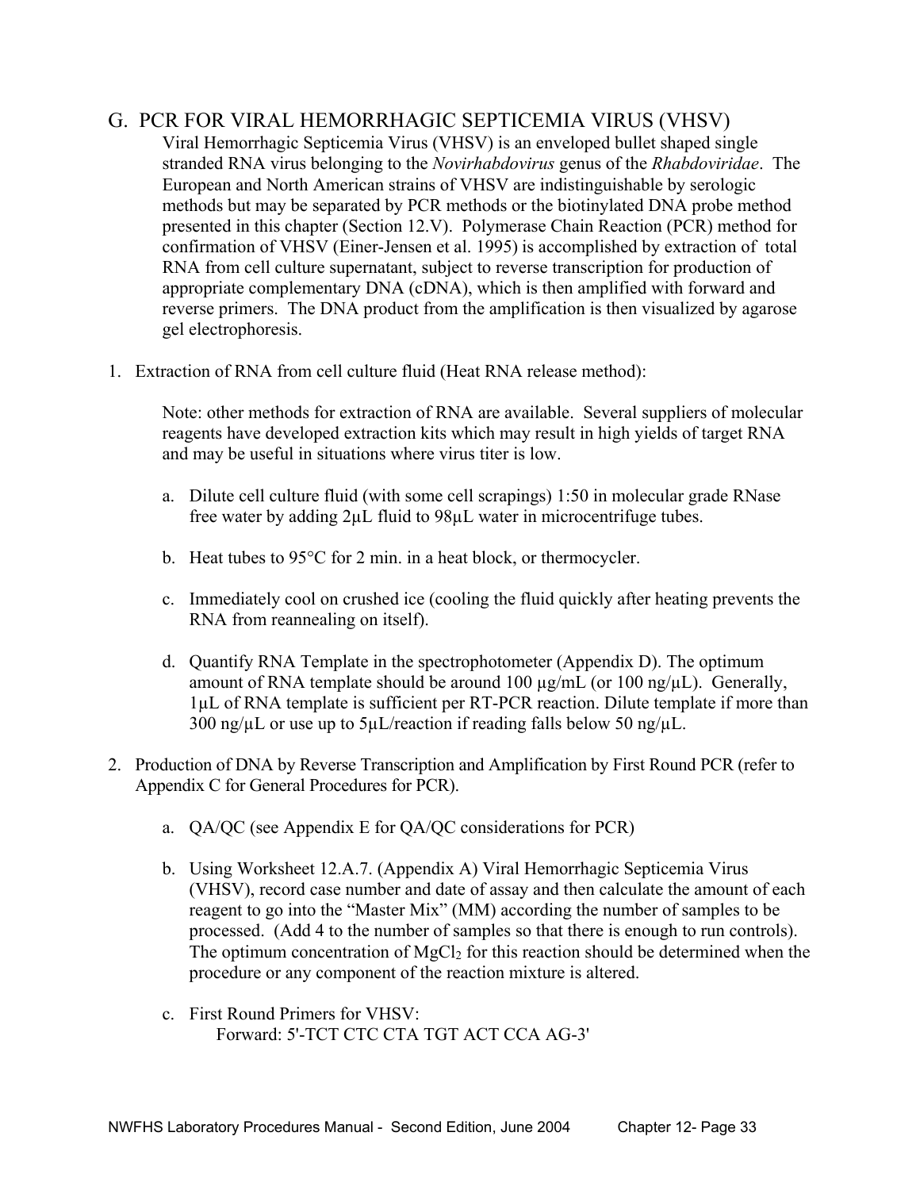## G. PCR FOR VIRAL HEMORRHAGIC SEPTICEMIA VIRUS (VHSV)

Viral Hemorrhagic Septicemia Virus (VHSV) is an enveloped bullet shaped single stranded RNA virus belonging to the *Novirhabdovirus* genus of the *Rhabdoviridae*. The European and North American strains of VHSV are indistinguishable by serologic methods but may be separated by PCR methods or the biotinylated DNA probe method presented in this chapter (Section 12.V). Polymerase Chain Reaction (PCR) method for confirmation of VHSV (Einer-Jensen et al. 1995) is accomplished by extraction of total RNA from cell culture supernatant, subject to reverse transcription for production of appropriate complementary DNA (cDNA), which is then amplified with forward and reverse primers. The DNA product from the amplification is then visualized by agarose gel electrophoresis.

1. Extraction of RNA from cell culture fluid (Heat RNA release method):

   Note: other methods for extraction of RNA are available. Several suppliers of molecular reagents have developed extraction kits which may result in high yields of target RNA and may be useful in situations where virus titer is low.

   a. Dilute cell culture fluid (with some cell scrapings) 1:50 in molecular grade RNase free water by adding 2µL fluid to 98µL water in microcentrifuge tubes.

   b. Heat tubes to 95°C for 2 min. in a heat block, or thermocycler.

   c. Immediately cool on crushed ice (cooling the fluid quickly after heating prevents the RNA from reannealing on itself).

   d. Quantify RNA Template in the spectrophotometer (Appendix D). The optimum amount of RNA template should be around 100 µg/mL (or 100 ng/µL). Generally, 1µL of RNA template is sufficient per RT-PCR reaction. Dilute template if more than 300 ng/µL or use up to 5µL/reaction if reading falls below 50 ng/µL.

2. Production of DNA by Reverse Transcription and Amplification by First Round PCR (refer to Appendix C for General Procedures for PCR).

   a. QA/QC (see Appendix E for QA/QC considerations for PCR)

   b. Using Worksheet 12.A.7. (Appendix A) Viral Hemorrhagic Septicemia Virus (VHSV), record case number and date of assay and then calculate the amount of each reagent to go into the "Master Mix" (MM) according the number of samples to be processed. (Add 4 to the number of samples so that there is enough to run controls). The optimum concentration of $MgCl_2$ for this reaction should be determined when the procedure or any component of the reaction mixture is altered.

   c. First Round Primers for VHSV:
      Forward: 5'-TCT CTC CTA TGT ACT CCA AG-3'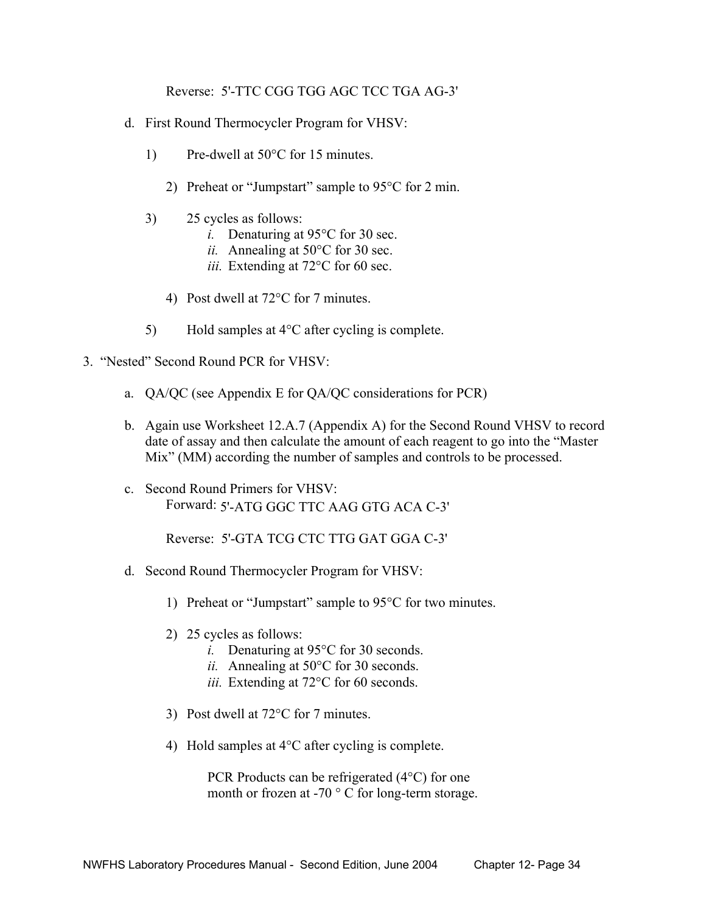Reverse: 5'-TTC CGG TGG AGC TCC TGA AG-3'

d. First Round Thermocycler Program for VHSV:

   1) Pre-dwell at 50°C for 15 minutes.

   2) Preheat or "Jumpstart" sample to 95°C for 2 min.

   3) 25 cycles as follows:
      *i.* Denaturing at 95°C for 30 sec.
      *ii.* Annealing at 50°C for 30 sec.
      *iii.* Extending at 72°C for 60 sec.

   4) Post dwell at 72°C for 7 minutes.

   5) Hold samples at 4°C after cycling is complete.

3. "Nested" Second Round PCR for VHSV:

   a. QA/QC (see Appendix E for QA/QC considerations for PCR)

   b. Again use Worksheet 12.A.7 (Appendix A) for the Second Round VHSV to record date of assay and then calculate the amount of each reagent to go into the "Master Mix" (MM) according the number of samples and controls to be processed.

   c. Second Round Primers for VHSV:
      Forward: 5'-ATG GGC TTC AAG GTG ACA C-3'

      Reverse: 5'-GTA TCG CTC TTG GAT GGA C-3'

   d. Second Round Thermocycler Program for VHSV:

      1) Preheat or "Jumpstart" sample to 95°C for two minutes.

      2) 25 cycles as follows:
         *i.* Denaturing at 95°C for 30 seconds.
         *ii.* Annealing at 50°C for 30 seconds.
         *iii.* Extending at 72°C for 60 seconds.

      3) Post dwell at 72°C for 7 minutes.

      4) Hold samples at 4°C after cycling is complete.

         PCR Products can be refrigerated (4°C) for one month or frozen at -70 ° C for long-term storage.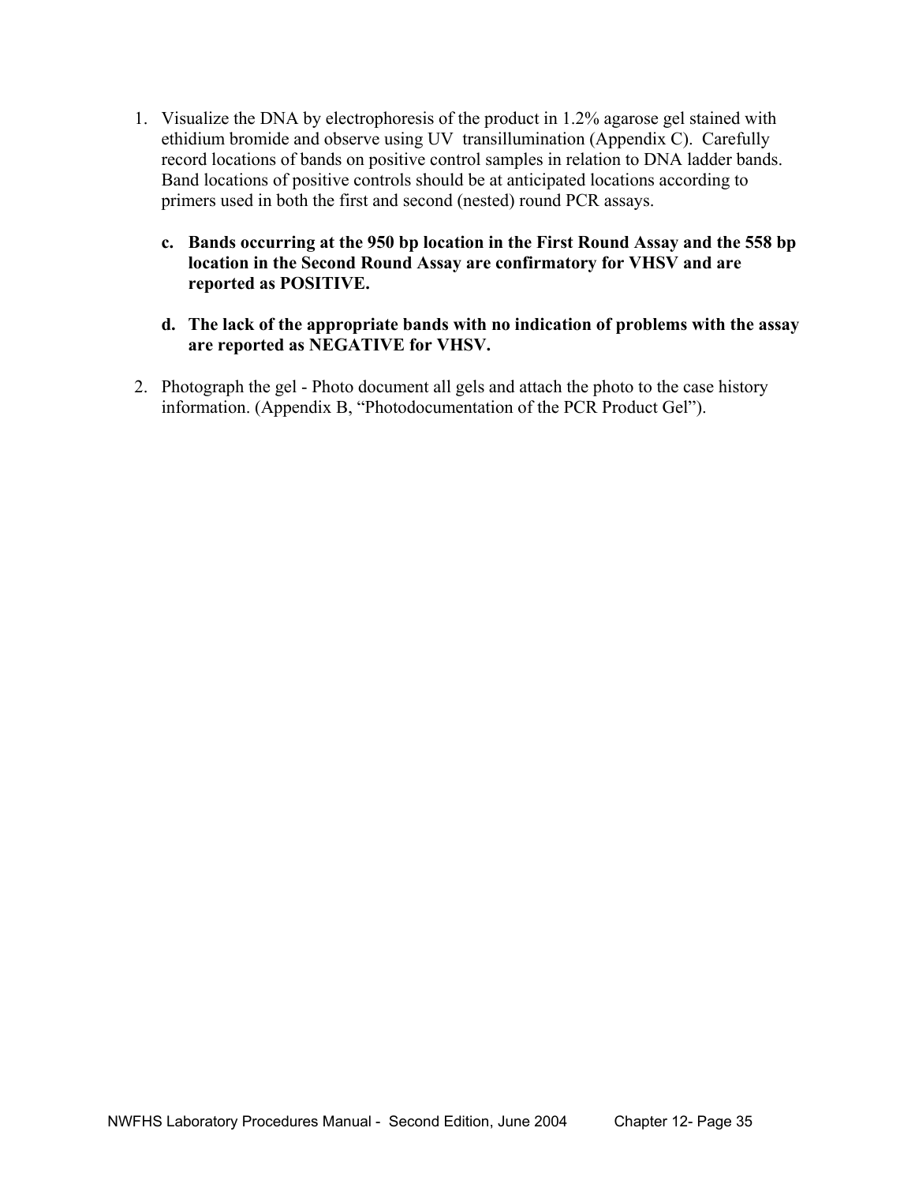1. Visualize the DNA by electrophoresis of the product in 1.2% agarose gel stained with ethidium bromide and observe using UV transillumination (Appendix C). Carefully record locations of bands on positive control samples in relation to DNA ladder bands. Band locations of positive controls should be at anticipated locations according to primers used in both the first and second (nested) round PCR assays.

   c. **Bands occurring at the 950 bp location in the First Round Assay and the 558 bp location in the Second Round Assay are confirmatory for VHSV and are reported as POSITIVE.**

   d. **The lack of the appropriate bands with no indication of problems with the assay are reported as NEGATIVE for VHSV.**

2. Photograph the gel - Photo document all gels and attach the photo to the case history information. (Appendix B, "Photodocumentation of the PCR Product Gel").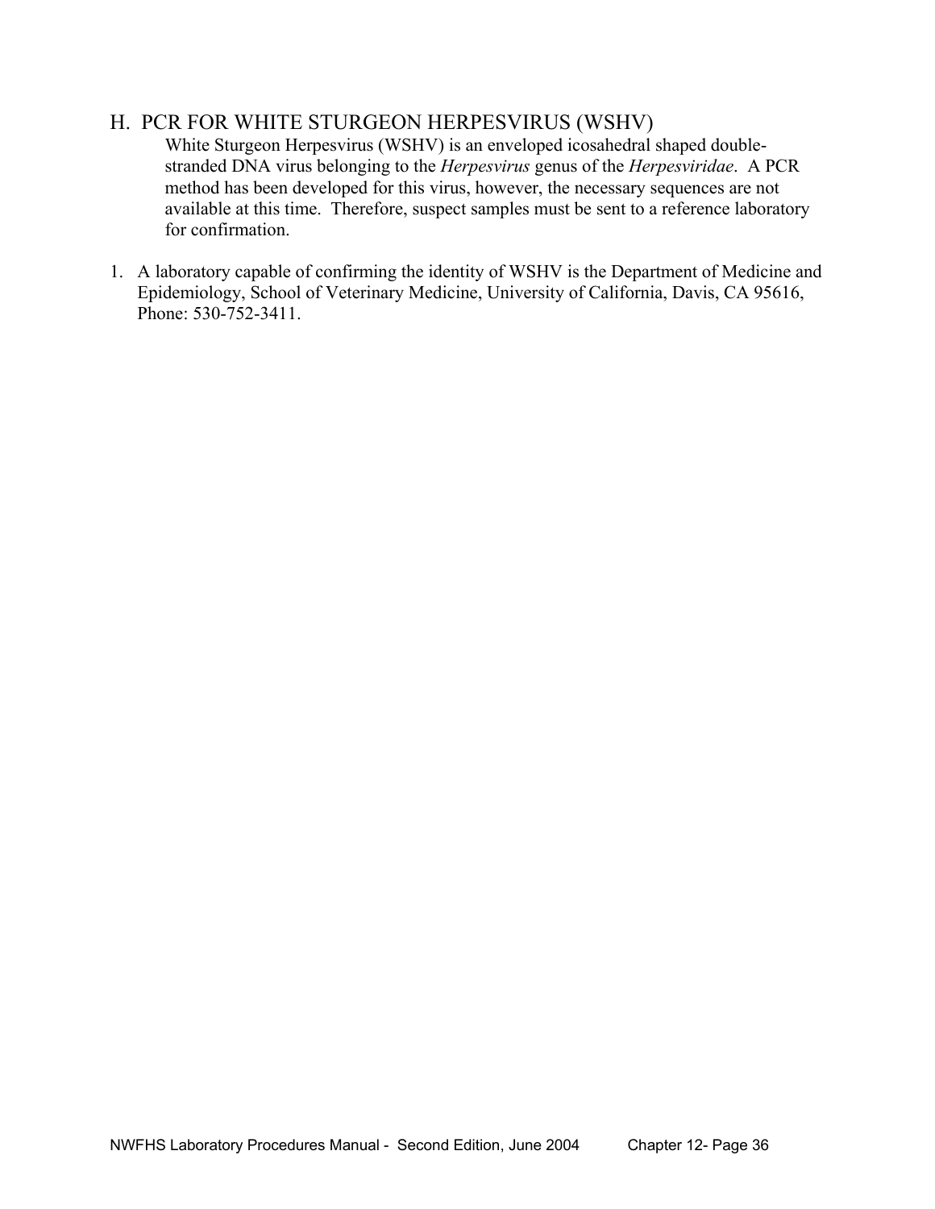## H. PCR FOR WHITE STURGEON HERPESVIRUS (WSHV)

White Sturgeon Herpesvirus (WSHV) is an enveloped icosahedral shaped double-stranded DNA virus belonging to the *Herpesvirus* genus of the *Herpesviridae*. A PCR method has been developed for this virus, however, the necessary sequences are not available at this time. Therefore, suspect samples must be sent to a reference laboratory for confirmation.

1. A laboratory capable of confirming the identity of WSHV is the Department of Medicine and Epidemiology, School of Veterinary Medicine, University of California, Davis, CA 95616, Phone: 530-752-3411.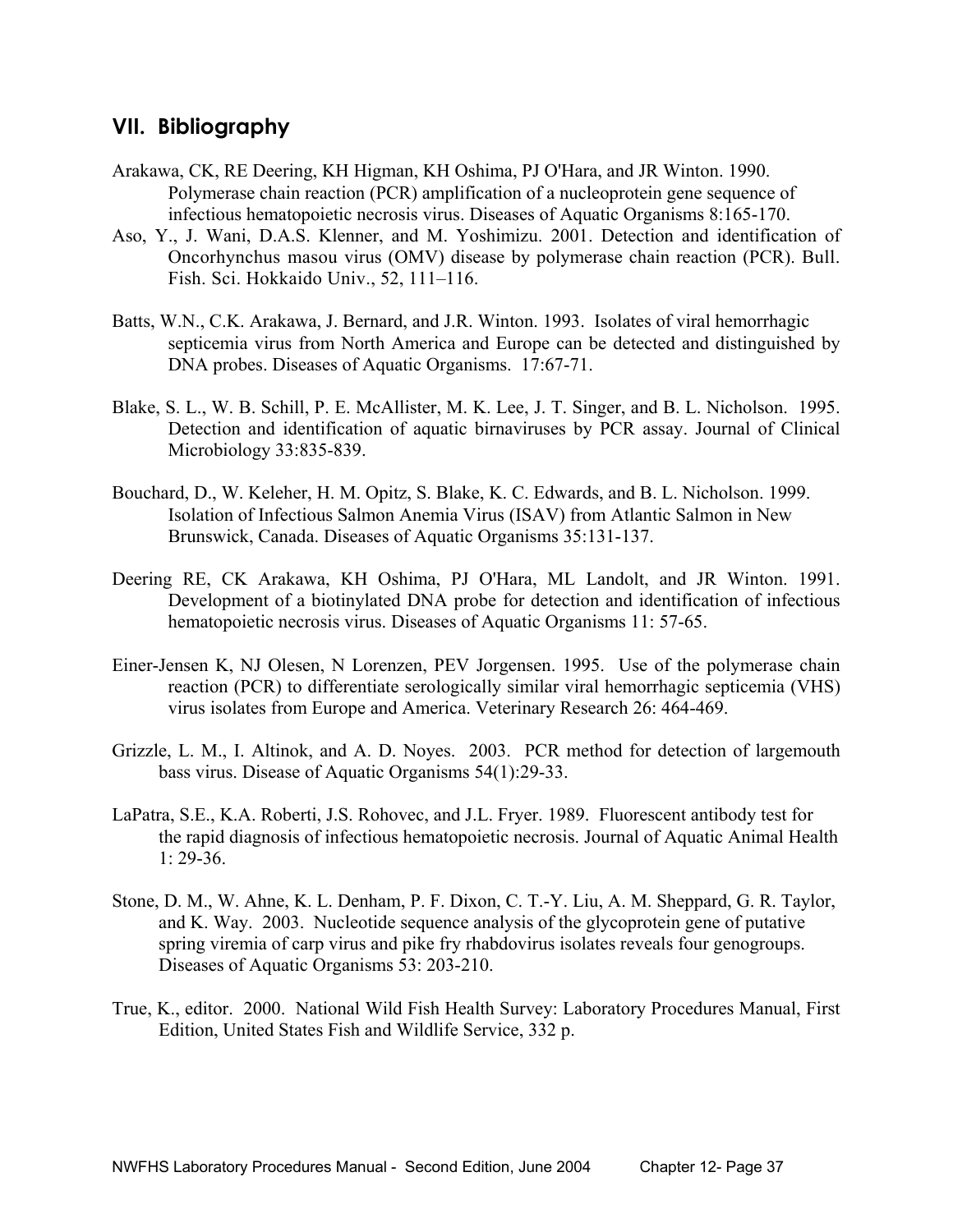## VII. Bibliography

Arakawa, CK, RE Deering, KH Higman, KH Oshima, PJ O'Hara, and JR Winton. 1990. Polymerase chain reaction (PCR) amplification of a nucleoprotein gene sequence of infectious hematopoietic necrosis virus. Diseases of Aquatic Organisms 8:165-170.

Aso, Y., J. Wani, D.A.S. Klenner, and M. Yoshimizu. 2001. Detection and identification of Oncorhynchus masou virus (OMV) disease by polymerase chain reaction (PCR). Bull. Fish. Sci. Hokkaido Univ., 52, 111–116.

Batts, W.N., C.K. Arakawa, J. Bernard, and J.R. Winton. 1993. Isolates of viral hemorrhagic septicemia virus from North America and Europe can be detected and distinguished by DNA probes. Diseases of Aquatic Organisms. 17:67-71.

Blake, S. L., W. B. Schill, P. E. McAllister, M. K. Lee, J. T. Singer, and B. L. Nicholson. 1995. Detection and identification of aquatic birnaviruses by PCR assay. Journal of Clinical Microbiology 33:835-839.

Bouchard, D., W. Keleher, H. M. Opitz, S. Blake, K. C. Edwards, and B. L. Nicholson. 1999. Isolation of Infectious Salmon Anemia Virus (ISAV) from Atlantic Salmon in New Brunswick, Canada. Diseases of Aquatic Organisms 35:131-137.

Deering RE, CK Arakawa, KH Oshima, PJ O'Hara, ML Landolt, and JR Winton. 1991. Development of a biotinylated DNA probe for detection and identification of infectious hematopoietic necrosis virus. Diseases of Aquatic Organisms 11: 57-65.

Einer-Jensen K, NJ Olesen, N Lorenzen, PEV Jorgensen. 1995. Use of the polymerase chain reaction (PCR) to differentiate serologically similar viral hemorrhagic septicemia (VHS) virus isolates from Europe and America. Veterinary Research 26: 464-469.

Grizzle, L. M., I. Altinok, and A. D. Noyes. 2003. PCR method for detection of largemouth bass virus. Disease of Aquatic Organisms 54(1):29-33.

LaPatra, S.E., K.A. Roberti, J.S. Rohovec, and J.L. Fryer. 1989. Fluorescent antibody test for the rapid diagnosis of infectious hematopoietic necrosis. Journal of Aquatic Animal Health 1: 29-36.

Stone, D. M., W. Ahne, K. L. Denham, P. F. Dixon, C. T.-Y. Liu, A. M. Sheppard, G. R. Taylor, and K. Way. 2003. Nucleotide sequence analysis of the glycoprotein gene of putative spring viremia of carp virus and pike fry rhabdovirus isolates reveals four genogroups. Diseases of Aquatic Organisms 53: 203-210.

True, K., editor. 2000. National Wild Fish Health Survey: Laboratory Procedures Manual, First Edition, United States Fish and Wildlife Service, 332 p.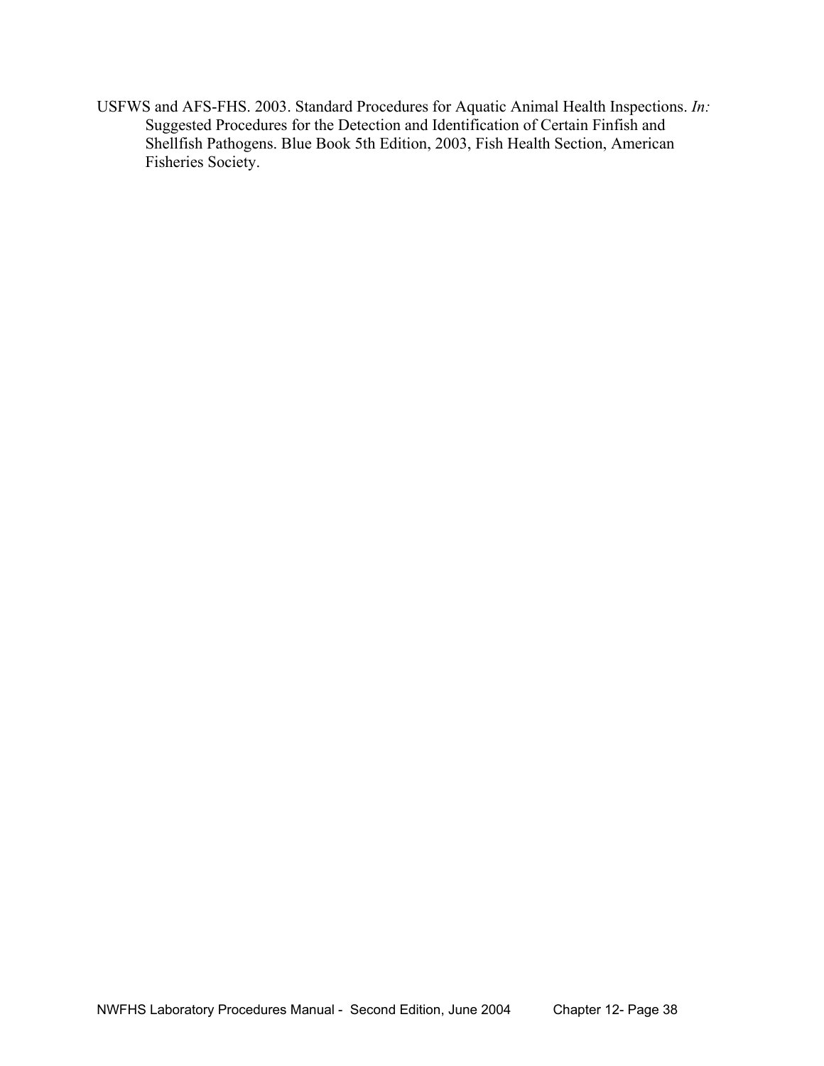USFWS and AFS-FHS. 2003. Standard Procedures for Aquatic Animal Health Inspections. *In:* Suggested Procedures for the Detection and Identification of Certain Finfish and Shellfish Pathogens. Blue Book 5th Edition, 2003, Fish Health Section, American Fisheries Society.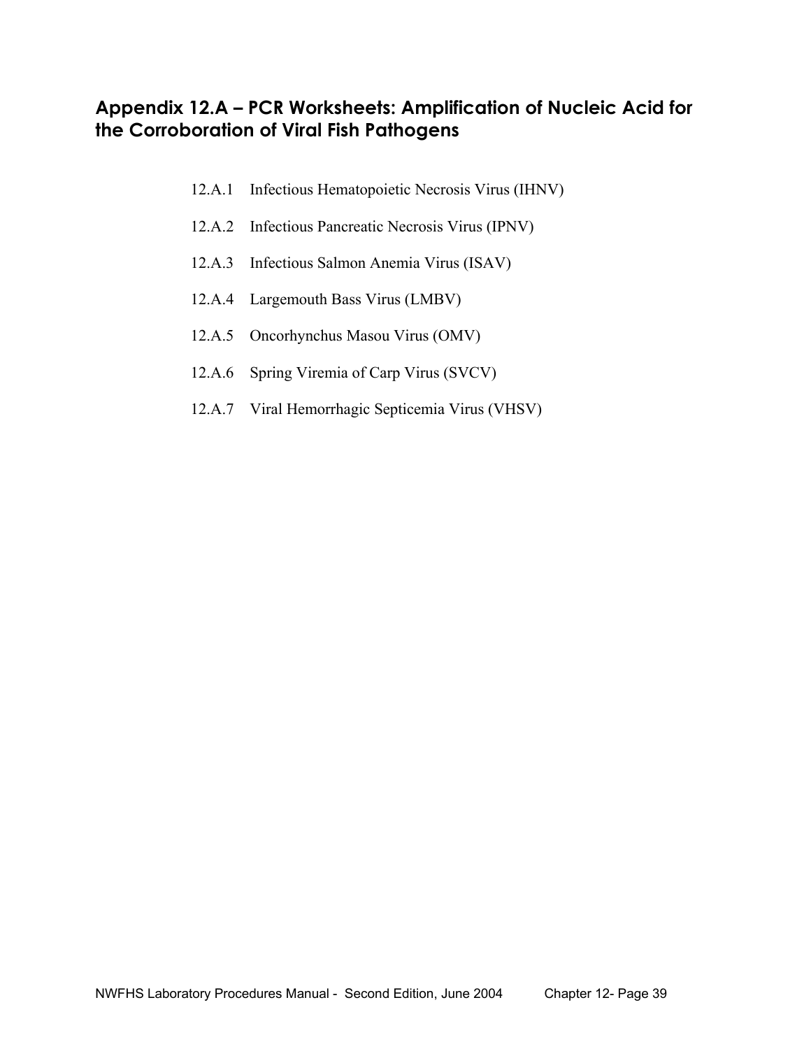## Appendix 12.A – PCR Worksheets: Amplification of Nucleic Acid for the Corroboration of Viral Fish Pathogens

12.A.1 Infectious Hematopoietic Necrosis Virus (IHNV)

12.A.2 Infectious Pancreatic Necrosis Virus (IPNV)

12.A.3 Infectious Salmon Anemia Virus (ISAV)

12.A.4 Largemouth Bass Virus (LMBV)

12.A.5 Oncorhynchus Masou Virus (OMV)

12.A.6 Spring Viremia of Carp Virus (SVCV)

12.A.7 Viral Hemorrhagic Septicemia Virus (VHSV)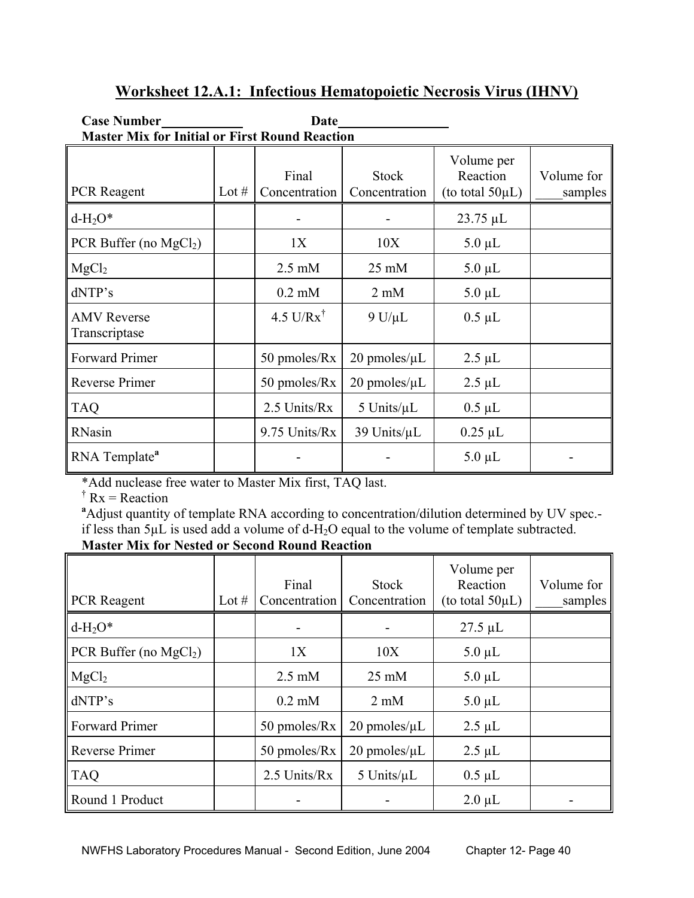## Worksheet 12.A.1: Infectious Hematopoietic Necrosis Virus (IHNV)

**Case Number**\_\_\_\_\_\_\_\_\_\_\_\_ **Date**\_\_\_\_\_\_\_\_\_\_\_\_\_\_\_\_

**Master Mix for Initial or First Round Reaction**

| PCR Reagent | Lot # | Final Concentration | Stock Concentration | Volume per Reaction (to total 50µL) | Volume for \_\_\_\_samples |
|---|---|---|---|---|---|
| d-$H_2O$* | | - | - | 23.75 µL | |
| PCR Buffer (no $MgCl_2$) | | 1X | 10X | 5.0 µL | |
| $MgCl_2$ | | 2.5 mM | 25 mM | 5.0 µL | |
| dNTP's | | 0.2 mM | 2 mM | 5.0 µL | |
| AMV Reverse Transcriptase | | 4.5 U/Rx[†] | 9 U/µL | 0.5 µL | |
| Forward Primer | | 50 pmoles/Rx | 20 pmoles/µL | 2.5 µL | |
| Reverse Primer | | 50 pmoles/Rx | 20 pmoles/µL | 2.5 µL | |
| TAQ | | 2.5 Units/Rx | 5 Units/µL | 0.5 µL | |
| RNasin | | 9.75 Units/Rx | 39 Units/µL | 0.25 µL | |
| RNA Template[a] | | - | - | 5.0 µL | - |

*Add nuclease free water to Master Mix first, TAQ last.

[†] Rx = Reaction

[a]Adjust quantity of template RNA according to concentration/dilution determined by UV spec.- if less than 5µL is used add a volume of d-$H_2O$ equal to the volume of template subtracted.

**Master Mix for Nested or Second Round Reaction**

| PCR Reagent | Lot # | Final Concentration | Stock Concentration | Volume per Reaction (to total 50µL) | Volume for \_\_\_\_samples |
|---|---|---|---|---|---|
| d-$H_2O$* | | - | - | 27.5 µL | |
| PCR Buffer (no $MgCl_2$) | | 1X | 10X | 5.0 µL | |
| $MgCl_2$ | | 2.5 mM | 25 mM | 5.0 µL | |
| dNTP's | | 0.2 mM | 2 mM | 5.0 µL | |
| Forward Primer | | 50 pmoles/Rx | 20 pmoles/µL | 2.5 µL | |
| Reverse Primer | | 50 pmoles/Rx | 20 pmoles/µL | 2.5 µL | |
| TAQ | | 2.5 Units/Rx | 5 Units/µL | 0.5 µL | |
| Round 1 Product | | - | - | 2.0 µL | - |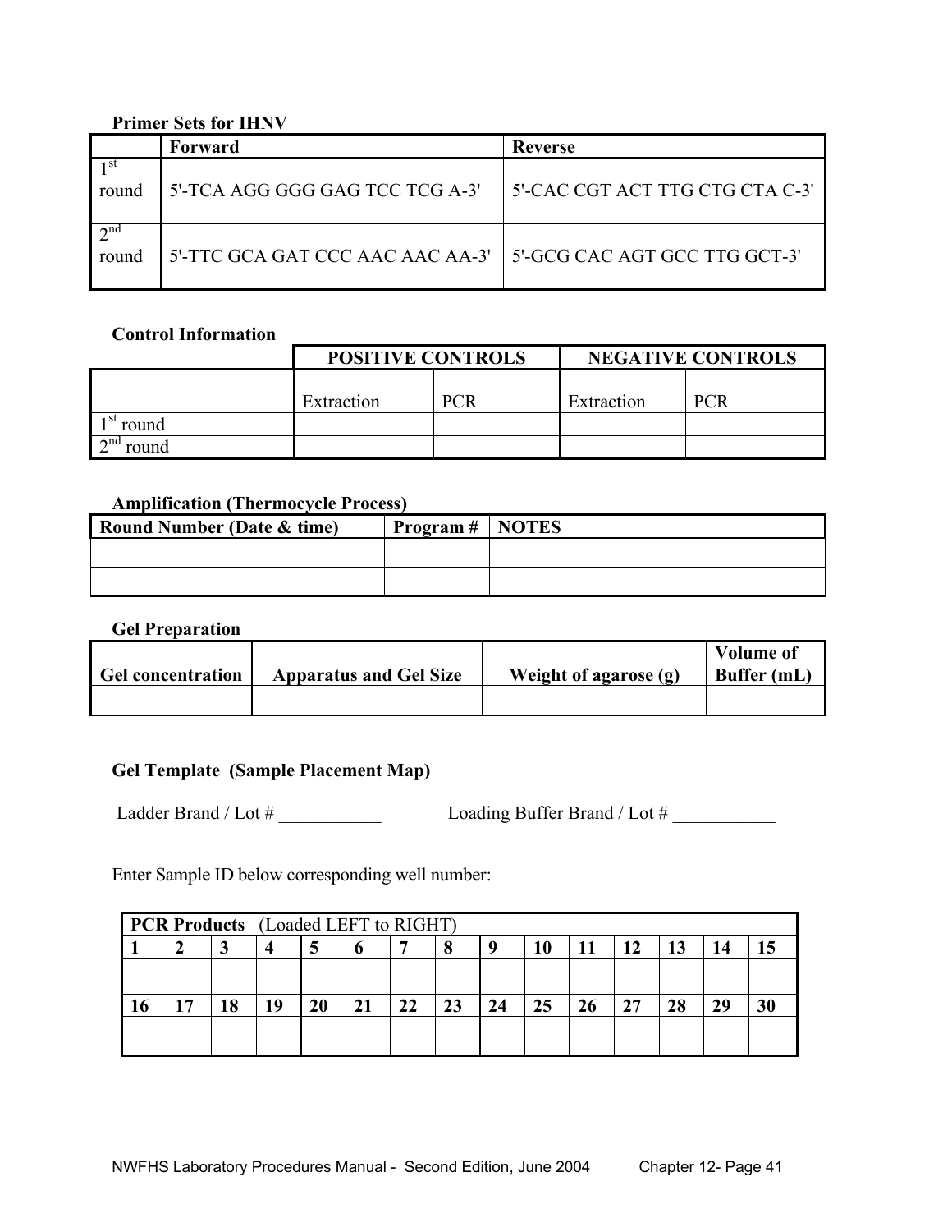**Primer Sets for IHNV**

| | Forward | Reverse |
|---|---|---|
| 1st round | 5'-TCA AGG GGG GAG TCC TCG A-3' | 5'-CAC CGT ACT TTG CTG CTA C-3' |
| 2nd round | 5'-TTC GCA GAT CCC AAC AAC AA-3' | 5'-GCG CAC AGT GCC TTG GCT-3' |

**Control Information**

| | POSITIVE CONTROLS | | NEGATIVE CONTROLS | |
|---|---|---|---|---|
| | Extraction | PCR | Extraction | PCR |
| 1st round | | | | |
| 2nd round | | | | |

**Amplification (Thermocycle Process)**

| Round Number (Date & time) | Program # | NOTES |
|---|---|---|
| | | |
| | | |

**Gel Preparation**

| Gel concentration | Apparatus and Gel Size | Weight of agarose (g) | Volume of Buffer (mL) |
|---|---|---|---|
| | | | |

**Gel Template (Sample Placement Map)**

Ladder Brand / Lot # ___________ Loading Buffer Brand / Lot # ___________

Enter Sample ID below corresponding well number:

| **PCR Products** (Loaded LEFT to RIGHT) | | | | | | | | | | | | | | |
|---|---|---|---|---|---|---|---|---|---|---|---|---|---|---|
| 1 | 2 | 3 | 4 | 5 | 6 | 7 | 8 | 9 | 10 | 11 | 12 | 13 | 14 | 15 |
| | | | | | | | | | | | | | | |
| 16 | 17 | 18 | 19 | 20 | 21 | 22 | 23 | 24 | 25 | 26 | 27 | 28 | 29 | 30 |
| | | | | | | | | | | | | | | |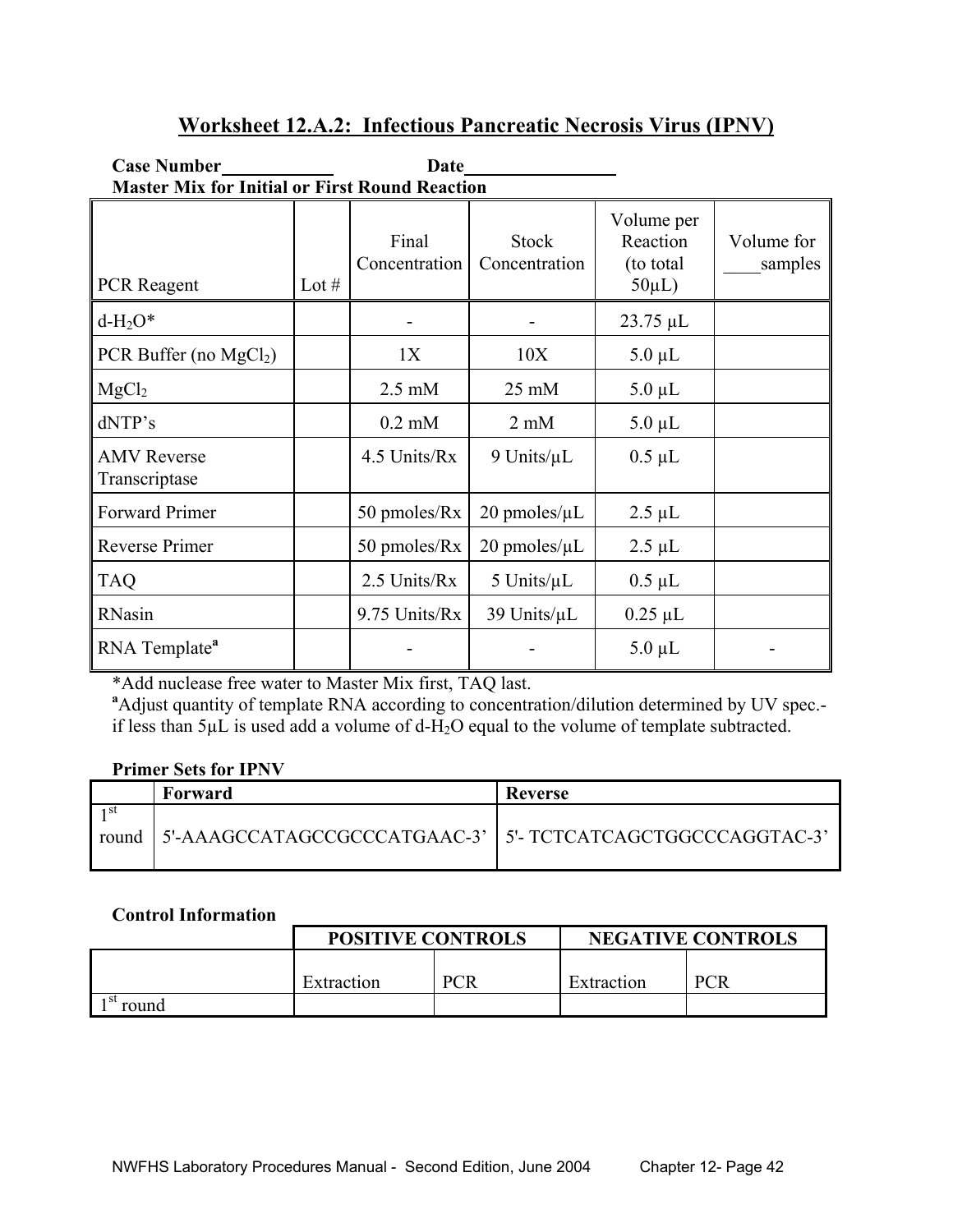## Worksheet 12.A.2: Infectious Pancreatic Necrosis Virus (IPNV)

**Case Number\_\_\_\_\_\_\_\_\_\_\_\_ Date\_\_\_\_\_\_\_\_\_\_\_\_\_\_\_\_**

**Master Mix for Initial or First Round Reaction**

| PCR Reagent | Lot # | Final Concentration | Stock Concentration | Volume per Reaction (to total 50µL) | Volume for \_\_\_\_samples |
|---|---|---|---|---|---|
| d-$H_2O$* | | - | - | 23.75 µL | |
| PCR Buffer (no $MgCl_2$) | | 1X | 10X | 5.0 µL | |
| $MgCl_2$ | | 2.5 mM | 25 mM | 5.0 µL | |
| dNTP's | | 0.2 mM | 2 mM | 5.0 µL | |
| AMV Reverse Transcriptase | | 4.5 Units/Rx | 9 Units/µL | 0.5 µL | |
| Forward Primer | | 50 pmoles/Rx | 20 pmoles/µL | 2.5 µL | |
| Reverse Primer | | 50 pmoles/Rx | 20 pmoles/µL | 2.5 µL | |
| TAQ | | 2.5 Units/Rx | 5 Units/µL | 0.5 µL | |
| RNasin | | 9.75 Units/Rx | 39 Units/µL | 0.25 µL | |
| RNA Template[a] | | - | - | 5.0 µL | - |

*Add nuclease free water to Master Mix first, TAQ last.

[a]Adjust quantity of template RNA according to concentration/dilution determined by UV spec.- if less than 5µL is used add a volume of d-$H_2O$ equal to the volume of template subtracted.

**Primer Sets for IPNV**

| | Forward | Reverse |
|---|---|---|
| 1st round | 5'-AAAGCCATAGCCGCCCATGAAC-3' | 5'- TCTCATCAGCTGGCCCAGGTAC-3' |

**Control Information**

| | POSITIVE CONTROLS | | NEGATIVE CONTROLS | |
|---|---|---|---|---|
| | Extraction | PCR | Extraction | PCR |
| 1st round | | | | |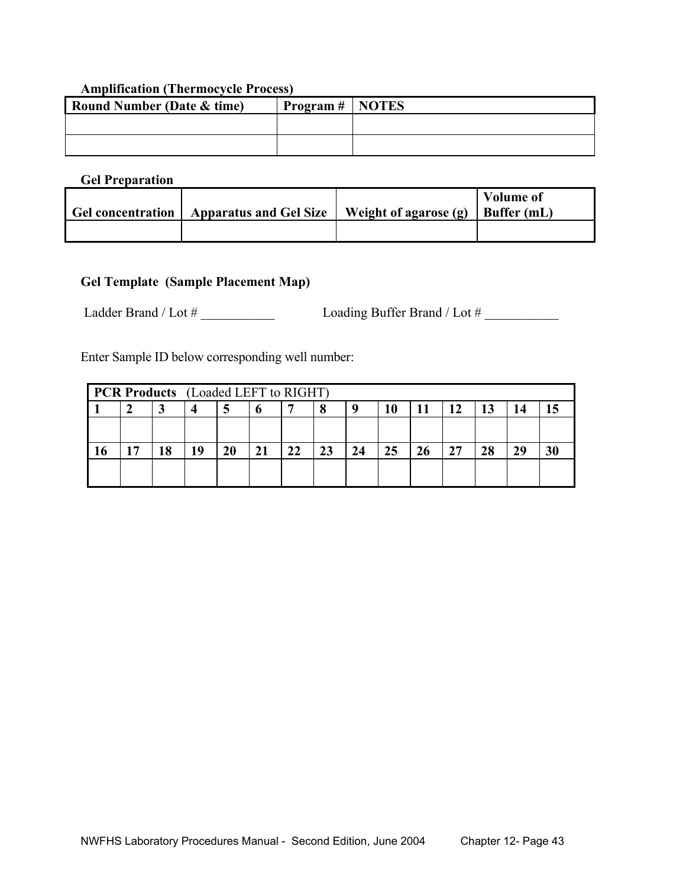**Amplification (Thermocycle Process)**

| Round Number (Date & time) | Program # | NOTES |
| --- | --- | --- |
| | | |
| | | |

**Gel Preparation**

| Gel concentration | Apparatus and Gel Size | Weight of agarose (g) | Volume of Buffer (mL) |
| --- | --- | --- | --- |
| | | | |

**Gel Template (Sample Placement Map)**

Ladder Brand / Lot # ___________ Loading Buffer Brand / Lot # ___________

Enter Sample ID below corresponding well number:

| **PCR Products** (Loaded LEFT to RIGHT) | | | | | | | | | | | | | | |
| --- | --- | --- | --- | --- | --- | --- | --- | --- | --- | --- | --- | --- | --- | --- |
| **1** | **2** | **3** | **4** | **5** | **6** | **7** | **8** | **9** | **10** | **11** | **12** | **13** | **14** | **15** |
| | | | | | | | | | | | | | | |
| **16** | **17** | **18** | **19** | **20** | **21** | **22** | **23** | **24** | **25** | **26** | **27** | **28** | **29** | **30** |
| | | | | | | | | | | | | | | |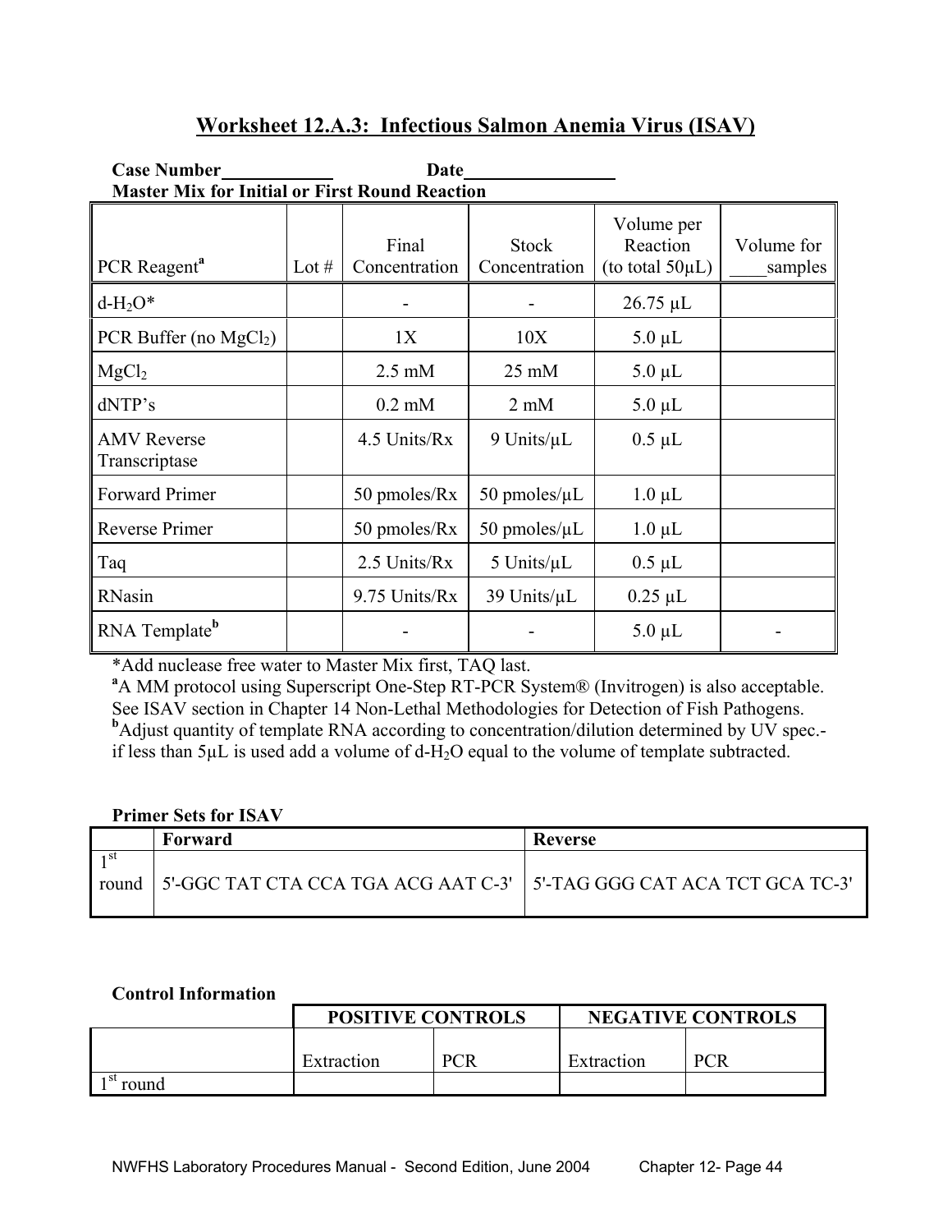## Worksheet 12.A.3: Infectious Salmon Anemia Virus (ISAV)

**Case Number**\_\_\_\_\_\_\_\_\_\_\_\_ **Date**\_\_\_\_\_\_\_\_\_\_\_\_\_\_\_\_

**Master Mix for Initial or First Round Reaction**

| PCR Reagent[a] | Lot # | Final Concentration | Stock Concentration | Volume per Reaction (to total 50µL) | Volume for \_\_\_\_samples |
|---|---|---|---|---|---|
| d-$H_2O$* | | - | - | 26.75 µL | |
| PCR Buffer (no $MgCl_2$) | | 1X | 10X | 5.0 µL | |
| $MgCl_2$ | | 2.5 mM | 25 mM | 5.0 µL | |
| dNTP's | | 0.2 mM | 2 mM | 5.0 µL | |
| AMV Reverse Transcriptase | | 4.5 Units/Rx | 9 Units/µL | 0.5 µL | |
| Forward Primer | | 50 pmoles/Rx | 50 pmoles/µL | 1.0 µL | |
| Reverse Primer | | 50 pmoles/Rx | 50 pmoles/µL | 1.0 µL | |
| Taq | | 2.5 Units/Rx | 5 Units/µL | 0.5 µL | |
| RNasin | | 9.75 Units/Rx | 39 Units/µL | 0.25 µL | |
| RNA Template[b] | | - | - | 5.0 µL | - |

*Add nuclease free water to Master Mix first, TAQ last.

[a]A MM protocol using Superscript One-Step RT-PCR System® (Invitrogen) is also acceptable. See ISAV section in Chapter 14 Non-Lethal Methodologies for Detection of Fish Pathogens.

[b]Adjust quantity of template RNA according to concentration/dilution determined by UV spec.- if less than 5µL is used add a volume of d-$H_2O$ equal to the volume of template subtracted.

**Primer Sets for ISAV**

| | Forward | Reverse |
|---|---|---|
| 1st round | 5'-GGC TAT CTA CCA TGA ACG AAT C-3' | 5'-TAG GGG CAT ACA TCT GCA TC-3' |

**Control Information**

| | POSITIVE CONTROLS | | NEGATIVE CONTROLS | |
|---|---|---|---|---|
| | Extraction | PCR | Extraction | PCR |
| 1st round | | | | |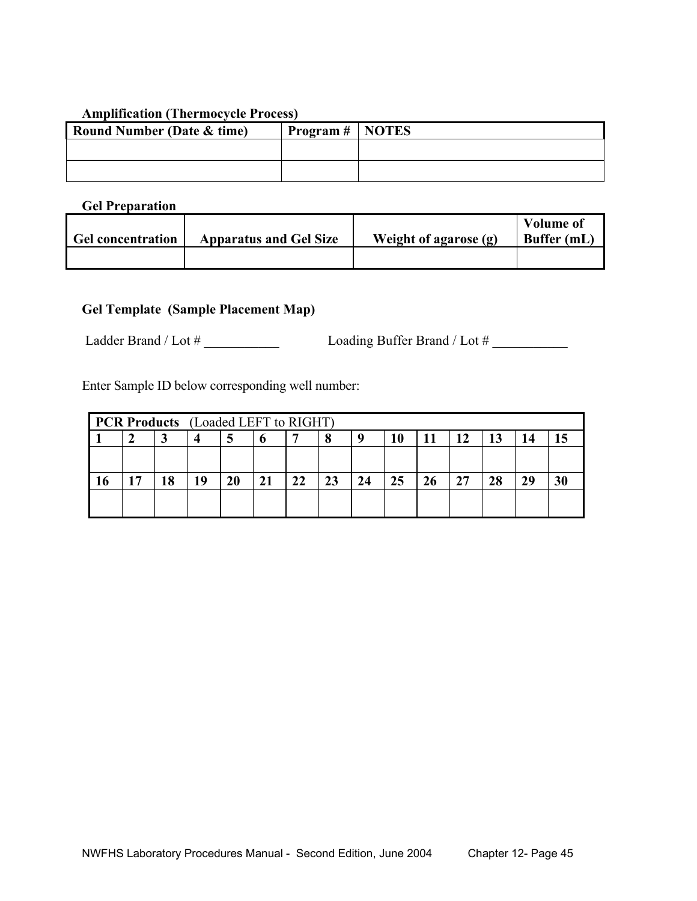**Amplification (Thermocycle Process)**

| Round Number (Date & time) | Program # | NOTES |
|---|---|---|
| | | |
| | | |

**Gel Preparation**

| Gel concentration | Apparatus and Gel Size | Weight of agarose (g) | Volume of Buffer (mL) |
|---|---|---|---|
| | | | |

**Gel Template (Sample Placement Map)**

Ladder Brand / Lot # ___________ Loading Buffer Brand / Lot # ___________

Enter Sample ID below corresponding well number:

| **PCR Products** (Loaded LEFT to RIGHT) | | | | | | | | | | | | | | |
|---|---|---|---|---|---|---|---|---|---|---|---|---|---|---|
| **1** | **2** | **3** | **4** | **5** | **6** | **7** | **8** | **9** | **10** | **11** | **12** | **13** | **14** | **15** |
| | | | | | | | | | | | | | | |
| **16** | **17** | **18** | **19** | **20** | **21** | **22** | **23** | **24** | **25** | **26** | **27** | **28** | **29** | **30** |
| | | | | | | | | | | | | | | |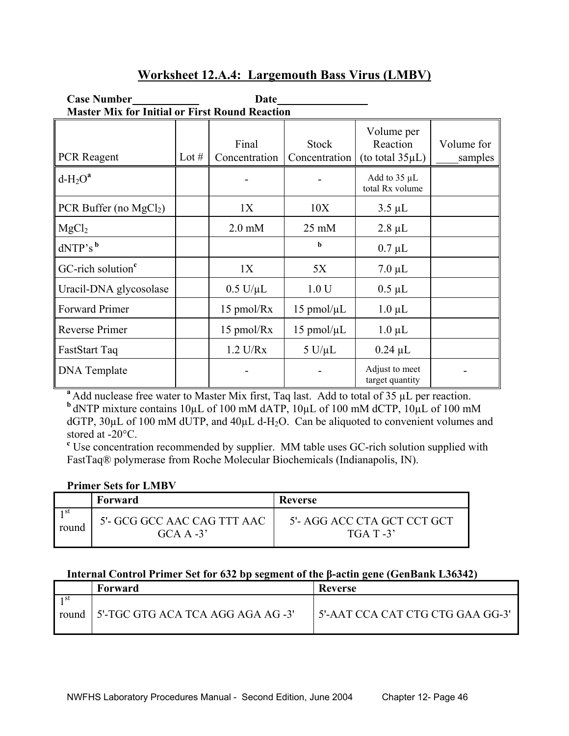# Worksheet 12.A.4: Largemouth Bass Virus (LMBV)

**Case Number____________ Date________________**

**Master Mix for Initial or First Round Reaction**

| PCR Reagent | Lot # | Final Concentration | Stock Concentration | Volume per Reaction (to total 35µL) | Volume for ____samples |
|---|---|---|---|---|---|
| d-$H_2O$[a] | | - | - | Add to 35 µL total Rx volume | |
| PCR Buffer (no $MgCl_2$) | | 1X | 10X | 3.5 µL | |
| $MgCl_2$ | | 2.0 mM | 25 mM | 2.8 µL | |
| dNTP's [b] | | | [b] | 0.7 µL | |
| GC-rich solution[c] | | 1X | 5X | 7.0 µL | |
| Uracil-DNA glycosolase | | 0.5 U/µL | 1.0 U | 0.5 µL | |
| Forward Primer | | 15 pmol/Rx | 15 pmol/µL | 1.0 µL | |
| Reverse Primer | | 15 pmol/Rx | 15 pmol/µL | 1.0 µL | |
| FastStart Taq | | 1.2 U/Rx | 5 U/µL | 0.24 µL | |
| DNA Template | | - | - | Adjust to meet target quantity | - |

[a] Add nuclease free water to Master Mix first, Taq last. Add to total of 35 µL per reaction.
[b] dNTP mixture contains 10µL of 100 mM dATP, 10µL of 100 mM dCTP, 10µL of 100 mM dGTP, 30µL of 100 mM dUTP, and 40µL d-$H_2O$. Can be aliquoted to convenient volumes and stored at -20°C.
[c] Use concentration recommended by supplier. MM table uses GC-rich solution supplied with FastTaq® polymerase from Roche Molecular Biochemicals (Indianapolis, IN).

**Primer Sets for LMBV**

| | Forward | Reverse |
|---|---|---|
| 1st round | 5'- GCG GCC AAC CAG TTT AAC GCA A -3' | 5'- AGG ACC CTA GCT CCT GCT TGA T -3' |

**Internal Control Primer Set for 632 bp segment of the β-actin gene (GenBank L36342)**

| | Forward | Reverse |
|---|---|---|
| 1st round | 5'-TGC GTG ACA TCA AGG AGA AG -3' | 5'-AAT CCA CAT CTG CTG GAA GG-3' |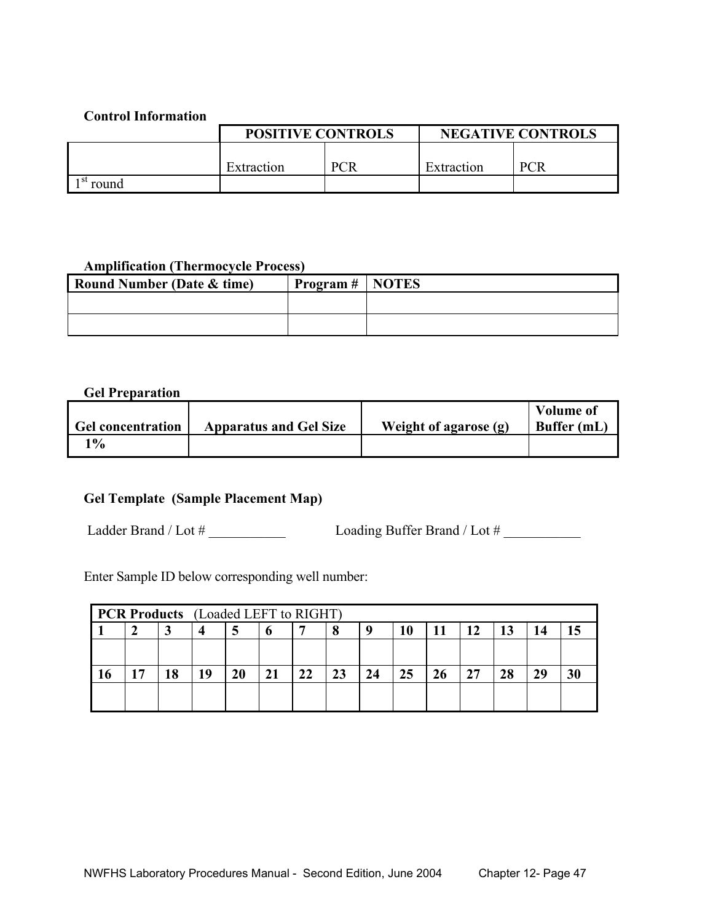**Control Information**

| | POSITIVE CONTROLS | | NEGATIVE CONTROLS | |
|---|---|---|---|---|
| | Extraction | PCR | Extraction | PCR |
| 1st round | | | | |

**Amplification (Thermocycle Process)**

| Round Number (Date & time) | Program # | NOTES |
|---|---|---|
| | | |
| | | |

**Gel Preparation**

| Gel concentration | Apparatus and Gel Size | Weight of agarose (g) | Volume of Buffer (mL) |
|---|---|---|---|
| 1% | | | |

**Gel Template (Sample Placement Map)**

Ladder Brand / Lot # ___________ Loading Buffer Brand / Lot # ___________

Enter Sample ID below corresponding well number:

| **PCR Products** (Loaded LEFT to RIGHT) | | | | | | | | | | | | | | |
|---|---|---|---|---|---|---|---|---|---|---|---|---|---|---|
| **1** | **2** | **3** | **4** | **5** | **6** | **7** | **8** | **9** | **10** | **11** | **12** | **13** | **14** | **15** |
| | | | | | | | | | | | | | | |
| **16** | **17** | **18** | **19** | **20** | **21** | **22** | **23** | **24** | **25** | **26** | **27** | **28** | **29** | **30** |
| | | | | | | | | | | | | | | |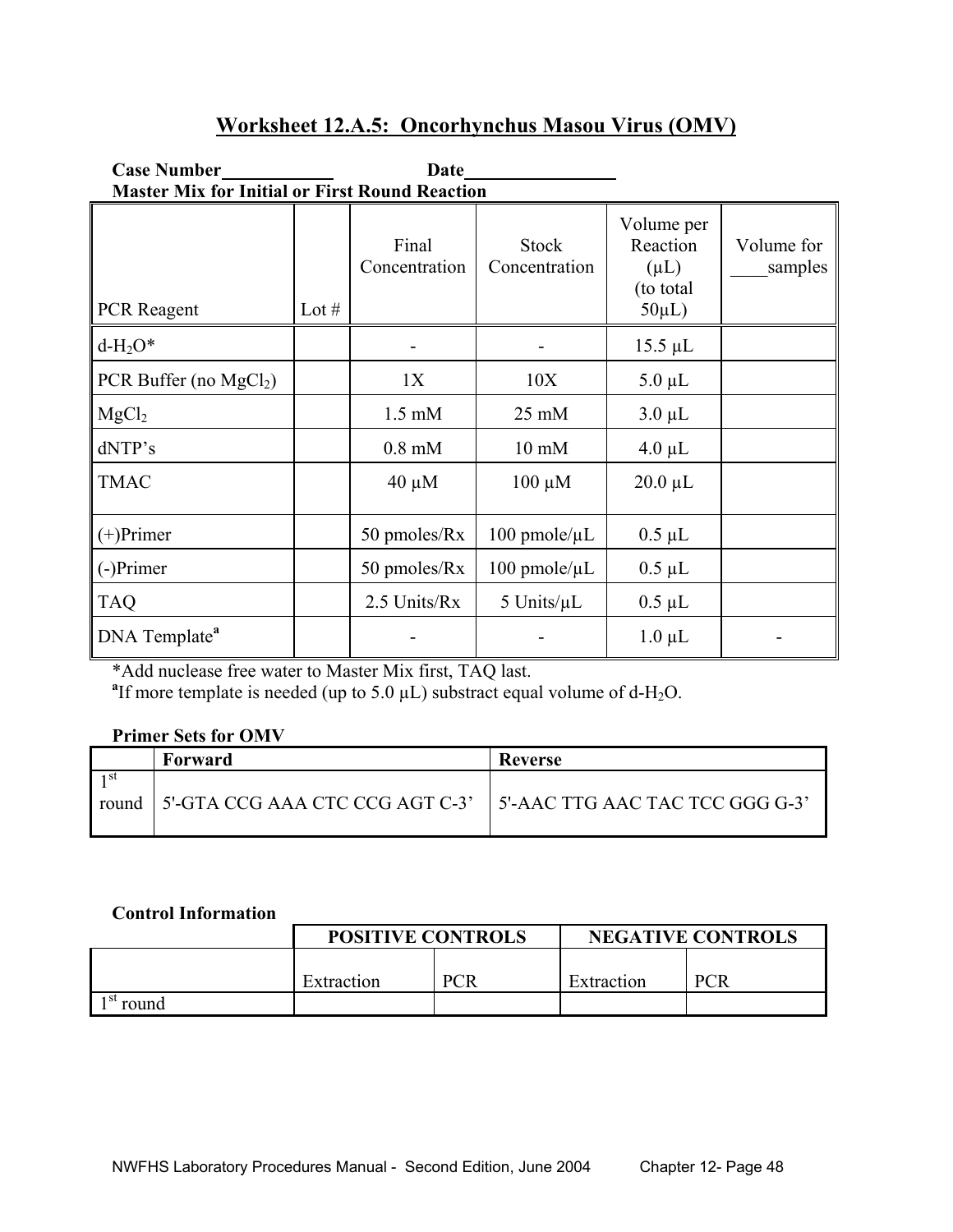## Worksheet 12.A.5: Oncorhynchus Masou Virus (OMV)

**Case Number\_\_\_\_\_\_\_\_\_\_\_\_ Date\_\_\_\_\_\_\_\_\_\_\_\_\_\_\_\_**

**Master Mix for Initial or First Round Reaction**

| PCR Reagent | Lot # | Final Concentration | Stock Concentration | Volume per Reaction (µL) (to total 50µL) | Volume for \_\_\_\_samples |
|---|---|---|---|---|---|
| d-$H_2O$* | | - | - | 15.5 µL | |
| PCR Buffer (no $MgCl_2$) | | 1X | 10X | 5.0 µL | |
| $MgCl_2$ | | 1.5 mM | 25 mM | 3.0 µL | |
| dNTP's | | 0.8 mM | 10 mM | 4.0 µL | |
| TMAC | | 40 µM | 100 µM | 20.0 µL | |
| (+)Primer | | 50 pmoles/Rx | 100 pmole/µL | 0.5 µL | |
| (-)Primer | | 50 pmoles/Rx | 100 pmole/µL | 0.5 µL | |
| TAQ | | 2.5 Units/Rx | 5 Units/µL | 0.5 µL | |
| DNA Template[a] | | - | - | 1.0 µL | - |

*Add nuclease free water to Master Mix first, TAQ last.
[a]If more template is needed (up to 5.0 µL) substract equal volume of d-$H_2O$.

**Primer Sets for OMV**

| | Forward | Reverse |
|---|---|---|
| 1st round | 5'-GTA CCG AAA CTC CCG AGT C-3' | 5'-AAC TTG AAC TAC TCC GGG G-3' |

**Control Information**

| | POSITIVE CONTROLS | | NEGATIVE CONTROLS | |
|---|---|---|---|---|
| | Extraction | PCR | Extraction | PCR |
| 1st round | | | | |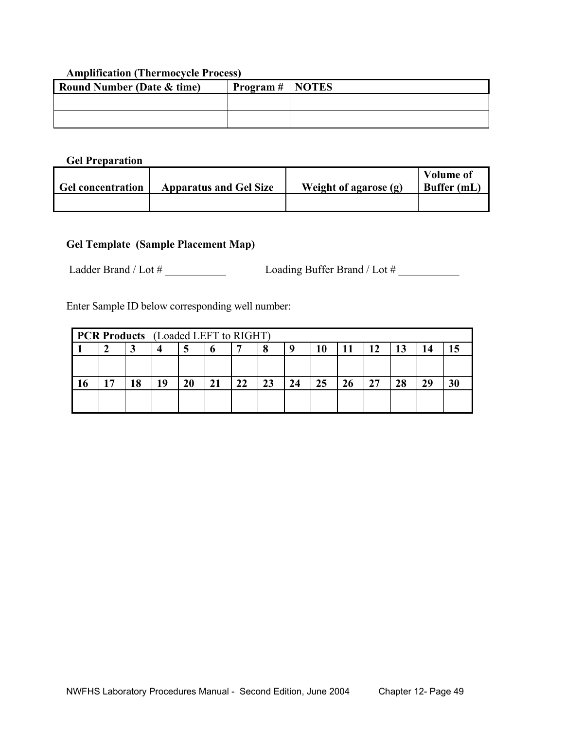**Amplification (Thermocycle Process)**

| Round Number (Date & time) | Program # | NOTES |
|---|---|---|
| | | |
| | | |

**Gel Preparation**

| Gel concentration | Apparatus and Gel Size | Weight of agarose (g) | Volume of Buffer (mL) |
|---|---|---|---|
| | | | |

**Gel Template (Sample Placement Map)**

Ladder Brand / Lot # ___________ Loading Buffer Brand / Lot # ___________

Enter Sample ID below corresponding well number:

| **PCR Products** (Loaded LEFT to RIGHT) | | | | | | | | | | | | | | |
|---|---|---|---|---|---|---|---|---|---|---|---|---|---|---|
| **1** | **2** | **3** | **4** | **5** | **6** | **7** | **8** | **9** | **10** | **11** | **12** | **13** | **14** | **15** |
| | | | | | | | | | | | | | | |
| **16** | **17** | **18** | **19** | **20** | **21** | **22** | **23** | **24** | **25** | **26** | **27** | **28** | **29** | **30** |
| | | | | | | | | | | | | | | |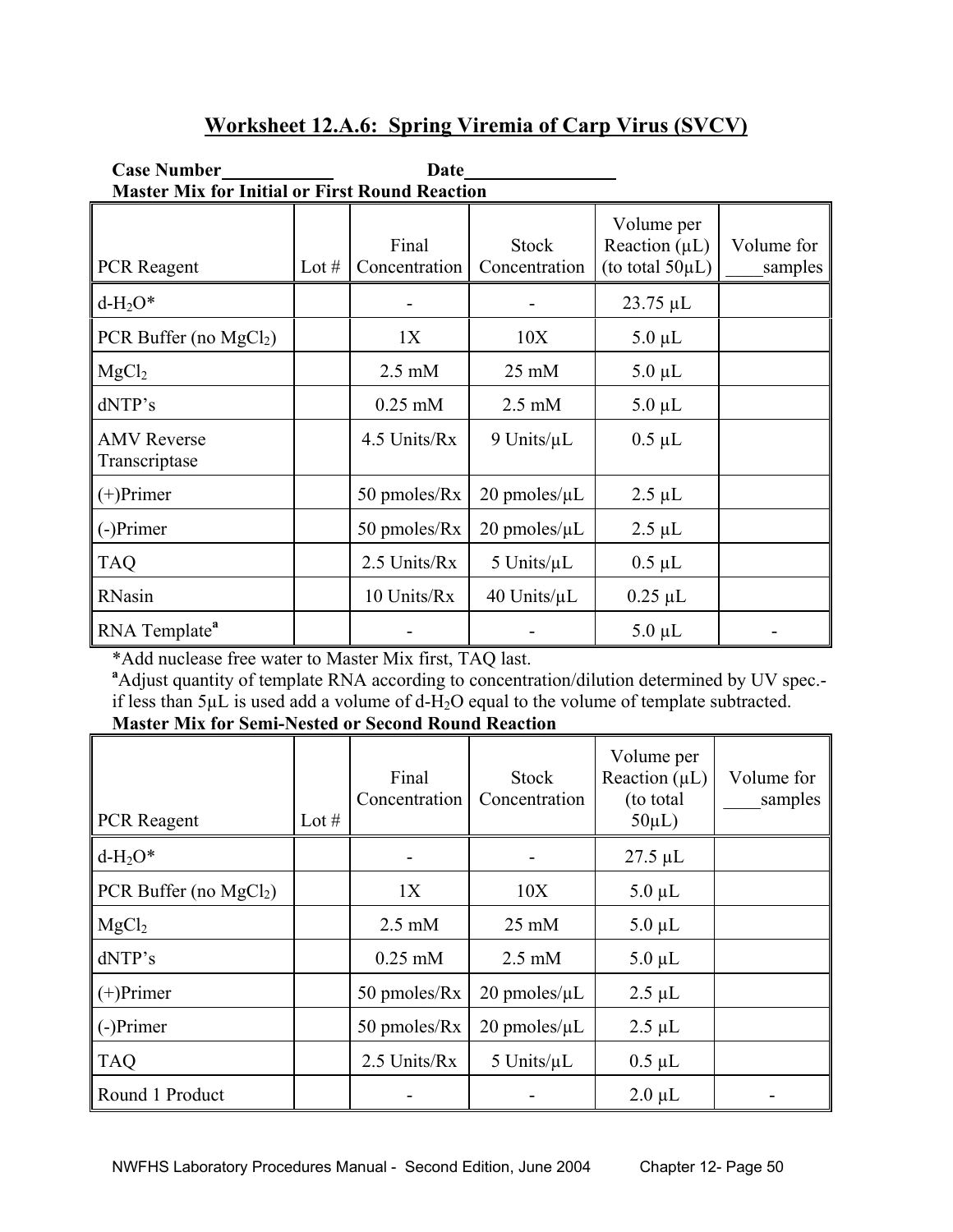## Worksheet 12.A.6: Spring Viremia of Carp Virus (SVCV)

**Case Number**\_\_\_\_\_\_\_\_\_\_\_\_ **Date**\_\_\_\_\_\_\_\_\_\_\_\_\_\_\_\_

**Master Mix for Initial or First Round Reaction**

| PCR Reagent | Lot # | Final Concentration | Stock Concentration | Volume per Reaction (µL) (to total 50µL) | Volume for \_\_\_\_samples |
|---|---|---|---|---|---|
| d-$H_2O$* | | - | - | 23.75 µL | |
| PCR Buffer (no $MgCl_2$) | | 1X | 10X | 5.0 µL | |
| $MgCl_2$ | | 2.5 mM | 25 mM | 5.0 µL | |
| dNTP's | | 0.25 mM | 2.5 mM | 5.0 µL | |
| AMV Reverse Transcriptase | | 4.5 Units/Rx | 9 Units/µL | 0.5 µL | |
| (+)Primer | | 50 pmoles/Rx | 20 pmoles/µL | 2.5 µL | |
| (-)Primer | | 50 pmoles/Rx | 20 pmoles/µL | 2.5 µL | |
| TAQ | | 2.5 Units/Rx | 5 Units/µL | 0.5 µL | |
| RNasin | | 10 Units/Rx | 40 Units/µL | 0.25 µL | |
| RNA Template[a] | | - | - | 5.0 µL | - |

*Add nuclease free water to Master Mix first, TAQ last.

[a]Adjust quantity of template RNA according to concentration/dilution determined by UV spec.- if less than 5µL is used add a volume of d-$H_2O$ equal to the volume of template subtracted.

**Master Mix for Semi-Nested or Second Round Reaction**

| PCR Reagent | Lot # | Final Concentration | Stock Concentration | Volume per Reaction (µL) (to total 50µL) | Volume for \_\_\_\_samples |
|---|---|---|---|---|---|
| d-$H_2O$* | | - | - | 27.5 µL | |
| PCR Buffer (no $MgCl_2$) | | 1X | 10X | 5.0 µL | |
| $MgCl_2$ | | 2.5 mM | 25 mM | 5.0 µL | |
| dNTP's | | 0.25 mM | 2.5 mM | 5.0 µL | |
| (+)Primer | | 50 pmoles/Rx | 20 pmoles/µL | 2.5 µL | |
| (-)Primer | | 50 pmoles/Rx | 20 pmoles/µL | 2.5 µL | |
| TAQ | | 2.5 Units/Rx | 5 Units/µL | 0.5 µL | |
| Round 1 Product | | - | - | 2.0 µL | - |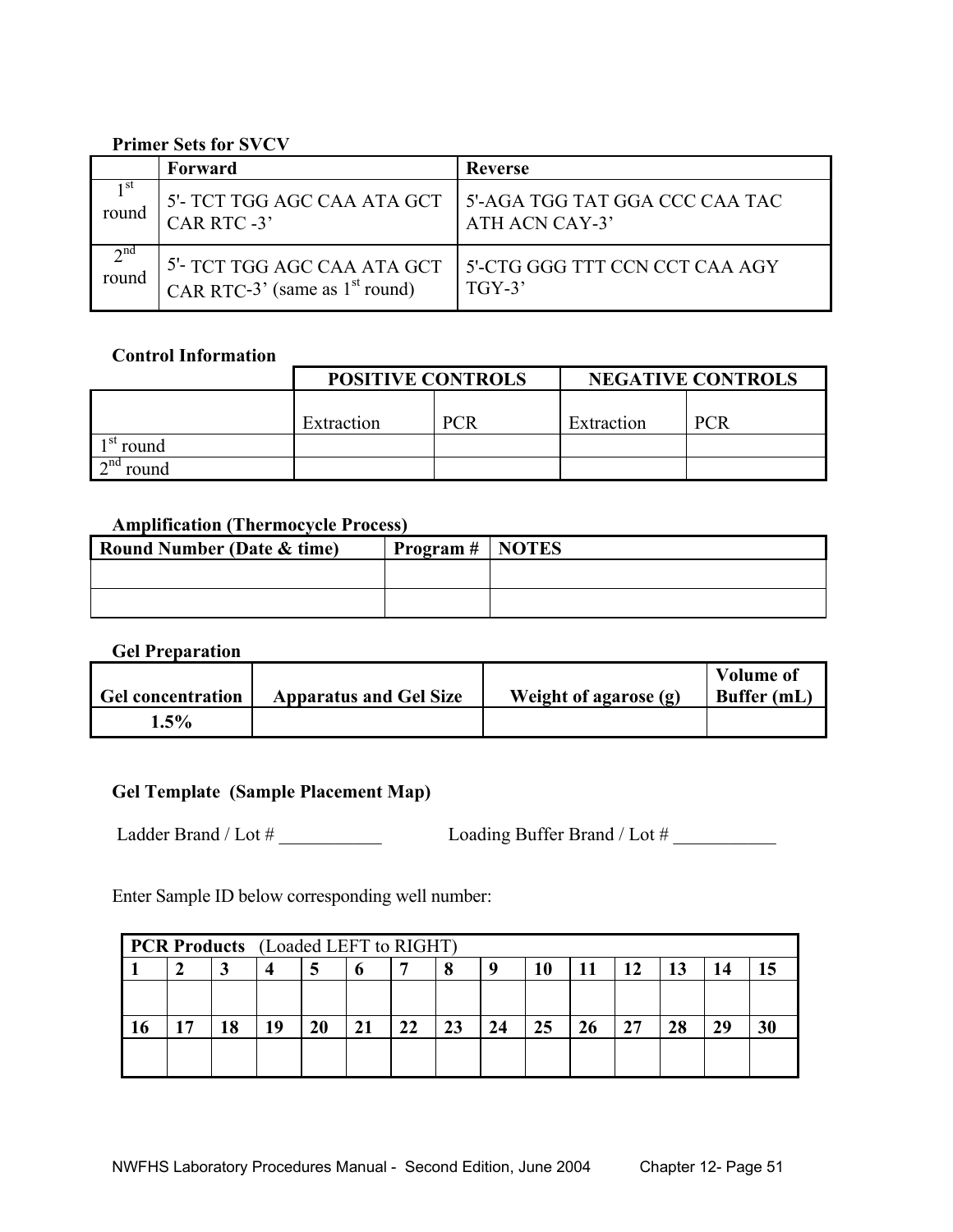**Primer Sets for SVCV**

| | Forward | Reverse |
|---|---|---|
| 1st round | 5'- TCT TGG AGC CAA ATA GCT CAR RTC -3' | 5'-AGA TGG TAT GGA CCC CAA TAC ATH ACN CAY-3' |
| 2nd round | 5'- TCT TGG AGC CAA ATA GCT CAR RTC-3' (same as 1st round) | 5'-CTG GGG TTT CCN CCT CAA AGY TGY-3' |

**Control Information**

| | POSITIVE CONTROLS | | NEGATIVE CONTROLS | |
|---|---|---|---|---|
| | Extraction | PCR | Extraction | PCR |
| 1st round | | | | |
| 2nd round | | | | |

**Amplification (Thermocycle Process)**

| Round Number (Date & time) | Program # | NOTES |
|---|---|---|
| | | |
| | | |

**Gel Preparation**

| Gel concentration | Apparatus and Gel Size | Weight of agarose (g) | Volume of Buffer (mL) |
|---|---|---|---|
| 1.5% | | | |

**Gel Template (Sample Placement Map)**

Ladder Brand / Lot # ___________ Loading Buffer Brand / Lot # ___________

Enter Sample ID below corresponding well number:

| **PCR Products** (Loaded LEFT to RIGHT) | | | | | | | | | | | | | | |
|---|---|---|---|---|---|---|---|---|---|---|---|---|---|---|
| 1 | 2 | 3 | 4 | 5 | 6 | 7 | 8 | 9 | 10 | 11 | 12 | 13 | 14 | 15 |
| | | | | | | | | | | | | | | |
| 16 | 17 | 18 | 19 | 20 | 21 | 22 | 23 | 24 | 25 | 26 | 27 | 28 | 29 | 30 |
| | | | | | | | | | | | | | | |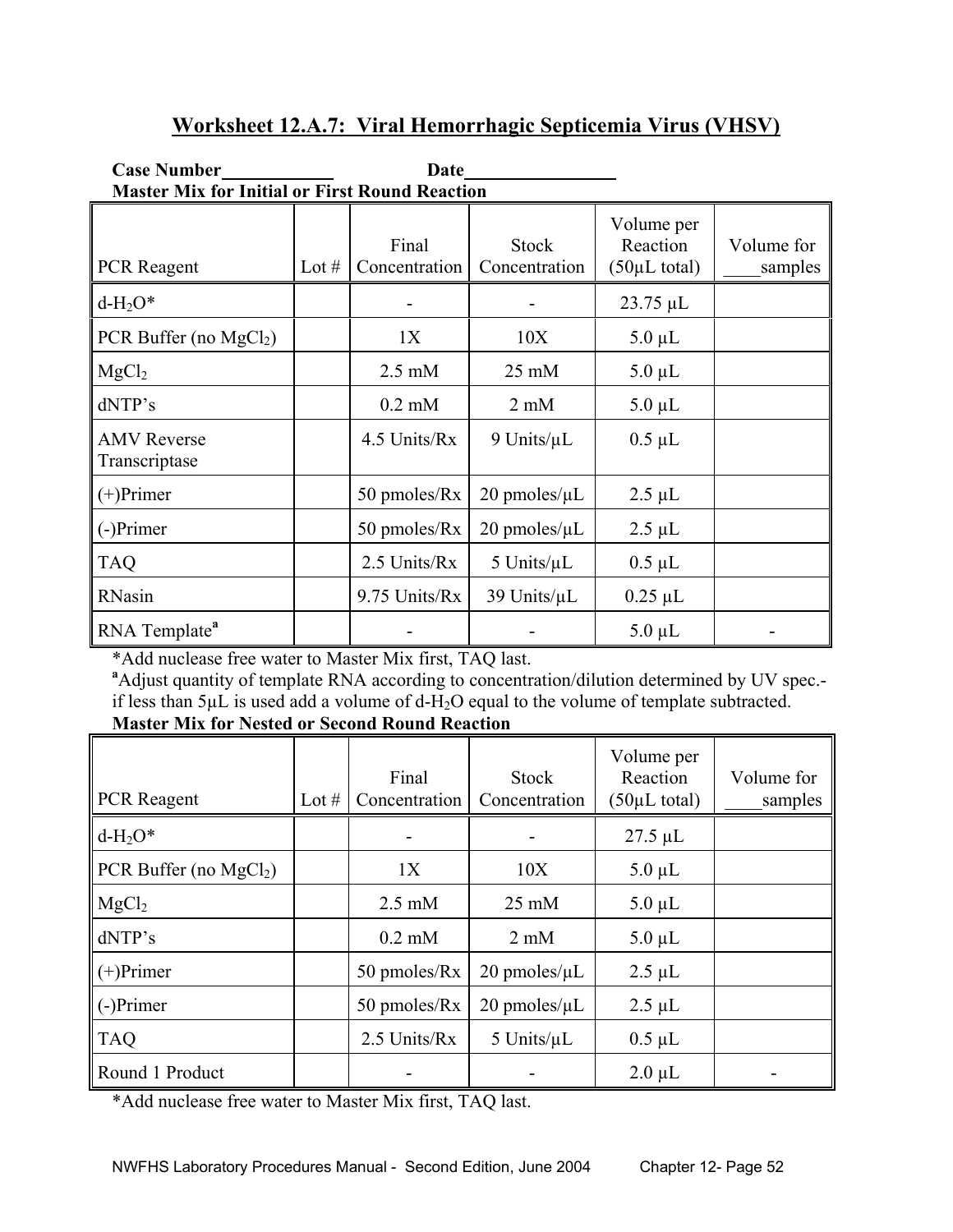## Worksheet 12.A.7: Viral Hemorrhagic Septicemia Virus (VHSV)

**Case Number**\_\_\_\_\_\_\_\_\_\_\_\_ **Date**\_\_\_\_\_\_\_\_\_\_\_\_\_\_\_\_

**Master Mix for Initial or First Round Reaction**

| PCR Reagent | Lot # | Final Concentration | Stock Concentration | Volume per Reaction (50µL total) | Volume for ____samples |
|---|---|---|---|---|---|
| d-$H_2O$* | | - | - | 23.75 µL | |
| PCR Buffer (no $MgCl_2$) | | 1X | 10X | 5.0 µL | |
| $MgCl_2$ | | 2.5 mM | 25 mM | 5.0 µL | |
| dNTP's | | 0.2 mM | 2 mM | 5.0 µL | |
| AMV Reverse Transcriptase | | 4.5 Units/Rx | 9 Units/µL | 0.5 µL | |
| (+)Primer | | 50 pmoles/Rx | 20 pmoles/µL | 2.5 µL | |
| (-)Primer | | 50 pmoles/Rx | 20 pmoles/µL | 2.5 µL | |
| TAQ | | 2.5 Units/Rx | 5 Units/µL | 0.5 µL | |
| RNasin | | 9.75 Units/Rx | 39 Units/µL | 0.25 µL | |
| RNA Template[a] | | - | - | 5.0 µL | - |

*Add nuclease free water to Master Mix first, TAQ last.

[a]Adjust quantity of template RNA according to concentration/dilution determined by UV spec.- if less than 5µL is used add a volume of d-$H_2O$ equal to the volume of template subtracted.

**Master Mix for Nested or Second Round Reaction**

| PCR Reagent | Lot # | Final Concentration | Stock Concentration | Volume per Reaction (50µL total) | Volume for ____samples |
|---|---|---|---|---|---|
| d-$H_2O$* | | - | - | 27.5 µL | |
| PCR Buffer (no $MgCl_2$) | | 1X | 10X | 5.0 µL | |
| $MgCl_2$ | | 2.5 mM | 25 mM | 5.0 µL | |
| dNTP's | | 0.2 mM | 2 mM | 5.0 µL | |
| (+)Primer | | 50 pmoles/Rx | 20 pmoles/µL | 2.5 µL | |
| (-)Primer | | 50 pmoles/Rx | 20 pmoles/µL | 2.5 µL | |
| TAQ | | 2.5 Units/Rx | 5 Units/µL | 0.5 µL | |
| Round 1 Product | | - | - | 2.0 µL | - |

*Add nuclease free water to Master Mix first, TAQ last.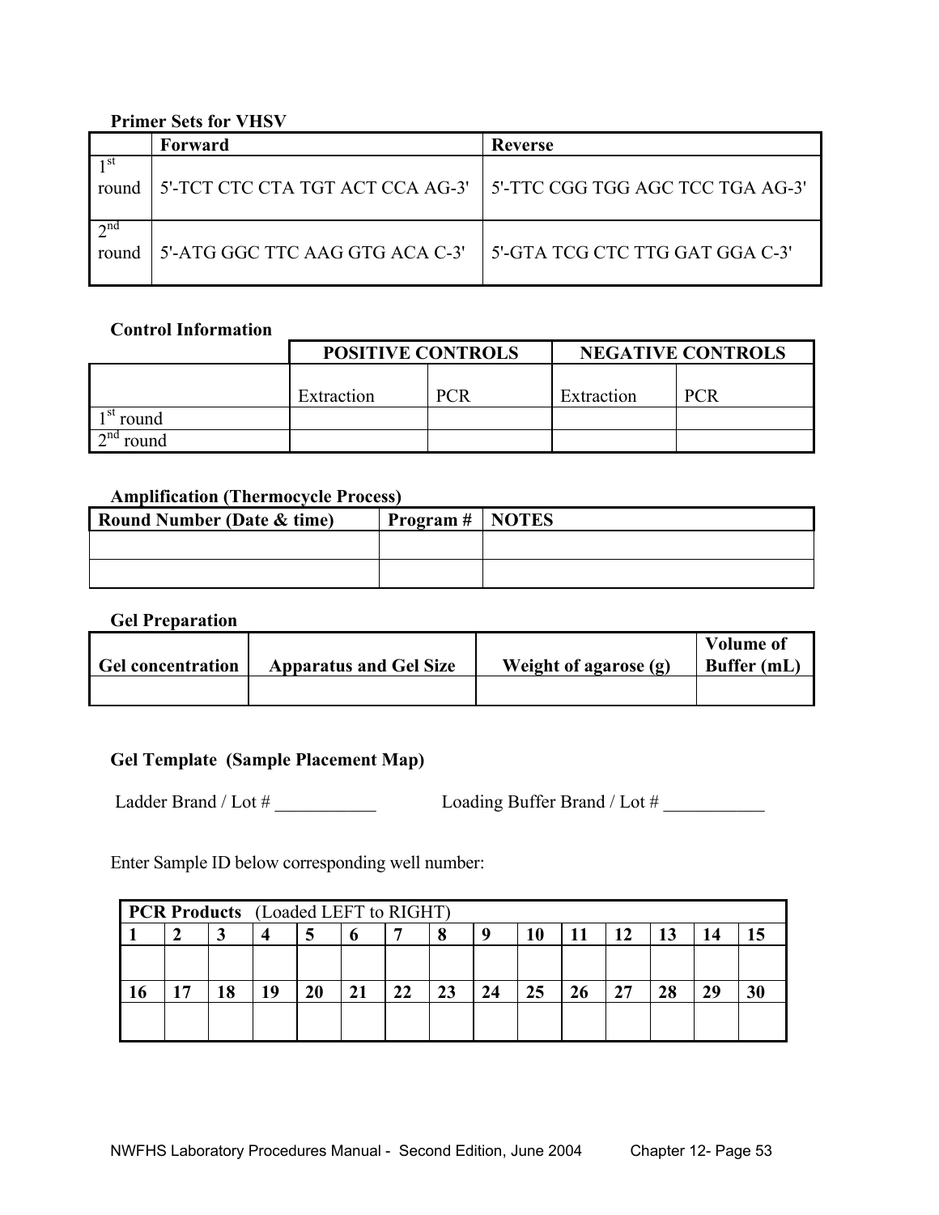**Primer Sets for VHSV**

| | Forward | Reverse |
|---|---|---|
| 1st round | 5'-TCT CTC CTA TGT ACT CCA AG-3' | 5'-TTC CGG TGG AGC TCC TGA AG-3' |
| 2nd round | 5'-ATG GGC TTC AAG GTG ACA C-3' | 5'-GTA TCG CTC TTG GAT GGA C-3' |

**Control Information**

| | POSITIVE CONTROLS | | NEGATIVE CONTROLS | |
|---|---|---|---|---|
| | Extraction | PCR | Extraction | PCR |
| 1st round | | | | |
| 2nd round | | | | |

**Amplification (Thermocycle Process)**

| Round Number (Date & time) | Program # | NOTES |
|---|---|---|
| | | |
| | | |

**Gel Preparation**

| Gel concentration | Apparatus and Gel Size | Weight of agarose (g) | Volume of Buffer (mL) |
|---|---|---|---|
| | | | |

**Gel Template (Sample Placement Map)**

Ladder Brand / Lot # ___________ Loading Buffer Brand / Lot # ___________

Enter Sample ID below corresponding well number:

| **PCR Products** (Loaded LEFT to RIGHT) | | | | | | | | | | | | | | |
|---|---|---|---|---|---|---|---|---|---|---|---|---|---|---|
| **1** | **2** | **3** | **4** | **5** | **6** | **7** | **8** | **9** | **10** | **11** | **12** | **13** | **14** | **15** |
| | | | | | | | | | | | | | | |
| **16** | **17** | **18** | **19** | **20** | **21** | **22** | **23** | **24** | **25** | **26** | **27** | **28** | **29** | **30** |
| | | | | | | | | | | | | | | |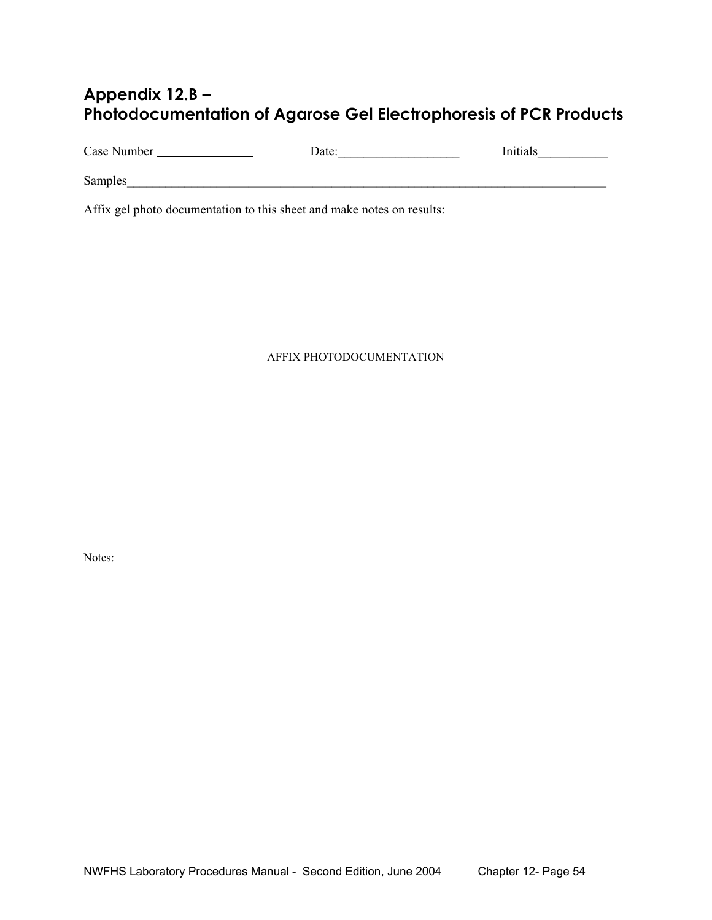# Appendix 12.B – Photodocumentation of Agarose Gel Electrophoresis of PCR Products

Case Number _______________ Date:___________________ Initials___________

Samples_____________________________________________________________________________

Affix gel photo documentation to this sheet and make notes on results:

AFFIX PHOTODOCUMENTATION

Notes: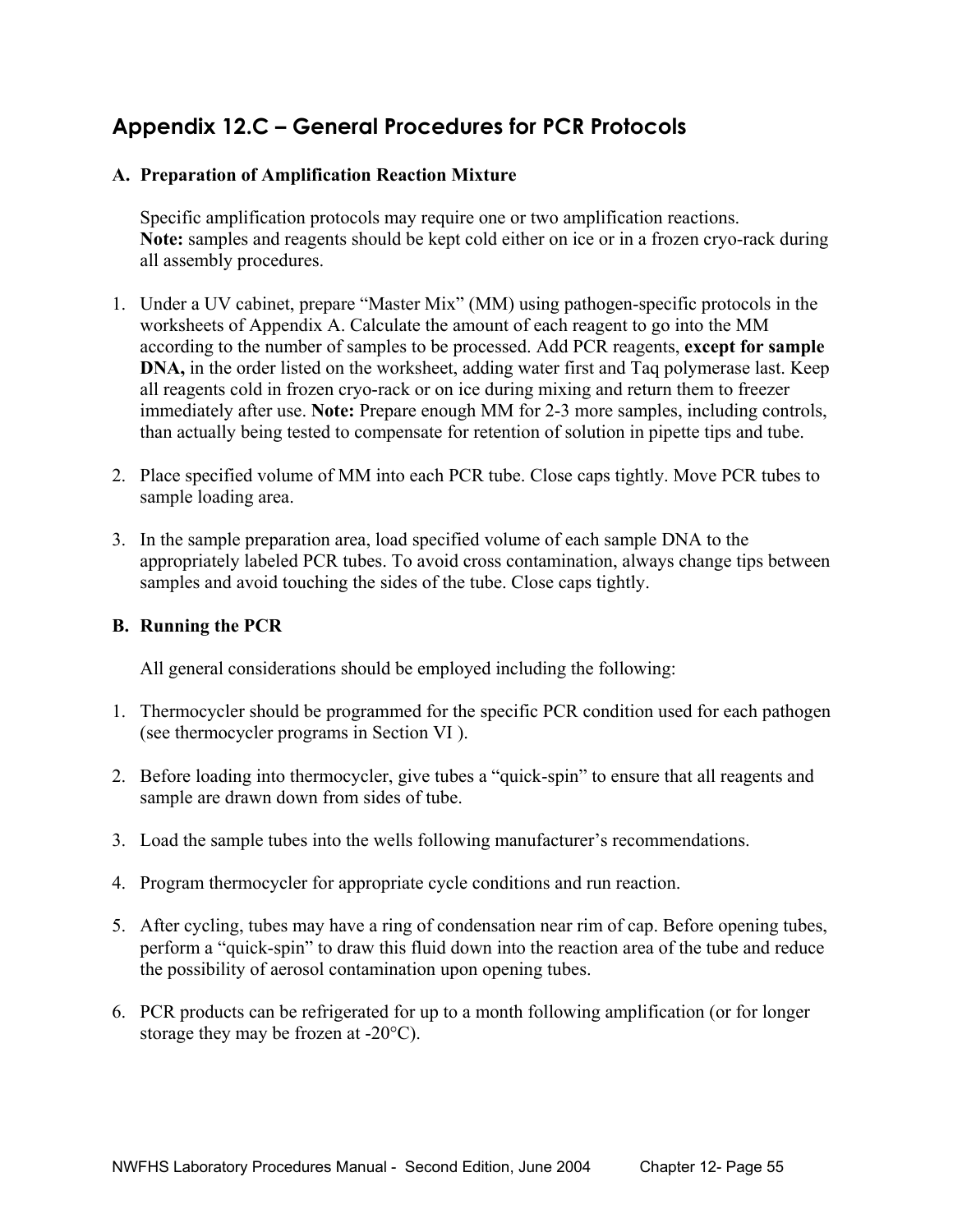## Appendix 12.C – General Procedures for PCR Protocols

### A. Preparation of Amplification Reaction Mixture

Specific amplification protocols may require one or two amplification reactions.
**Note:** samples and reagents should be kept cold either on ice or in a frozen cryo-rack during all assembly procedures.

1. Under a UV cabinet, prepare "Master Mix" (MM) using pathogen-specific protocols in the worksheets of Appendix A. Calculate the amount of each reagent to go into the MM according to the number of samples to be processed. Add PCR reagents, **except for sample DNA,** in the order listed on the worksheet, adding water first and Taq polymerase last. Keep all reagents cold in frozen cryo-rack or on ice during mixing and return them to freezer immediately after use. **Note:** Prepare enough MM for 2-3 more samples, including controls, than actually being tested to compensate for retention of solution in pipette tips and tube.

2. Place specified volume of MM into each PCR tube. Close caps tightly. Move PCR tubes to sample loading area.

3. In the sample preparation area, load specified volume of each sample DNA to the appropriately labeled PCR tubes. To avoid cross contamination, always change tips between samples and avoid touching the sides of the tube. Close caps tightly.

### B. Running the PCR

All general considerations should be employed including the following:

1. Thermocycler should be programmed for the specific PCR condition used for each pathogen (see thermocycler programs in Section VI ).

2. Before loading into thermocycler, give tubes a "quick-spin" to ensure that all reagents and sample are drawn down from sides of tube.

3. Load the sample tubes into the wells following manufacturer's recommendations.

4. Program thermocycler for appropriate cycle conditions and run reaction.

5. After cycling, tubes may have a ring of condensation near rim of cap. Before opening tubes, perform a "quick-spin" to draw this fluid down into the reaction area of the tube and reduce the possibility of aerosol contamination upon opening tubes.

6. PCR products can be refrigerated for up to a month following amplification (or for longer storage they may be frozen at -20°C).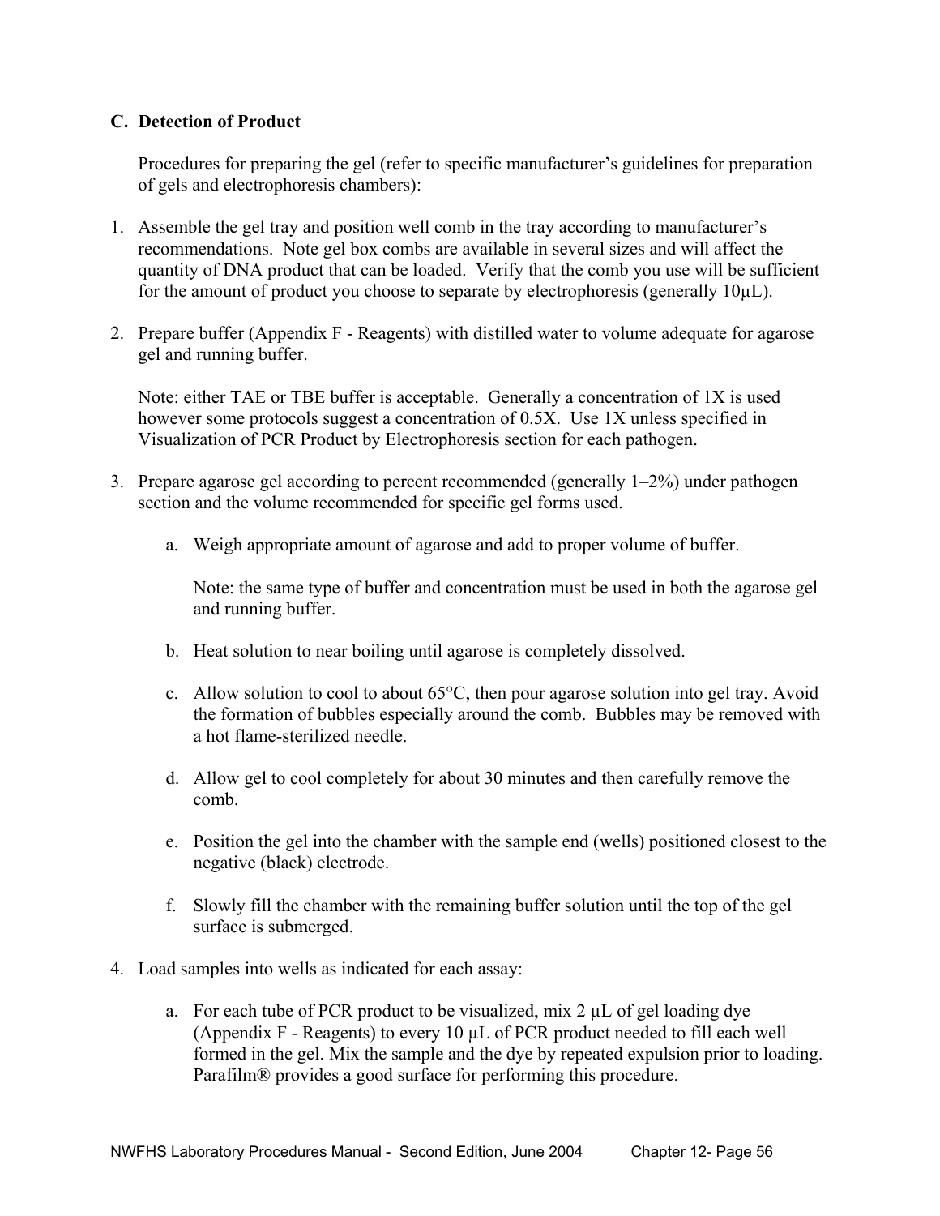### C. Detection of Product

Procedures for preparing the gel (refer to specific manufacturer's guidelines for preparation of gels and electrophoresis chambers):

1. Assemble the gel tray and position well comb in the tray according to manufacturer's recommendations. Note gel box combs are available in several sizes and will affect the quantity of DNA product that can be loaded. Verify that the comb you use will be sufficient for the amount of product you choose to separate by electrophoresis (generally 10µL).

2. Prepare buffer (Appendix F - Reagents) with distilled water to volume adequate for agarose gel and running buffer.

   Note: either TAE or TBE buffer is acceptable. Generally a concentration of 1X is used however some protocols suggest a concentration of 0.5X. Use 1X unless specified in Visualization of PCR Product by Electrophoresis section for each pathogen.

3. Prepare agarose gel according to percent recommended (generally 1–2%) under pathogen section and the volume recommended for specific gel forms used.

   a. Weigh appropriate amount of agarose and add to proper volume of buffer.

      Note: the same type of buffer and concentration must be used in both the agarose gel and running buffer.

   b. Heat solution to near boiling until agarose is completely dissolved.

   c. Allow solution to cool to about 65°C, then pour agarose solution into gel tray. Avoid the formation of bubbles especially around the comb. Bubbles may be removed with a hot flame-sterilized needle.

   d. Allow gel to cool completely for about 30 minutes and then carefully remove the comb.

   e. Position the gel into the chamber with the sample end (wells) positioned closest to the negative (black) electrode.

   f. Slowly fill the chamber with the remaining buffer solution until the top of the gel surface is submerged.

4. Load samples into wells as indicated for each assay:

   a. For each tube of PCR product to be visualized, mix 2 µL of gel loading dye (Appendix F - Reagents) to every 10 µL of PCR product needed to fill each well formed in the gel. Mix the sample and the dye by repeated expulsion prior to loading. Parafilm® provides a good surface for performing this procedure.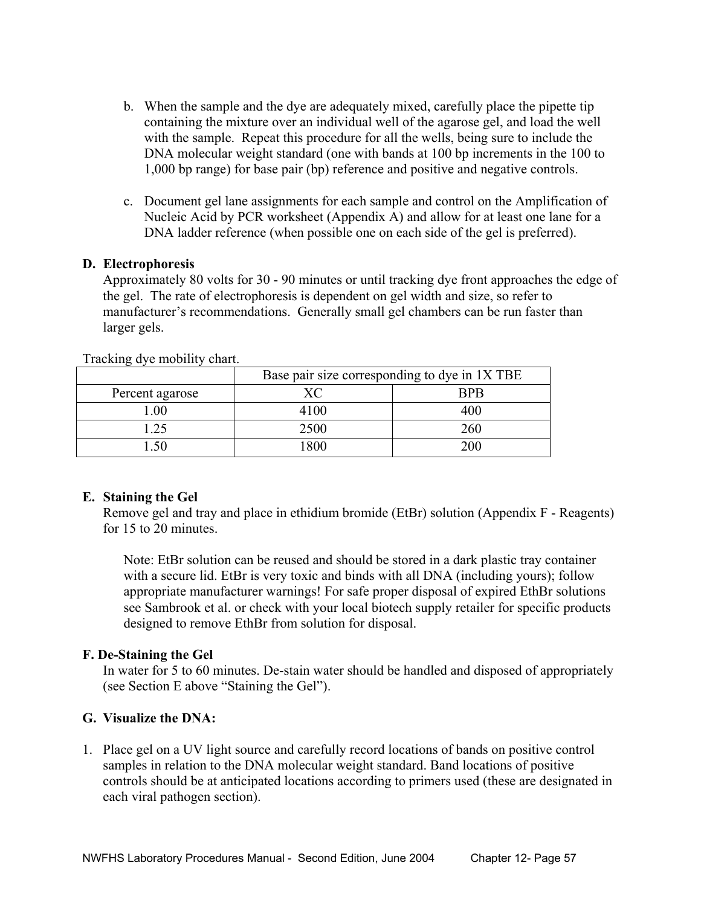b. When the sample and the dye are adequately mixed, carefully place the pipette tip containing the mixture over an individual well of the agarose gel, and load the well with the sample. Repeat this procedure for all the wells, being sure to include the DNA molecular weight standard (one with bands at 100 bp increments in the 100 to 1,000 bp range) for base pair (bp) reference and positive and negative controls.

c. Document gel lane assignments for each sample and control on the Amplification of Nucleic Acid by PCR worksheet (Appendix A) and allow for at least one lane for a DNA ladder reference (when possible one on each side of the gel is preferred).

**D. Electrophoresis**

Approximately 80 volts for 30 - 90 minutes or until tracking dye front approaches the edge of the gel. The rate of electrophoresis is dependent on gel width and size, so refer to manufacturer's recommendations. Generally small gel chambers can be run faster than larger gels.

Tracking dye mobility chart.

| | Base pair size corresponding to dye in 1X TBE | |
|---|---|---|
| Percent agarose | XC | BPB |
| 1.00 | 4100 | 400 |
| 1.25 | 2500 | 260 |
| 1.50 | 1800 | 200 |

**E. Staining the Gel**

Remove gel and tray and place in ethidium bromide (EtBr) solution (Appendix F - Reagents) for 15 to 20 minutes.

Note: EtBr solution can be reused and should be stored in a dark plastic tray container with a secure lid. EtBr is very toxic and binds with all DNA (including yours); follow appropriate manufacturer warnings! For safe proper disposal of expired EthBr solutions see Sambrook et al. or check with your local biotech supply retailer for specific products designed to remove EthBr from solution for disposal.

**F. De-Staining the Gel**

In water for 5 to 60 minutes. De-stain water should be handled and disposed of appropriately (see Section E above "Staining the Gel").

**G. Visualize the DNA:**

1. Place gel on a UV light source and carefully record locations of bands on positive control samples in relation to the DNA molecular weight standard. Band locations of positive controls should be at anticipated locations according to primers used (these are designated in each viral pathogen section).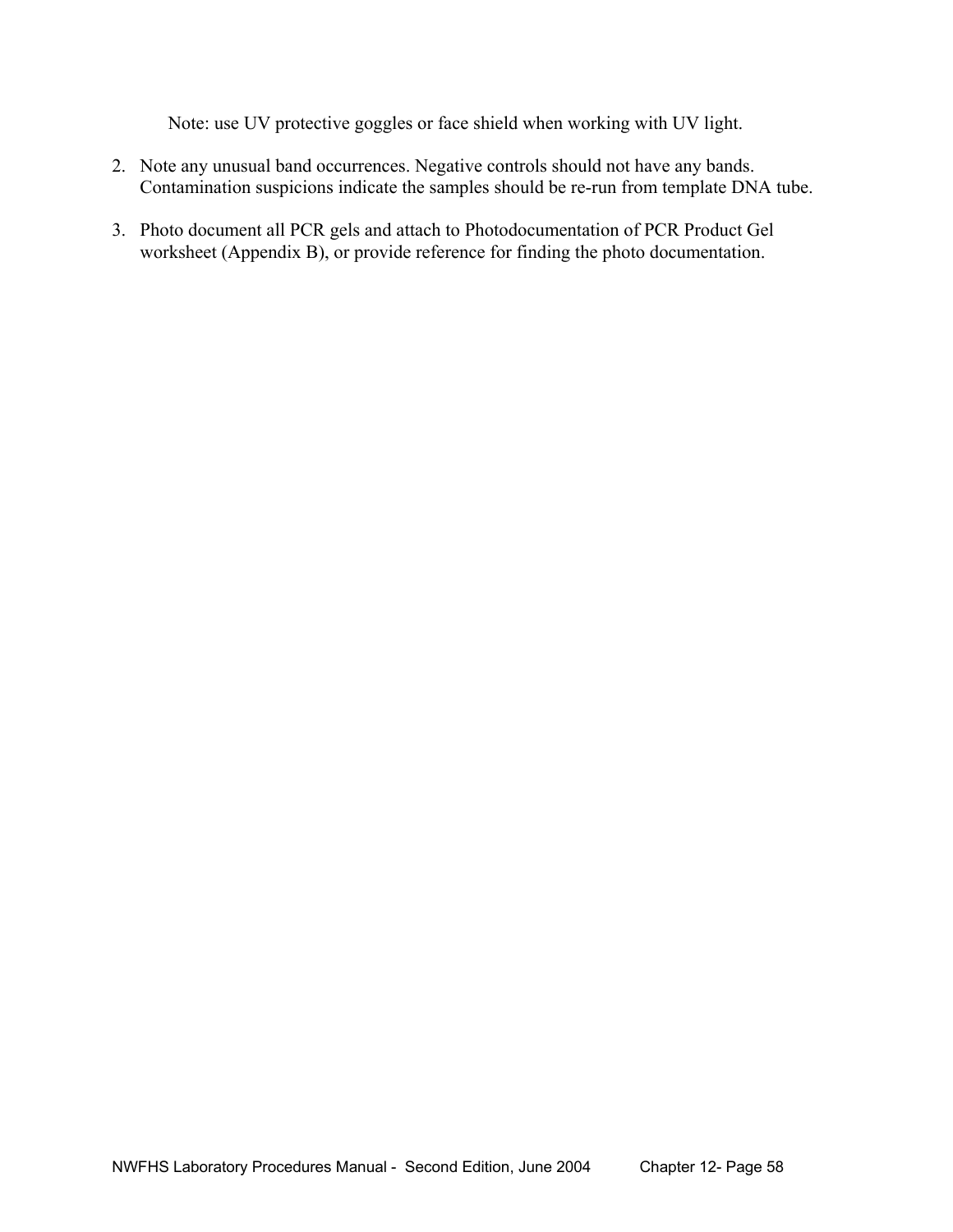Note: use UV protective goggles or face shield when working with UV light.

2. Note any unusual band occurrences. Negative controls should not have any bands. Contamination suspicions indicate the samples should be re-run from template DNA tube.

3. Photo document all PCR gels and attach to Photodocumentation of PCR Product Gel worksheet (Appendix B), or provide reference for finding the photo documentation.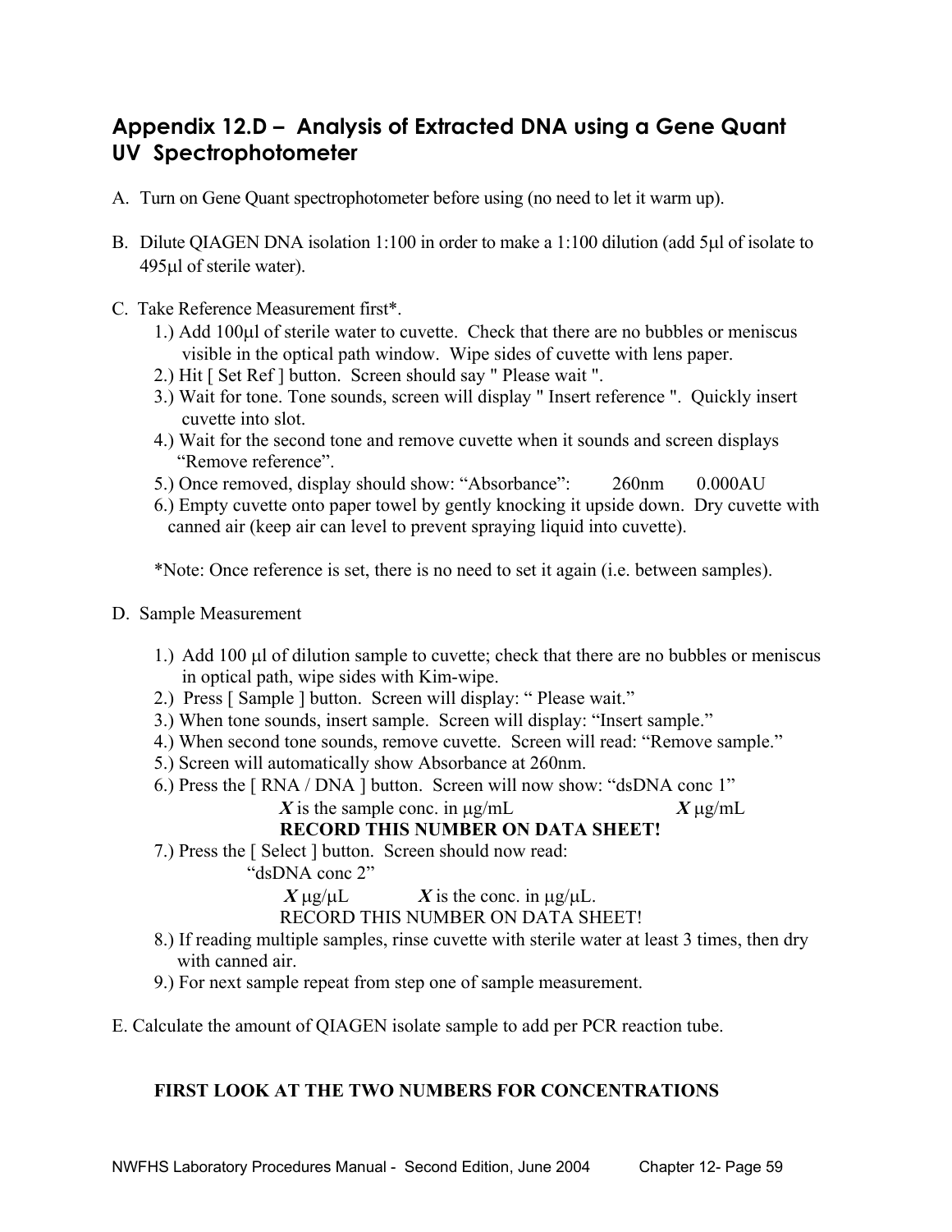## Appendix 12.D – Analysis of Extracted DNA using a Gene Quant UV Spectrophotometer

A. Turn on Gene Quant spectrophotometer before using (no need to let it warm up).

B. Dilute QIAGEN DNA isolation 1:100 in order to make a 1:100 dilution (add 5μl of isolate to 495μl of sterile water).

C. Take Reference Measurement first*.

1.) Add 100μl of sterile water to cuvette. Check that there are no bubbles or meniscus visible in the optical path window. Wipe sides of cuvette with lens paper.
2.) Hit [ Set Ref ] button. Screen should say " Please wait ".
3.) Wait for tone. Tone sounds, screen will display " Insert reference ". Quickly insert cuvette into slot.
4.) Wait for the second tone and remove cuvette when it sounds and screen displays “Remove reference”.
5.) Once removed, display should show: “Absorbance”: 260nm 0.000AU
6.) Empty cuvette onto paper towel by gently knocking it upside down. Dry cuvette with canned air (keep air can level to prevent spraying liquid into cuvette).

*Note: Once reference is set, there is no need to set it again (i.e. between samples).

D. Sample Measurement

1.) Add 100 μl of dilution sample to cuvette; check that there are no bubbles or meniscus in optical path, wipe sides with Kim-wipe.
2.) Press [ Sample ] button. Screen will display: “ Please wait.”
3.) When tone sounds, insert sample. Screen will display: “Insert sample.”
4.) When second tone sounds, remove cuvette. Screen will read: “Remove sample.”
5.) Screen will automatically show Absorbance at 260nm.
6.) Press the [ RNA / DNA ] button. Screen will now show: “dsDNA conc 1”
   ***X*** is the sample conc. in μg/mL ***X*** μg/mL
   **RECORD THIS NUMBER ON DATA SHEET!**
7.) Press the [ Select ] button. Screen should now read:
   “dsDNA conc 2”
   ***X*** μg/μL ***X*** is the conc. in μg/μL.
   RECORD THIS NUMBER ON DATA SHEET!
8.) If reading multiple samples, rinse cuvette with sterile water at least 3 times, then dry with canned air.
9.) For next sample repeat from step one of sample measurement.

E. Calculate the amount of QIAGEN isolate sample to add per PCR reaction tube.

**FIRST LOOK AT THE TWO NUMBERS FOR CONCENTRATIONS**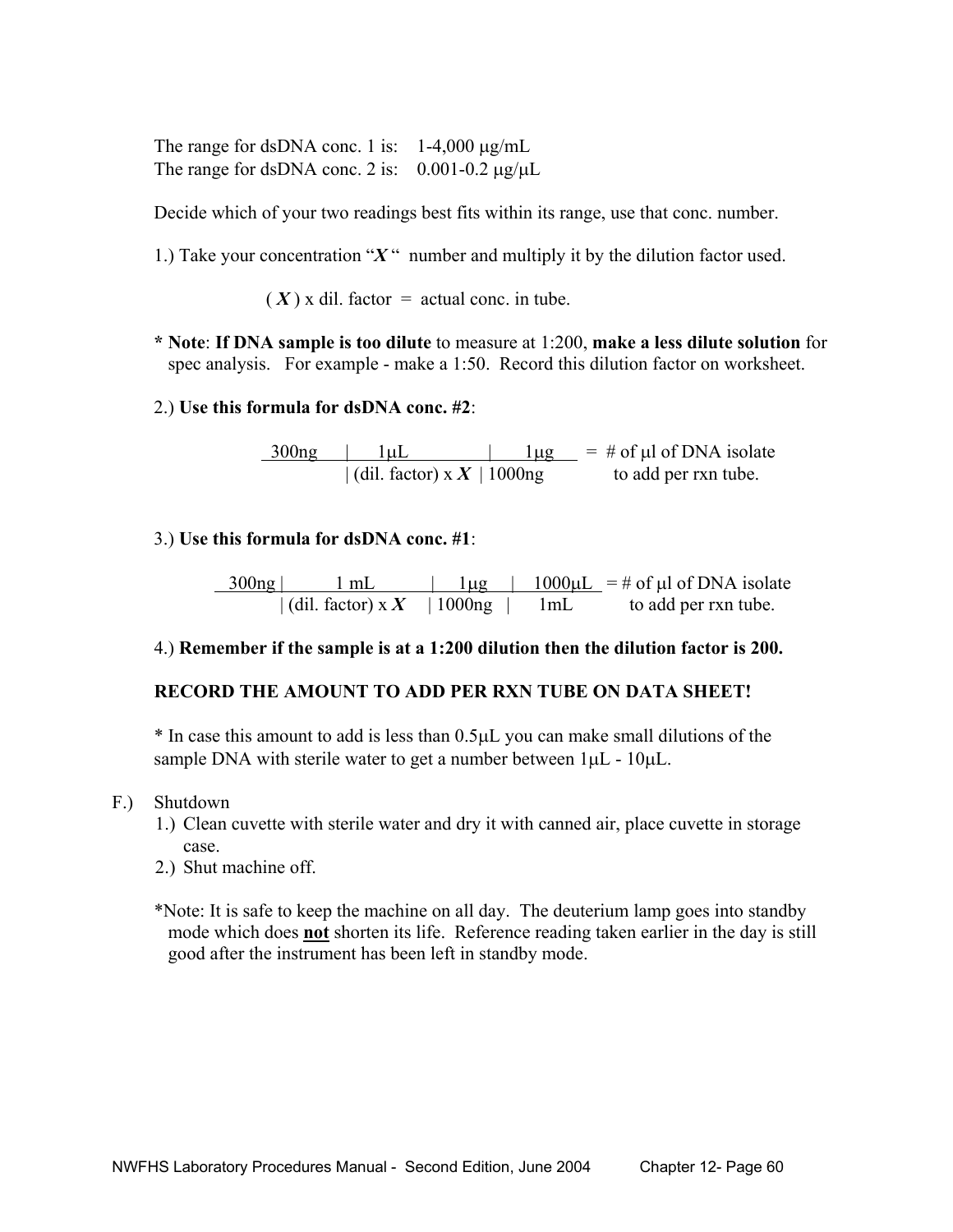The range for dsDNA conc. 1 is: 1-4,000 μg/mL
The range for dsDNA conc. 2 is: 0.001-0.2 μg/μL

Decide which of your two readings best fits within its range, use that conc. number.

1.) Take your concentration "***X***" number and multiply it by the dilution factor used.

$$(X) \times \text{dil. factor} = \text{actual conc. in tube.}$$

**\* Note**: **If DNA sample is too dilute** to measure at 1:200, **make a less dilute solution** for spec analysis. For example - make a 1:50. Record this dilution factor on worksheet.

2.) **Use this formula for dsDNA conc. #2**:

$$\frac{300\text{ng}}{} \;\Big|\; \frac{1\mu\text{L}}{(\text{dil. factor}) \times X} \;\Big|\; \frac{1\mu\text{g}}{1000\text{ng}} = \text{\# of } \mu\text{l of DNA isolate to add per rxn tube.}$$

3.) **Use this formula for dsDNA conc. #1**:

$$\frac{300\text{ng}}{} \;\Big|\; \frac{1\text{ mL}}{(\text{dil. factor}) \times X} \;\Big|\; \frac{1\mu\text{g}}{1000\text{ng}} \;\Big|\; \frac{1000\mu\text{L}}{1\text{mL}} = \text{\# of } \mu\text{l of DNA isolate to add per rxn tube.}$$

4.) **Remember if the sample is at a 1:200 dilution then the dilution factor is 200.**

**RECORD THE AMOUNT TO ADD PER RXN TUBE ON DATA SHEET!**

\* In case this amount to add is less than 0.5μL you can make small dilutions of the sample DNA with sterile water to get a number between 1μL - 10μL.

F.) Shutdown

1.) Clean cuvette with sterile water and dry it with canned air, place cuvette in storage case.
2.) Shut machine off.

\*Note: It is safe to keep the machine on all day. The deuterium lamp goes into standby mode which does **not** shorten its life. Reference reading taken earlier in the day is still good after the instrument has been left in standby mode.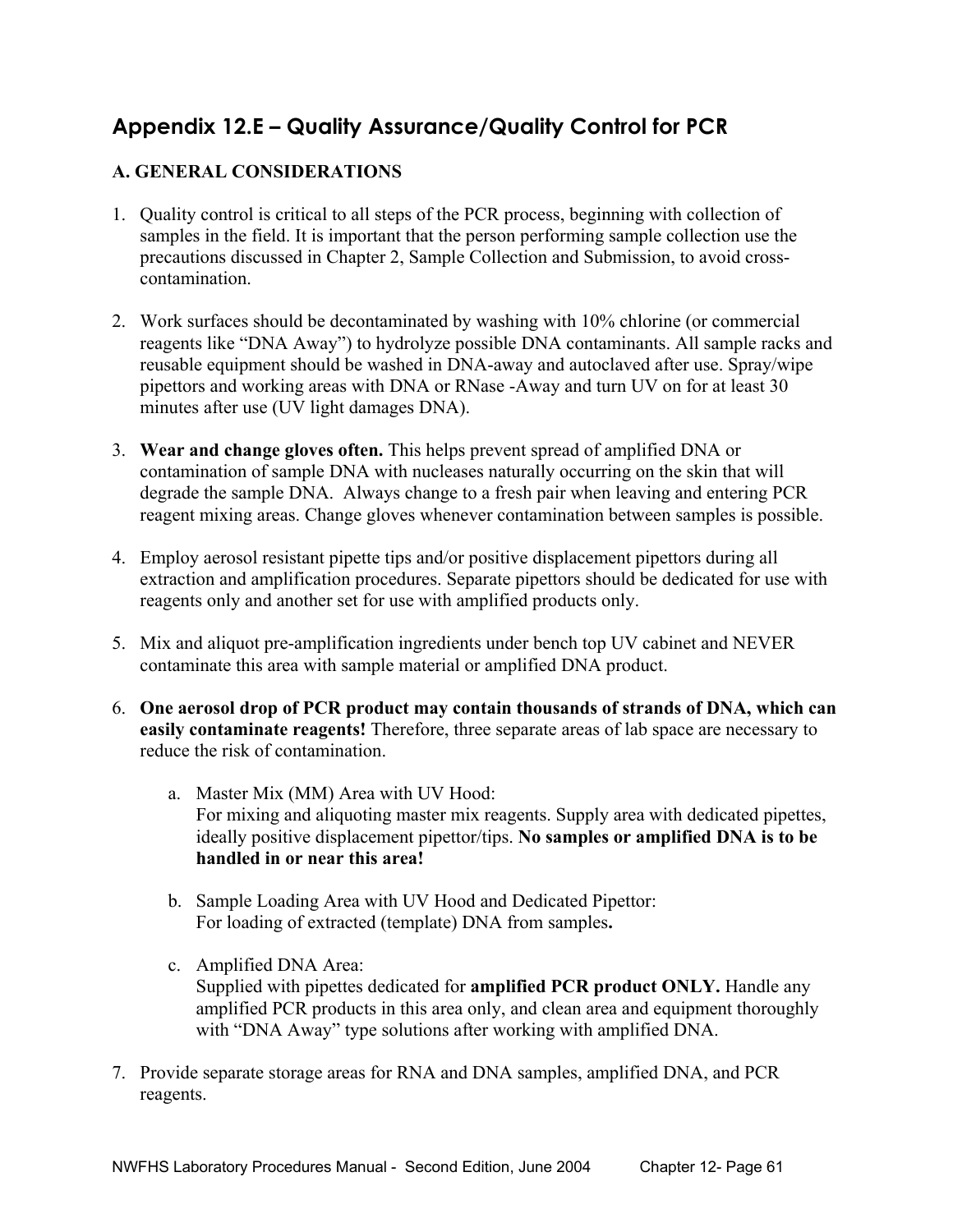## Appendix 12.E – Quality Assurance/Quality Control for PCR

### A. GENERAL CONSIDERATIONS

1. Quality control is critical to all steps of the PCR process, beginning with collection of samples in the field. It is important that the person performing sample collection use the precautions discussed in Chapter 2, Sample Collection and Submission, to avoid cross-contamination.

2. Work surfaces should be decontaminated by washing with 10% chlorine (or commercial reagents like "DNA Away") to hydrolyze possible DNA contaminants. All sample racks and reusable equipment should be washed in DNA-away and autoclaved after use. Spray/wipe pipettors and working areas with DNA or RNase -Away and turn UV on for at least 30 minutes after use (UV light damages DNA).

3. **Wear and change gloves often.** This helps prevent spread of amplified DNA or contamination of sample DNA with nucleases naturally occurring on the skin that will degrade the sample DNA. Always change to a fresh pair when leaving and entering PCR reagent mixing areas. Change gloves whenever contamination between samples is possible.

4. Employ aerosol resistant pipette tips and/or positive displacement pipettors during all extraction and amplification procedures. Separate pipettors should be dedicated for use with reagents only and another set for use with amplified products only.

5. Mix and aliquot pre-amplification ingredients under bench top UV cabinet and NEVER contaminate this area with sample material or amplified DNA product.

6. **One aerosol drop of PCR product may contain thousands of strands of DNA, which can easily contaminate reagents!** Therefore, three separate areas of lab space are necessary to reduce the risk of contamination.

   a. Master Mix (MM) Area with UV Hood:
      For mixing and aliquoting master mix reagents. Supply area with dedicated pipettes, ideally positive displacement pipettor/tips. **No samples or amplified DNA is to be handled in or near this area!**

   b. Sample Loading Area with UV Hood and Dedicated Pipettor:
      For loading of extracted (template) DNA from samples**.**

   c. Amplified DNA Area:
      Supplied with pipettes dedicated for **amplified PCR product ONLY.** Handle any amplified PCR products in this area only, and clean area and equipment thoroughly with "DNA Away" type solutions after working with amplified DNA.

7. Provide separate storage areas for RNA and DNA samples, amplified DNA, and PCR reagents.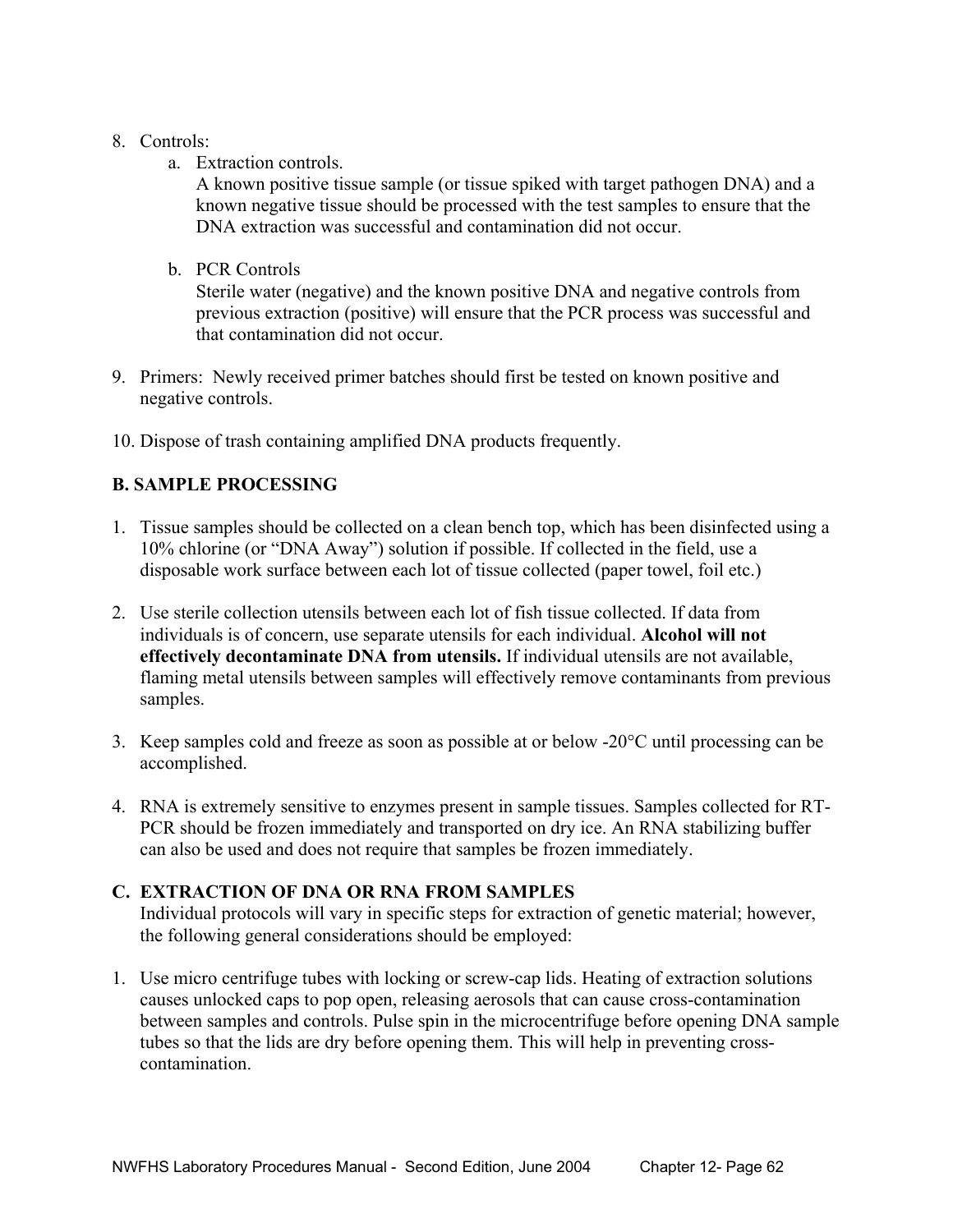8. Controls:
   a. Extraction controls.
      A known positive tissue sample (or tissue spiked with target pathogen DNA) and a known negative tissue should be processed with the test samples to ensure that the DNA extraction was successful and contamination did not occur.

   b. PCR Controls
      Sterile water (negative) and the known positive DNA and negative controls from previous extraction (positive) will ensure that the PCR process was successful and that contamination did not occur.

9. Primers: Newly received primer batches should first be tested on known positive and negative controls.

10. Dispose of trash containing amplified DNA products frequently.

### B. SAMPLE PROCESSING

1. Tissue samples should be collected on a clean bench top, which has been disinfected using a 10% chlorine (or "DNA Away") solution if possible. If collected in the field, use a disposable work surface between each lot of tissue collected (paper towel, foil etc.)

2. Use sterile collection utensils between each lot of fish tissue collected. If data from individuals is of concern, use separate utensils for each individual. **Alcohol will not effectively decontaminate DNA from utensils.** If individual utensils are not available, flaming metal utensils between samples will effectively remove contaminants from previous samples.

3. Keep samples cold and freeze as soon as possible at or below -20°C until processing can be accomplished.

4. RNA is extremely sensitive to enzymes present in sample tissues. Samples collected for RT-PCR should be frozen immediately and transported on dry ice. An RNA stabilizing buffer can also be used and does not require that samples be frozen immediately.

### C. EXTRACTION OF DNA OR RNA FROM SAMPLES

Individual protocols will vary in specific steps for extraction of genetic material; however, the following general considerations should be employed:

1. Use micro centrifuge tubes with locking or screw-cap lids. Heating of extraction solutions causes unlocked caps to pop open, releasing aerosols that can cause cross-contamination between samples and controls. Pulse spin in the microcentrifuge before opening DNA sample tubes so that the lids are dry before opening them. This will help in preventing cross-contamination.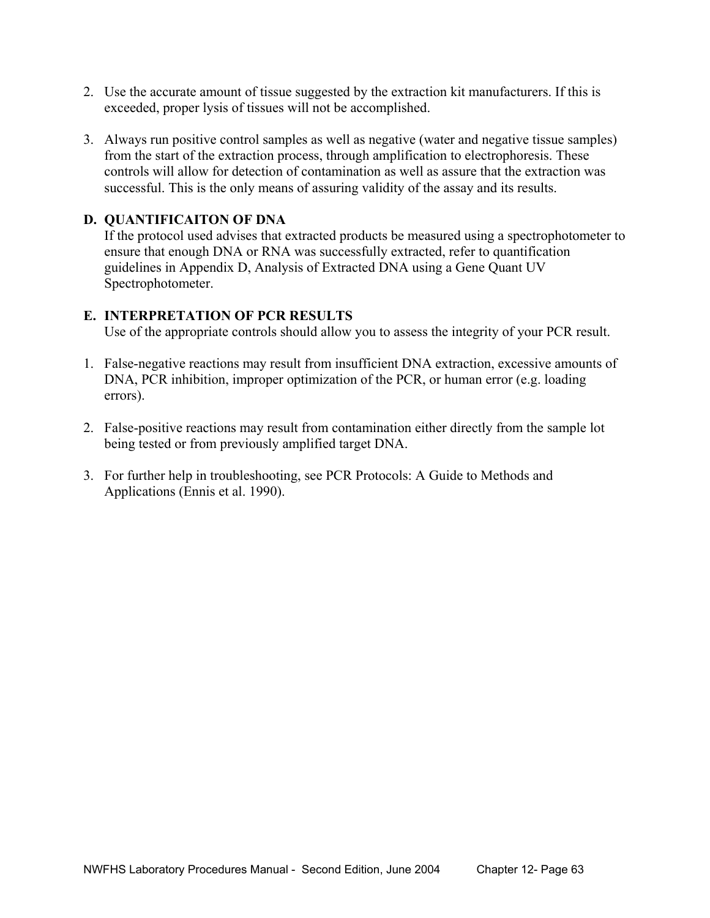2. Use the accurate amount of tissue suggested by the extraction kit manufacturers. If this is exceeded, proper lysis of tissues will not be accomplished.

3. Always run positive control samples as well as negative (water and negative tissue samples) from the start of the extraction process, through amplification to electrophoresis. These controls will allow for detection of contamination as well as assure that the extraction was successful. This is the only means of assuring validity of the assay and its results.

### D. QUANTIFICAITON OF DNA

If the protocol used advises that extracted products be measured using a spectrophotometer to ensure that enough DNA or RNA was successfully extracted, refer to quantification guidelines in Appendix D, Analysis of Extracted DNA using a Gene Quant UV Spectrophotometer.

### E. INTERPRETATION OF PCR RESULTS

Use of the appropriate controls should allow you to assess the integrity of your PCR result.

1. False-negative reactions may result from insufficient DNA extraction, excessive amounts of DNA, PCR inhibition, improper optimization of the PCR, or human error (e.g. loading errors).

2. False-positive reactions may result from contamination either directly from the sample lot being tested or from previously amplified target DNA.

3. For further help in troubleshooting, see PCR Protocols: A Guide to Methods and Applications (Ennis et al. 1990).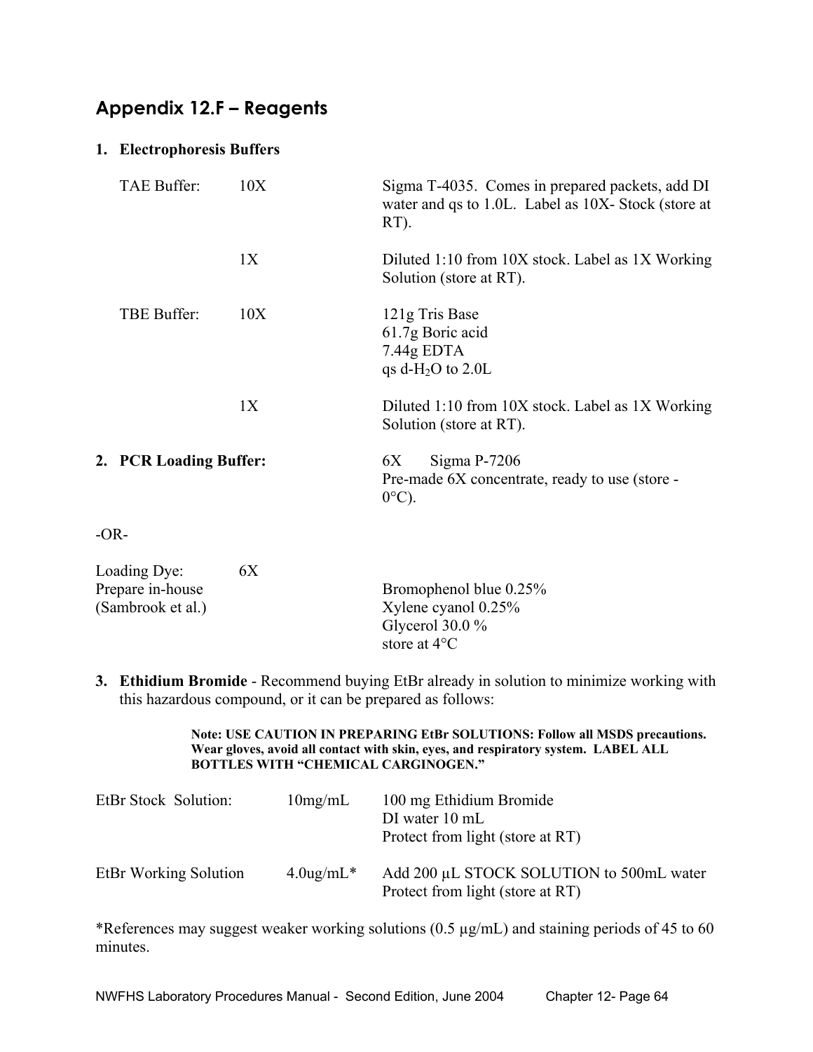## Appendix 12.F – Reagents

1. **Electrophoresis Buffers**

| | | |
|---|---|---|
| TAE Buffer: | 10X | Sigma T-4035. Comes in prepared packets, add DI water and qs to 1.0L. Label as 10X- Stock (store at RT). |
| | 1X | Diluted 1:10 from 10X stock. Label as 1X Working Solution (store at RT). |
| TBE Buffer: | 10X | 121g Tris Base<br>61.7g Boric acid<br>7.44g EDTA<br>qs d-$H_2O$ to 2.0L |
| | 1X | Diluted 1:10 from 10X stock. Label as 1X Working Solution (store at RT). |

2. **PCR Loading Buffer:** 6X Sigma P-7206
   Pre-made 6X concentrate, ready to use (store - 0°C).

-OR-

| | | |
|---|---|---|
| Loading Dye:<br>Prepare in-house<br>(Sambrook et al.) | 6X | Bromophenol blue 0.25%<br>Xylene cyanol 0.25%<br>Glycerol 30.0 %<br>store at 4°C |

3. **Ethidium Bromide** - Recommend buying EtBr already in solution to minimize working with this hazardous compound, or it can be prepared as follows:

   **Note: USE CAUTION IN PREPARING EtBr SOLUTIONS: Follow all MSDS precautions. Wear gloves, avoid all contact with skin, eyes, and respiratory system. LABEL ALL BOTTLES WITH "CHEMICAL CARGINOGEN."**

| | | |
|---|---|---|
| EtBr Stock Solution: | 10mg/mL | 100 mg Ethidium Bromide<br>DI water 10 mL<br>Protect from light (store at RT) |
| EtBr Working Solution | 4.0ug/mL* | Add 200 µL STOCK SOLUTION to 500mL water<br>Protect from light (store at RT) |

*References may suggest weaker working solutions (0.5 µg/mL) and staining periods of 45 to 60 minutes.